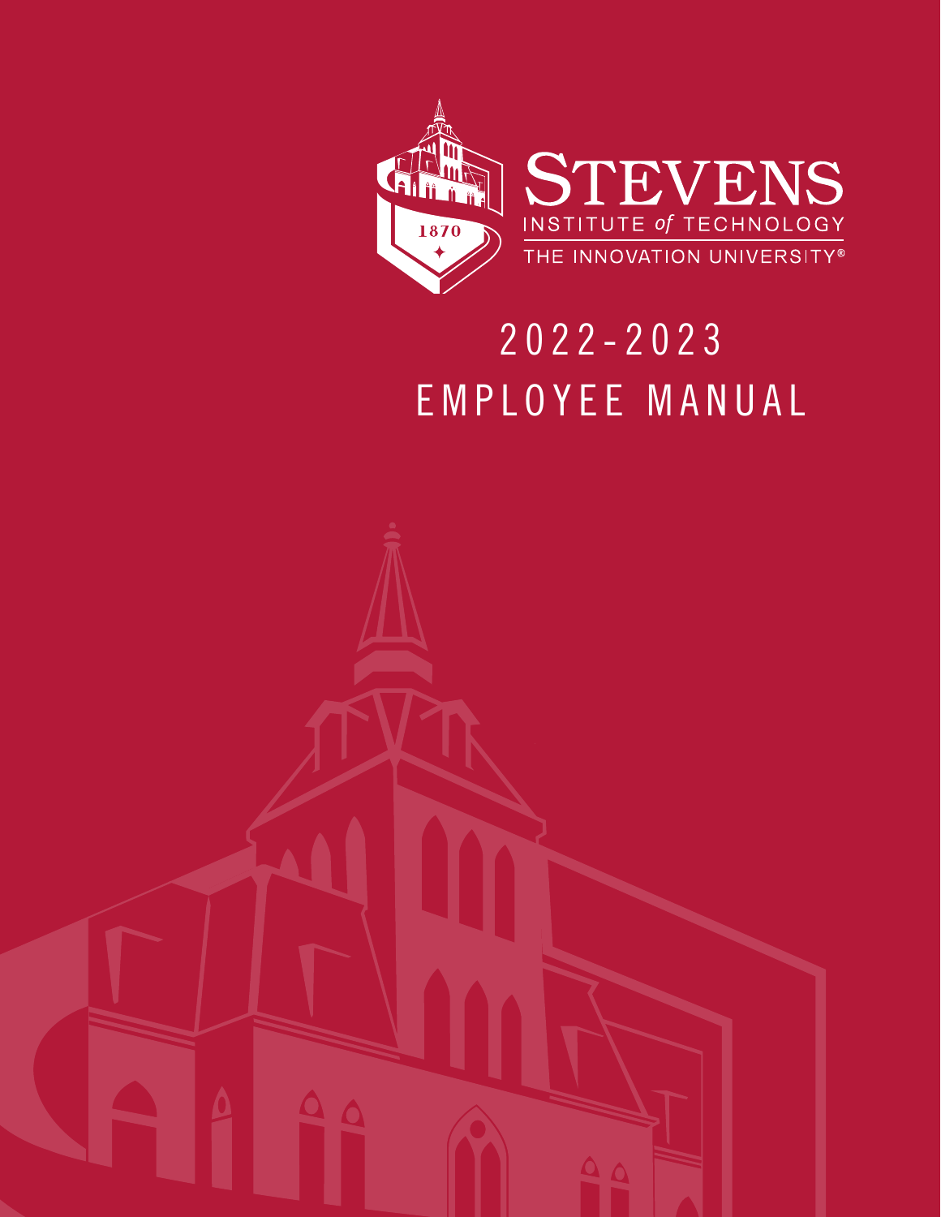STEVENS

INSTITUTE *of* TECHNOLOGY

THE INNOVATION UNIVERSITY®

1870

# 2022-2023 EMPLOYEE MANUAL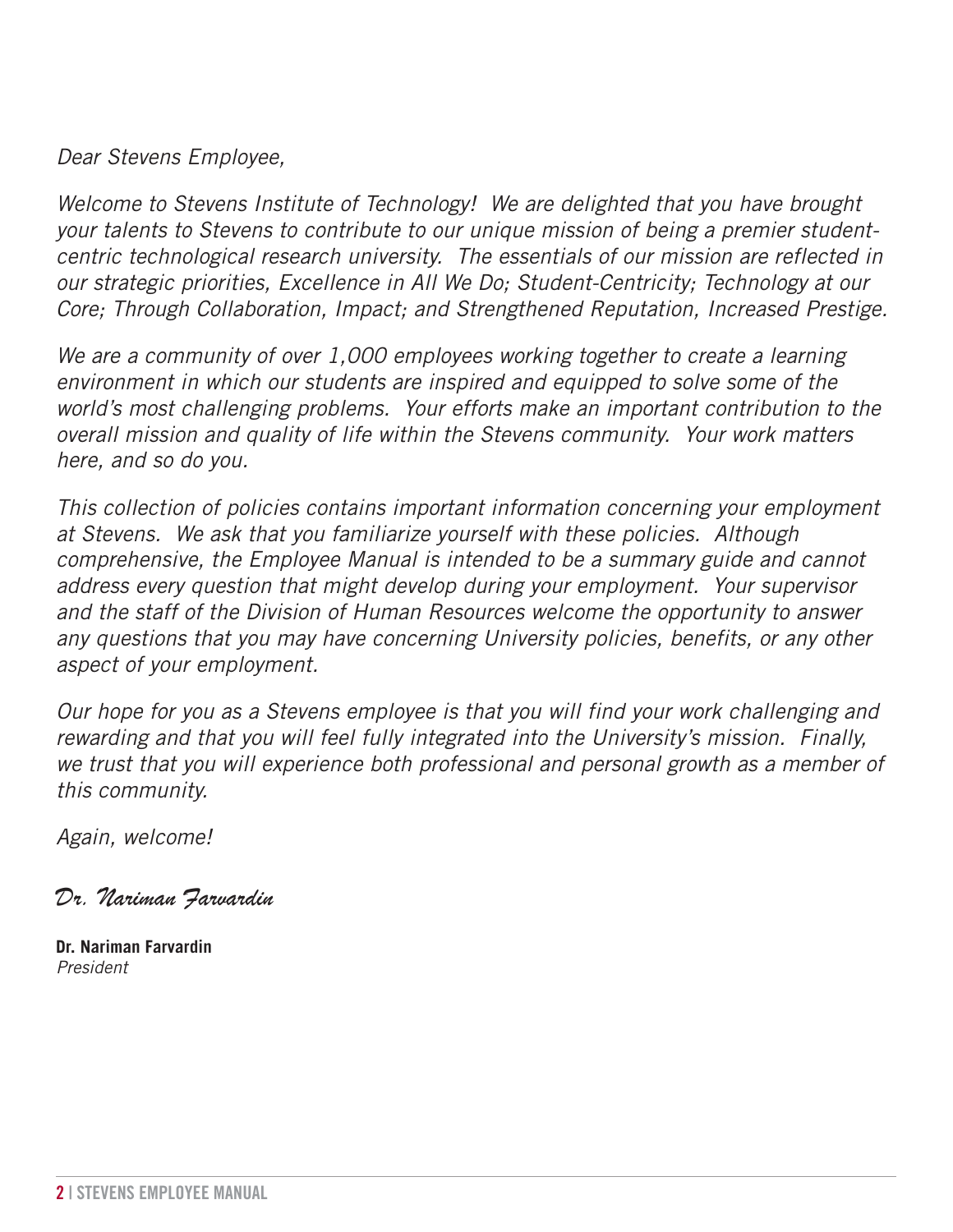*Dear Stevens Employee,*

*Welcome to Stevens Institute of Technology! We are delighted that you have brought your talents to Stevens to contribute to our unique mission of being a premier student-centric technological research university. The essentials of our mission are reflected in our strategic priorities, Excellence in All We Do; Student-Centricity; Technology at our Core; Through Collaboration, Impact; and Strengthened Reputation, Increased Prestige.*

*We are a community of over 1,000 employees working together to create a learning environment in which our students are inspired and equipped to solve some of the world's most challenging problems. Your efforts make an important contribution to the overall mission and quality of life within the Stevens community. Your work matters here, and so do you.*

*This collection of policies contains important information concerning your employment at Stevens. We ask that you familiarize yourself with these policies. Although comprehensive, the Employee Manual is intended to be a summary guide and cannot address every question that might develop during your employment. Your supervisor and the staff of the Division of Human Resources welcome the opportunity to answer any questions that you may have concerning University policies, benefits, or any other aspect of your employment.*

*Our hope for you as a Stevens employee is that you will find your work challenging and rewarding and that you will feel fully integrated into the University's mission. Finally, we trust that you will experience both professional and personal growth as a member of this community.*

*Again, welcome!*

*Dr. Nariman Farvardin*

**Dr. Nariman Farvardin**
*President*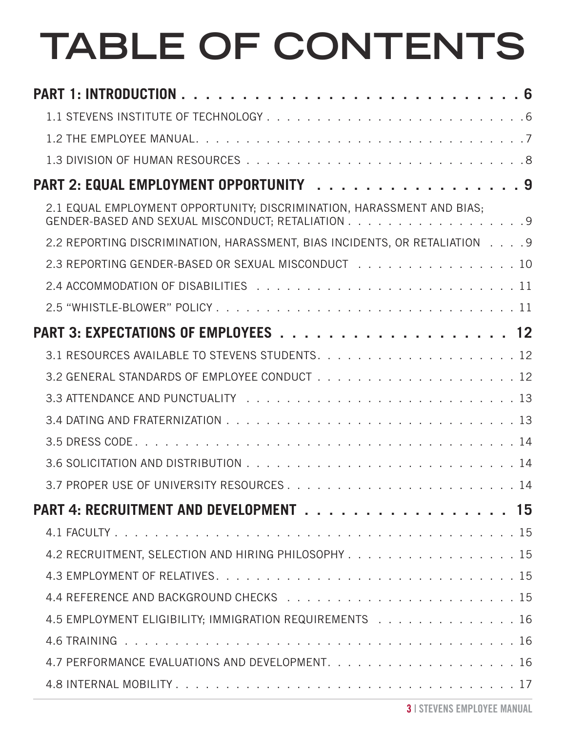# TABLE OF CONTENTS

**PART 1: INTRODUCTION . . . . . . . . . . . . . . . . . . . . . . . . . . . . . 6**

1.1 STEVENS INSTITUTE OF TECHNOLOGY . . . . . . . . . . . . . . . . . . . . . . . . 6

1.2 THE EMPLOYEE MANUAL. . . . . . . . . . . . . . . . . . . . . . . . . . . . . . . . . 7

1.3 DIVISION OF HUMAN RESOURCES . . . . . . . . . . . . . . . . . . . . . . . . . . 8

**PART 2: EQUAL EMPLOYMENT OPPORTUNITY . . . . . . . . . . . . . . . . . . 9**

2.1 EQUAL EMPLOYMENT OPPORTUNITY; DISCRIMINATION, HARASSMENT AND BIAS; GENDER-BASED AND SEXUAL MISCONDUCT; RETALIATION . . . . . . . . . . . . . . . . . 9

2.2 REPORTING DISCRIMINATION, HARASSMENT, BIAS INCIDENTS, OR RETALIATION . . . . 9

2.3 REPORTING GENDER-BASED OR SEXUAL MISCONDUCT . . . . . . . . . . . . . . . . 10

2.4 ACCOMMODATION OF DISABILITIES . . . . . . . . . . . . . . . . . . . . . . . . . . 11

2.5 "WHISTLE-BLOWER" POLICY . . . . . . . . . . . . . . . . . . . . . . . . . . . . . . 11

**PART 3: EXPECTATIONS OF EMPLOYEES . . . . . . . . . . . . . . . . . . . . . 12**

3.1 RESOURCES AVAILABLE TO STEVENS STUDENTS. . . . . . . . . . . . . . . . . . . . 12

3.2 GENERAL STANDARDS OF EMPLOYEE CONDUCT . . . . . . . . . . . . . . . . . . . . 12

3.3 ATTENDANCE AND PUNCTUALITY . . . . . . . . . . . . . . . . . . . . . . . . . . . 13

3.4 DATING AND FRATERNIZATION . . . . . . . . . . . . . . . . . . . . . . . . . . . . . 13

3.5 DRESS CODE. . . . . . . . . . . . . . . . . . . . . . . . . . . . . . . . . . . . . . . 14

3.6 SOLICITATION AND DISTRIBUTION . . . . . . . . . . . . . . . . . . . . . . . . . . . 14

3.7 PROPER USE OF UNIVERSITY RESOURCES . . . . . . . . . . . . . . . . . . . . . . . 14

**PART 4: RECRUITMENT AND DEVELOPMENT . . . . . . . . . . . . . . . . . . 15**

4.1 FACULTY . . . . . . . . . . . . . . . . . . . . . . . . . . . . . . . . . . . . . . . . . 15

4.2 RECRUITMENT, SELECTION AND HIRING PHILOSOPHY . . . . . . . . . . . . . . . . . 15

4.3 EMPLOYMENT OF RELATIVES. . . . . . . . . . . . . . . . . . . . . . . . . . . . . . . 15

4.4 REFERENCE AND BACKGROUND CHECKS . . . . . . . . . . . . . . . . . . . . . . . . 15

4.5 EMPLOYMENT ELIGIBILITY; IMMIGRATION REQUIREMENTS . . . . . . . . . . . . . . 16

4.6 TRAINING . . . . . . . . . . . . . . . . . . . . . . . . . . . . . . . . . . . . . . . . 16

4.7 PERFORMANCE EVALUATIONS AND DEVELOPMENT. . . . . . . . . . . . . . . . . . . 16

4.8 INTERNAL MOBILITY . . . . . . . . . . . . . . . . . . . . . . . . . . . . . . . . . . 17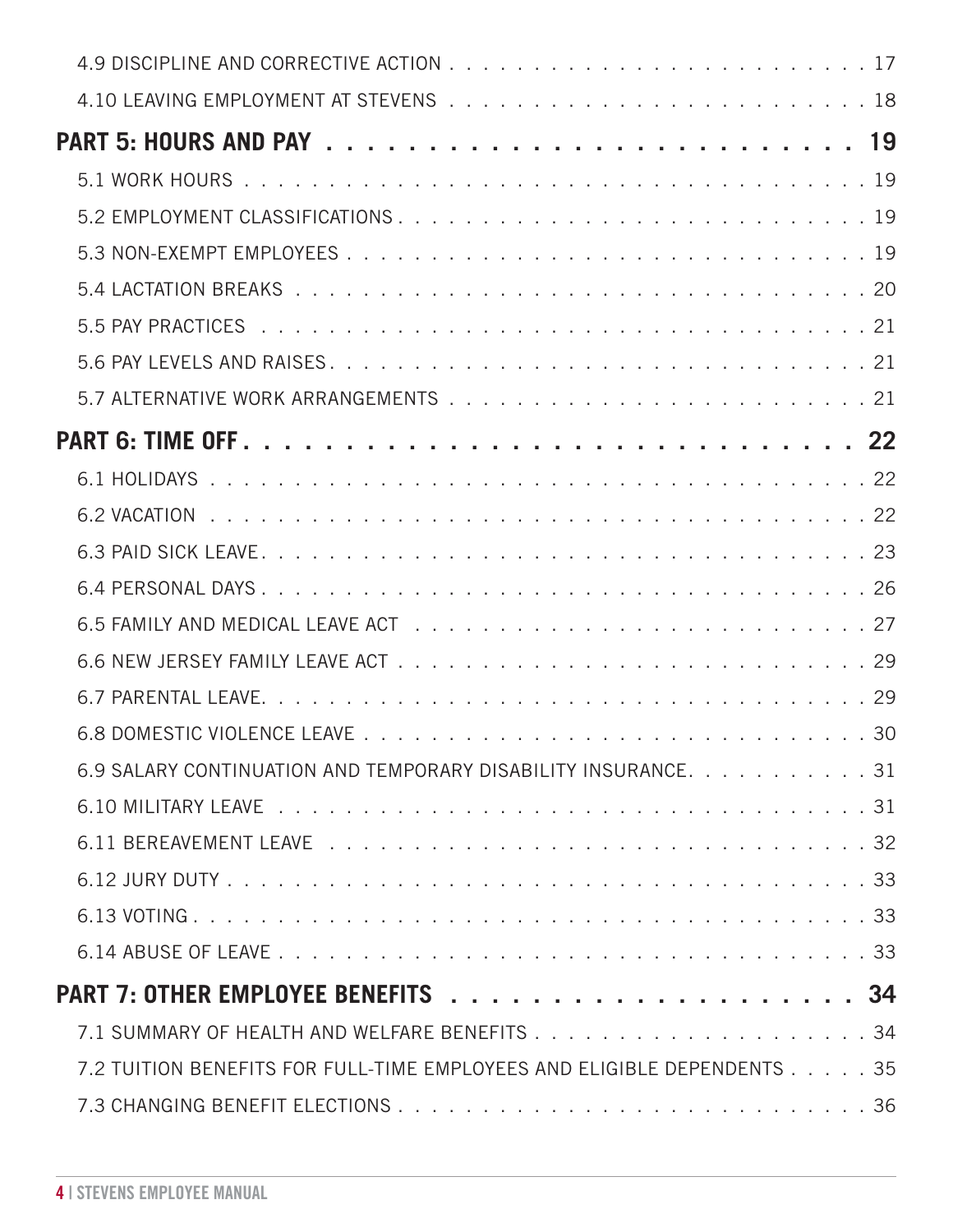4.9 DISCIPLINE AND CORRECTIVE ACTION . . . . . . . . . . . . . . . . . . . . . . . . . 17

4.10 LEAVING EMPLOYMENT AT STEVENS . . . . . . . . . . . . . . . . . . . . . . . . . 18

**PART 5: HOURS AND PAY . . . . . . . . . . . . . . . . . . . . . . . . . . . . 19**

5.1 WORK HOURS . . . . . . . . . . . . . . . . . . . . . . . . . . . . . . . . . . 19

5.2 EMPLOYMENT CLASSIFICATIONS . . . . . . . . . . . . . . . . . . . . . . . . . . 19

5.3 NON-EXEMPT EMPLOYEES . . . . . . . . . . . . . . . . . . . . . . . . . . . . . 19

5.4 LACTATION BREAKS . . . . . . . . . . . . . . . . . . . . . . . . . . . . . . . 20

5.5 PAY PRACTICES . . . . . . . . . . . . . . . . . . . . . . . . . . . . . . . . 21

5.6 PAY LEVELS AND RAISES . . . . . . . . . . . . . . . . . . . . . . . . . . . . 21

5.7 ALTERNATIVE WORK ARRANGEMENTS . . . . . . . . . . . . . . . . . . . . . . . . . 21

**PART 6: TIME OFF . . . . . . . . . . . . . . . . . . . . . . . . . . . . . . . 22**

6.1 HOLIDAYS . . . . . . . . . . . . . . . . . . . . . . . . . . . . . . . . . . . 22

6.2 VACATION . . . . . . . . . . . . . . . . . . . . . . . . . . . . . . . . . . . 22

6.3 PAID SICK LEAVE . . . . . . . . . . . . . . . . . . . . . . . . . . . . . . . 23

6.4 PERSONAL DAYS . . . . . . . . . . . . . . . . . . . . . . . . . . . . . . . . 26

6.5 FAMILY AND MEDICAL LEAVE ACT . . . . . . . . . . . . . . . . . . . . . . . . . 27

6.6 NEW JERSEY FAMILY LEAVE ACT . . . . . . . . . . . . . . . . . . . . . . . . . 29

6.7 PARENTAL LEAVE. . . . . . . . . . . . . . . . . . . . . . . . . . . . . . . . 29

6.8 DOMESTIC VIOLENCE LEAVE . . . . . . . . . . . . . . . . . . . . . . . . . . . . 30

6.9 SALARY CONTINUATION AND TEMPORARY DISABILITY INSURANCE. . . . . . . . . . . . 31

6.10 MILITARY LEAVE . . . . . . . . . . . . . . . . . . . . . . . . . . . . . . . 31

6.11 BEREAVEMENT LEAVE . . . . . . . . . . . . . . . . . . . . . . . . . . . . . . 32

6.12 JURY DUTY . . . . . . . . . . . . . . . . . . . . . . . . . . . . . . . . . . 33

6.13 VOTING . . . . . . . . . . . . . . . . . . . . . . . . . . . . . . . . . . . . 33

6.14 ABUSE OF LEAVE . . . . . . . . . . . . . . . . . . . . . . . . . . . . . . . 33

**PART 7: OTHER EMPLOYEE BENEFITS . . . . . . . . . . . . . . . . . . . . . . 34**

7.1 SUMMARY OF HEALTH AND WELFARE BENEFITS . . . . . . . . . . . . . . . . . . . . 34

7.2 TUITION BENEFITS FOR FULL-TIME EMPLOYEES AND ELIGIBLE DEPENDENTS . . . . . 35

7.3 CHANGING BENEFIT ELECTIONS . . . . . . . . . . . . . . . . . . . . . . . . . . 36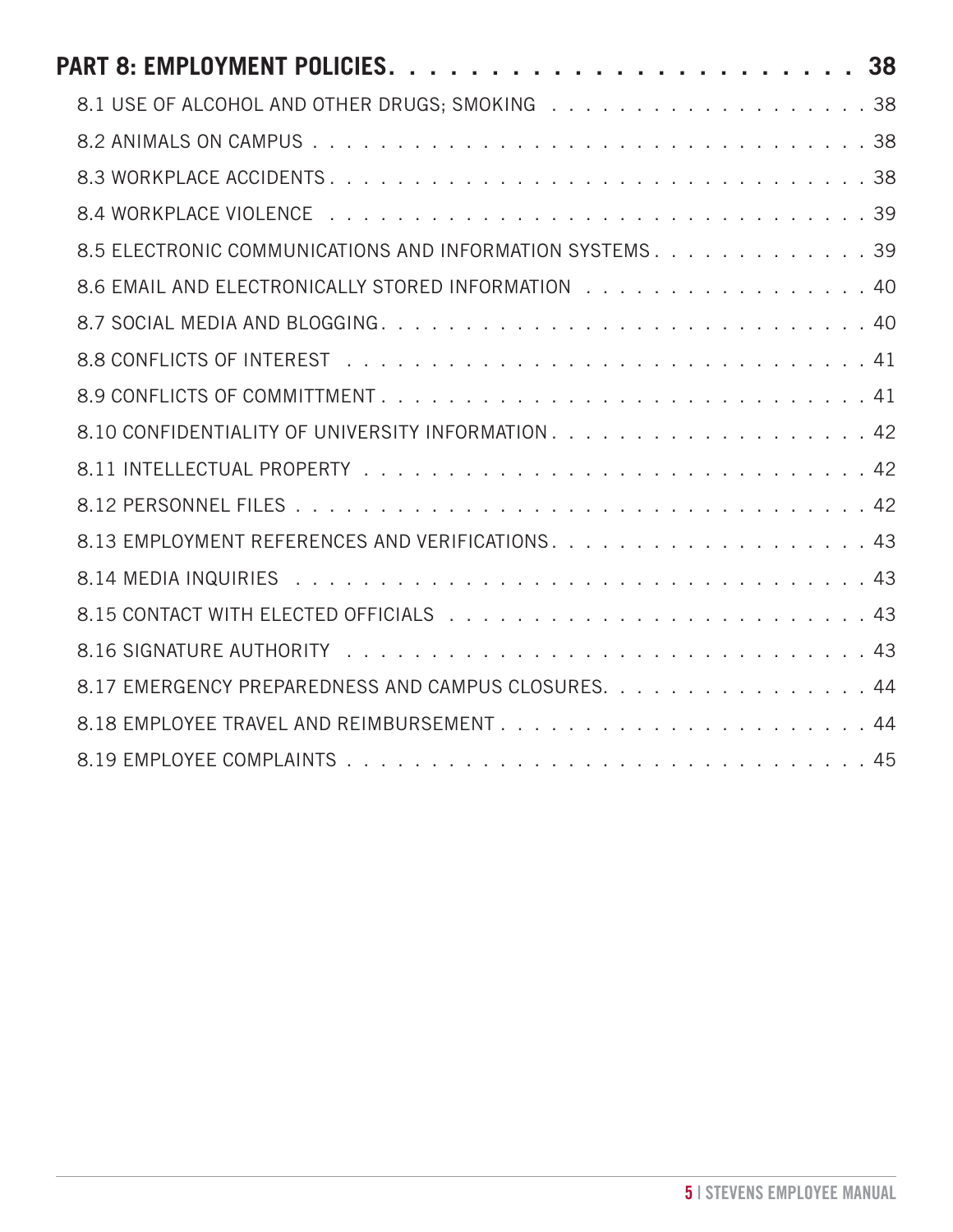**PART 8: EMPLOYMENT POLICIES . . . . . . . . . . . . . . . . . . . . . . . . 38**

- 8.1 USE OF ALCOHOL AND OTHER DRUGS; SMOKING . . . . . . . . . . . . . . . . . . . 38
- 8.2 ANIMALS ON CAMPUS . . . . . . . . . . . . . . . . . . . . . . . . . . . . . . . . . 38
- 8.3 WORKPLACE ACCIDENTS . . . . . . . . . . . . . . . . . . . . . . . . . . . . . . . 38
- 8.4 WORKPLACE VIOLENCE . . . . . . . . . . . . . . . . . . . . . . . . . . . . . . . 39
- 8.5 ELECTRONIC COMMUNICATIONS AND INFORMATION SYSTEMS . . . . . . . . . . . . . 39
- 8.6 EMAIL AND ELECTRONICALLY STORED INFORMATION . . . . . . . . . . . . . . . . . 40
- 8.7 SOCIAL MEDIA AND BLOGGING . . . . . . . . . . . . . . . . . . . . . . . . . . . . 40
- 8.8 CONFLICTS OF INTEREST . . . . . . . . . . . . . . . . . . . . . . . . . . . . . . 41
- 8.9 CONFLICTS OF COMMITTMENT . . . . . . . . . . . . . . . . . . . . . . . . . . . . 41
- 8.10 CONFIDENTIALITY OF UNIVERSITY INFORMATION . . . . . . . . . . . . . . . . . . . 42
- 8.11 INTELLECTUAL PROPERTY . . . . . . . . . . . . . . . . . . . . . . . . . . . . . 42
- 8.12 PERSONNEL FILES . . . . . . . . . . . . . . . . . . . . . . . . . . . . . . . . 42
- 8.13 EMPLOYMENT REFERENCES AND VERIFICATIONS . . . . . . . . . . . . . . . . . . . 43
- 8.14 MEDIA INQUIRIES . . . . . . . . . . . . . . . . . . . . . . . . . . . . . . . . . 43
- 8.15 CONTACT WITH ELECTED OFFICIALS . . . . . . . . . . . . . . . . . . . . . . . . 43
- 8.16 SIGNATURE AUTHORITY . . . . . . . . . . . . . . . . . . . . . . . . . . . . . . 43
- 8.17 EMERGENCY PREPAREDNESS AND CAMPUS CLOSURES. . . . . . . . . . . . . . . . . 44
- 8.18 EMPLOYEE TRAVEL AND REIMBURSEMENT . . . . . . . . . . . . . . . . . . . . . . 44
- 8.19 EMPLOYEE COMPLAINTS . . . . . . . . . . . . . . . . . . . . . . . . . . . . . . 45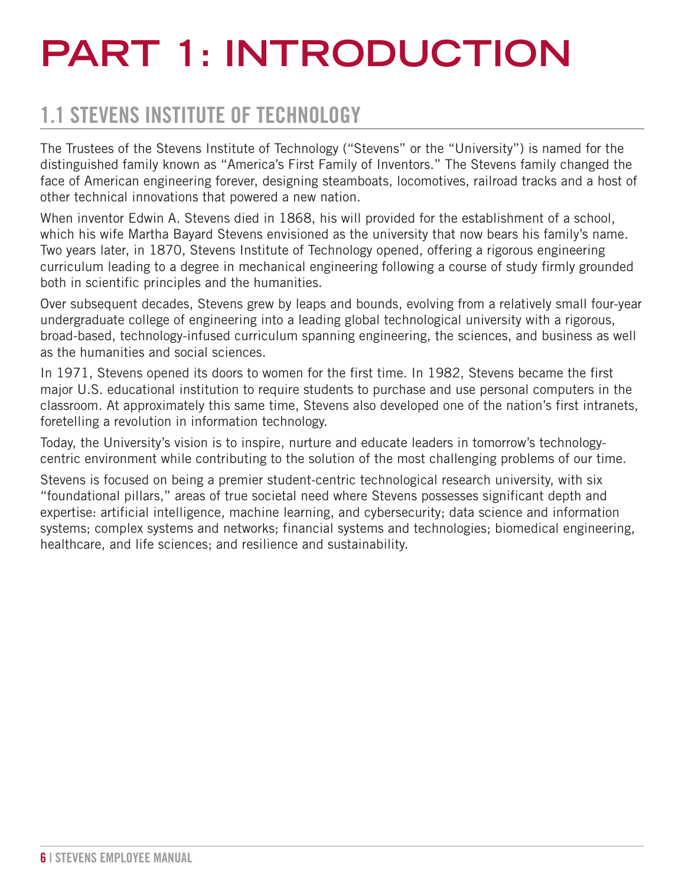# PART 1: INTRODUCTION

## 1.1 STEVENS INSTITUTE OF TECHNOLOGY

The Trustees of the Stevens Institute of Technology ("Stevens" or the "University") is named for the distinguished family known as "America's First Family of Inventors." The Stevens family changed the face of American engineering forever, designing steamboats, locomotives, railroad tracks and a host of other technical innovations that powered a new nation.

When inventor Edwin A. Stevens died in 1868, his will provided for the establishment of a school, which his wife Martha Bayard Stevens envisioned as the university that now bears his family's name. Two years later, in 1870, Stevens Institute of Technology opened, offering a rigorous engineering curriculum leading to a degree in mechanical engineering following a course of study firmly grounded both in scientific principles and the humanities.

Over subsequent decades, Stevens grew by leaps and bounds, evolving from a relatively small four-year undergraduate college of engineering into a leading global technological university with a rigorous, broad-based, technology-infused curriculum spanning engineering, the sciences, and business as well as the humanities and social sciences.

In 1971, Stevens opened its doors to women for the first time. In 1982, Stevens became the first major U.S. educational institution to require students to purchase and use personal computers in the classroom. At approximately this same time, Stevens also developed one of the nation's first intranets, foretelling a revolution in information technology.

Today, the University's vision is to inspire, nurture and educate leaders in tomorrow's technology-centric environment while contributing to the solution of the most challenging problems of our time.

Stevens is focused on being a premier student-centric technological research university, with six "foundational pillars," areas of true societal need where Stevens possesses significant depth and expertise: artificial intelligence, machine learning, and cybersecurity; data science and information systems; complex systems and networks; financial systems and technologies; biomedical engineering, healthcare, and life sciences; and resilience and sustainability.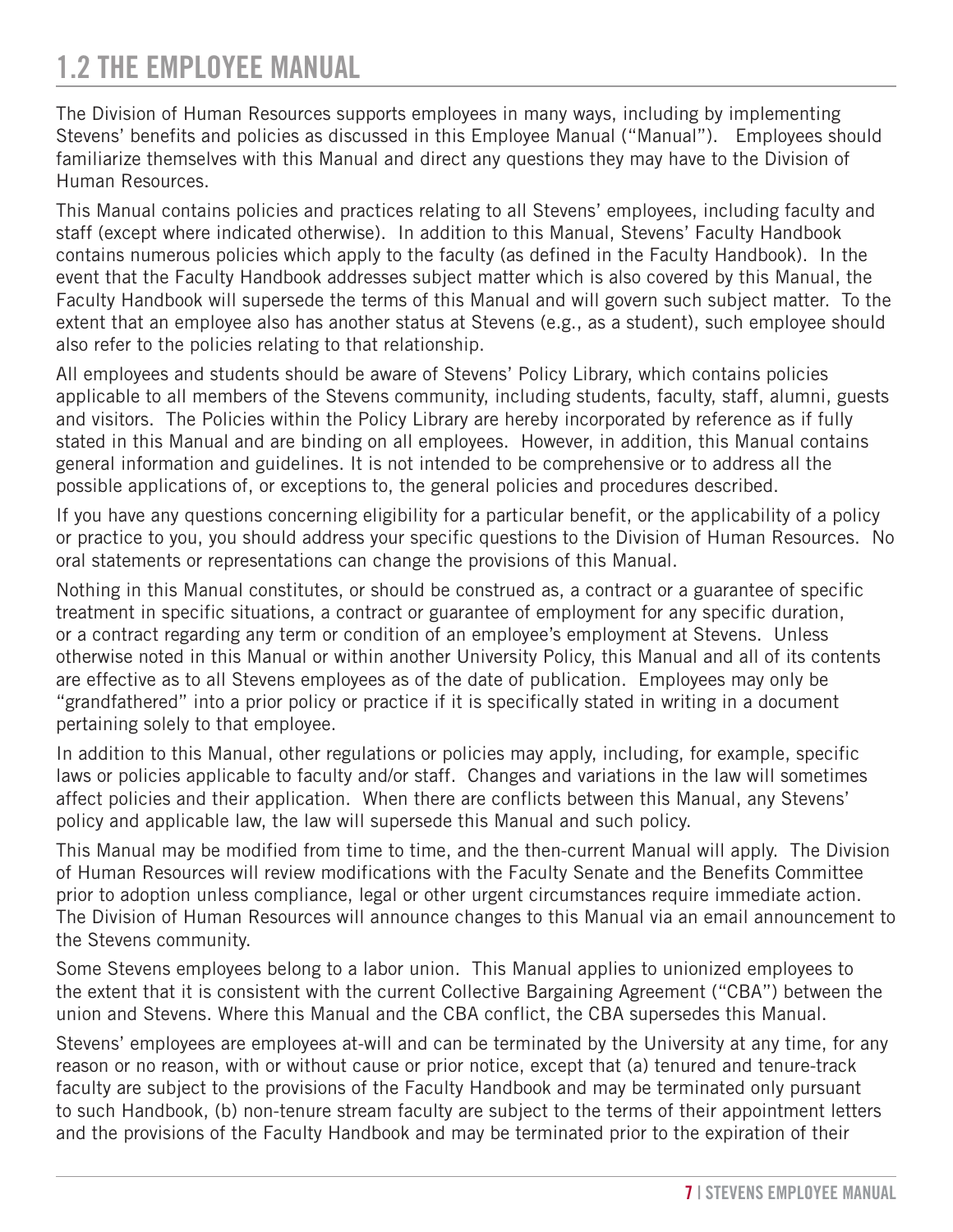## 1.2 THE EMPLOYEE MANUAL

The Division of Human Resources supports employees in many ways, including by implementing Stevens' benefits and policies as discussed in this Employee Manual ("Manual"). Employees should familiarize themselves with this Manual and direct any questions they may have to the Division of Human Resources.

This Manual contains policies and practices relating to all Stevens' employees, including faculty and staff (except where indicated otherwise). In addition to this Manual, Stevens' Faculty Handbook contains numerous policies which apply to the faculty (as defined in the Faculty Handbook). In the event that the Faculty Handbook addresses subject matter which is also covered by this Manual, the Faculty Handbook will supersede the terms of this Manual and will govern such subject matter. To the extent that an employee also has another status at Stevens (e.g., as a student), such employee should also refer to the policies relating to that relationship.

All employees and students should be aware of Stevens' Policy Library, which contains policies applicable to all members of the Stevens community, including students, faculty, staff, alumni, guests and visitors. The Policies within the Policy Library are hereby incorporated by reference as if fully stated in this Manual and are binding on all employees. However, in addition, this Manual contains general information and guidelines. It is not intended to be comprehensive or to address all the possible applications of, or exceptions to, the general policies and procedures described.

If you have any questions concerning eligibility for a particular benefit, or the applicability of a policy or practice to you, you should address your specific questions to the Division of Human Resources. No oral statements or representations can change the provisions of this Manual.

Nothing in this Manual constitutes, or should be construed as, a contract or a guarantee of specific treatment in specific situations, a contract or guarantee of employment for any specific duration, or a contract regarding any term or condition of an employee's employment at Stevens. Unless otherwise noted in this Manual or within another University Policy, this Manual and all of its contents are effective as to all Stevens employees as of the date of publication. Employees may only be "grandfathered" into a prior policy or practice if it is specifically stated in writing in a document pertaining solely to that employee.

In addition to this Manual, other regulations or policies may apply, including, for example, specific laws or policies applicable to faculty and/or staff. Changes and variations in the law will sometimes affect policies and their application. When there are conflicts between this Manual, any Stevens' policy and applicable law, the law will supersede this Manual and such policy.

This Manual may be modified from time to time, and the then-current Manual will apply. The Division of Human Resources will review modifications with the Faculty Senate and the Benefits Committee prior to adoption unless compliance, legal or other urgent circumstances require immediate action. The Division of Human Resources will announce changes to this Manual via an email announcement to the Stevens community.

Some Stevens employees belong to a labor union. This Manual applies to unionized employees to the extent that it is consistent with the current Collective Bargaining Agreement ("CBA") between the union and Stevens. Where this Manual and the CBA conflict, the CBA supersedes this Manual.

Stevens' employees are employees at-will and can be terminated by the University at any time, for any reason or no reason, with or without cause or prior notice, except that (a) tenured and tenure-track faculty are subject to the provisions of the Faculty Handbook and may be terminated only pursuant to such Handbook, (b) non-tenure stream faculty are subject to the terms of their appointment letters and the provisions of the Faculty Handbook and may be terminated prior to the expiration of their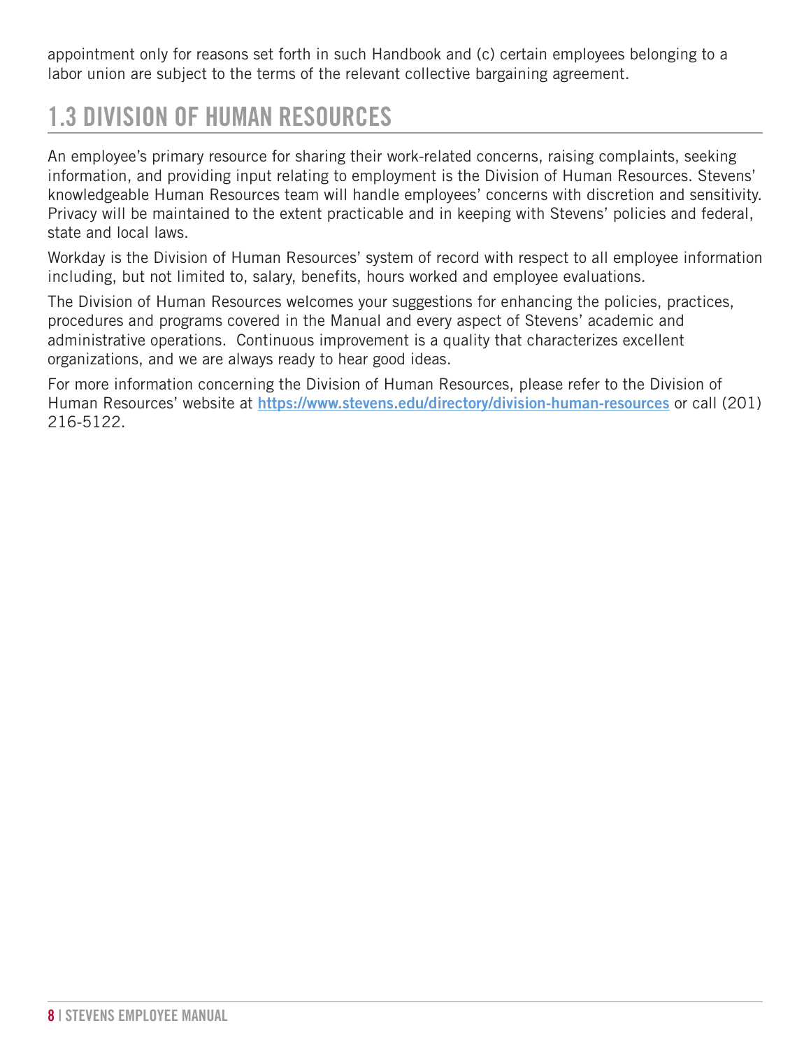appointment only for reasons set forth in such Handbook and (c) certain employees belonging to a labor union are subject to the terms of the relevant collective bargaining agreement.

## 1.3 DIVISION OF HUMAN RESOURCES

An employee's primary resource for sharing their work-related concerns, raising complaints, seeking information, and providing input relating to employment is the Division of Human Resources. Stevens' knowledgeable Human Resources team will handle employees' concerns with discretion and sensitivity. Privacy will be maintained to the extent practicable and in keeping with Stevens' policies and federal, state and local laws.

Workday is the Division of Human Resources' system of record with respect to all employee information including, but not limited to, salary, benefits, hours worked and employee evaluations.

The Division of Human Resources welcomes your suggestions for enhancing the policies, practices, procedures and programs covered in the Manual and every aspect of Stevens' academic and administrative operations. Continuous improvement is a quality that characterizes excellent organizations, and we are always ready to hear good ideas.

For more information concerning the Division of Human Resources, please refer to the Division of Human Resources' website at **https://www.stevens.edu/directory/division-human-resources** or call (201) 216-5122.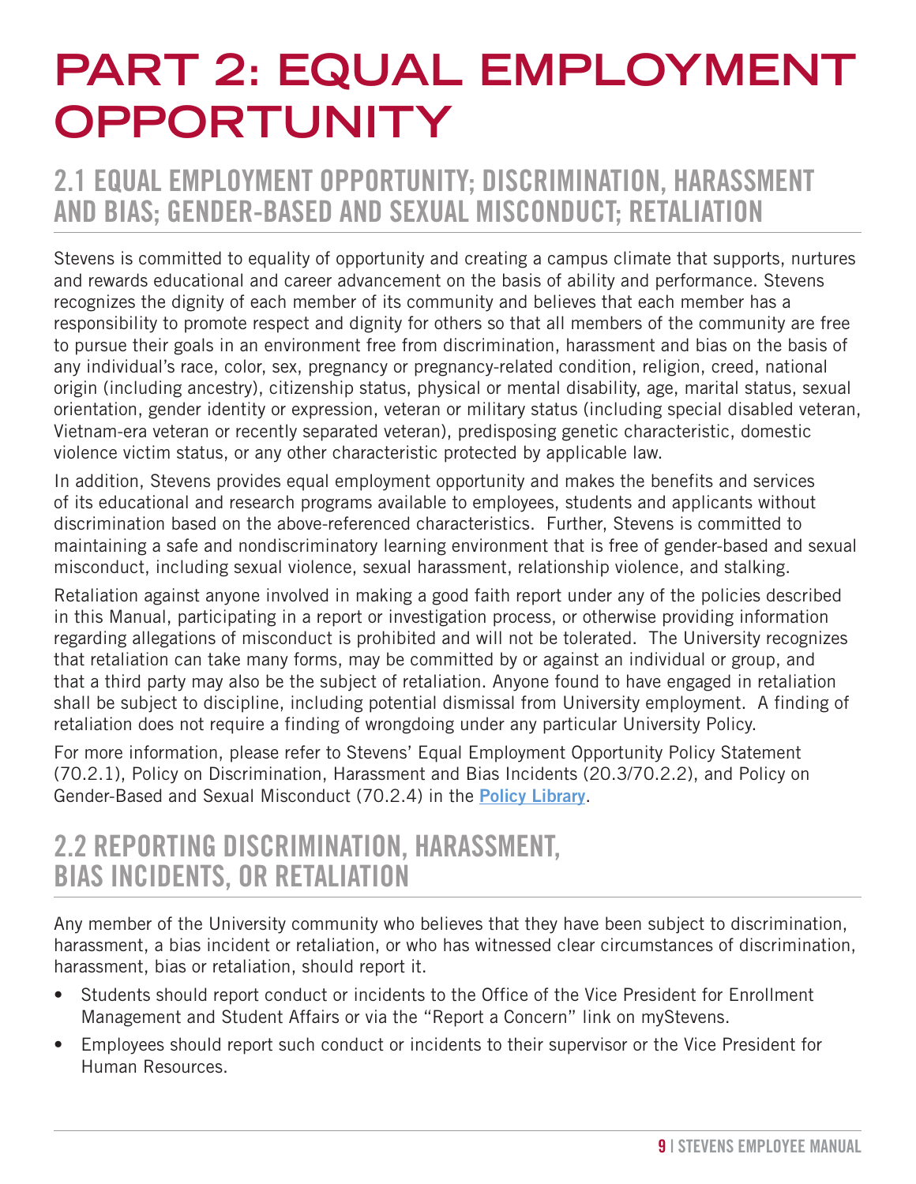# PART 2: EQUAL EMPLOYMENT OPPORTUNITY

## 2.1 EQUAL EMPLOYMENT OPPORTUNITY; DISCRIMINATION, HARASSMENT AND BIAS; GENDER-BASED AND SEXUAL MISCONDUCT; RETALIATION

Stevens is committed to equality of opportunity and creating a campus climate that supports, nurtures and rewards educational and career advancement on the basis of ability and performance. Stevens recognizes the dignity of each member of its community and believes that each member has a responsibility to promote respect and dignity for others so that all members of the community are free to pursue their goals in an environment free from discrimination, harassment and bias on the basis of any individual's race, color, sex, pregnancy or pregnancy-related condition, religion, creed, national origin (including ancestry), citizenship status, physical or mental disability, age, marital status, sexual orientation, gender identity or expression, veteran or military status (including special disabled veteran, Vietnam-era veteran or recently separated veteran), predisposing genetic characteristic, domestic violence victim status, or any other characteristic protected by applicable law.

In addition, Stevens provides equal employment opportunity and makes the benefits and services of its educational and research programs available to employees, students and applicants without discrimination based on the above-referenced characteristics. Further, Stevens is committed to maintaining a safe and nondiscriminatory learning environment that is free of gender-based and sexual misconduct, including sexual violence, sexual harassment, relationship violence, and stalking.

Retaliation against anyone involved in making a good faith report under any of the policies described in this Manual, participating in a report or investigation process, or otherwise providing information regarding allegations of misconduct is prohibited and will not be tolerated. The University recognizes that retaliation can take many forms, may be committed by or against an individual or group, and that a third party may also be the subject of retaliation. Anyone found to have engaged in retaliation shall be subject to discipline, including potential dismissal from University employment. A finding of retaliation does not require a finding of wrongdoing under any particular University Policy.

For more information, please refer to Stevens' Equal Employment Opportunity Policy Statement (70.2.1), Policy on Discrimination, Harassment and Bias Incidents (20.3/70.2.2), and Policy on Gender-Based and Sexual Misconduct (70.2.4) in the **Policy Library**.

## 2.2 REPORTING DISCRIMINATION, HARASSMENT, BIAS INCIDENTS, OR RETALIATION

Any member of the University community who believes that they have been subject to discrimination, harassment, a bias incident or retaliation, or who has witnessed clear circumstances of discrimination, harassment, bias or retaliation, should report it.

- Students should report conduct or incidents to the Office of the Vice President for Enrollment Management and Student Affairs or via the "Report a Concern" link on myStevens.
- Employees should report such conduct or incidents to their supervisor or the Vice President for Human Resources.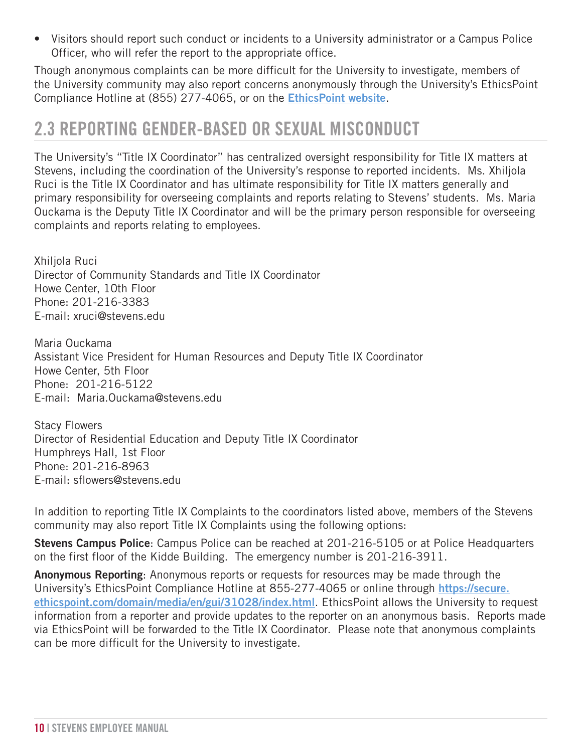- Visitors should report such conduct or incidents to a University administrator or a Campus Police Officer, who will refer the report to the appropriate office.

Though anonymous complaints can be more difficult for the University to investigate, members of the University community may also report concerns anonymously through the University's EthicsPoint Compliance Hotline at (855) 277-4065, or on the **EthicsPoint website**.

## 2.3 REPORTING GENDER-BASED OR SEXUAL MISCONDUCT

The University's "Title IX Coordinator" has centralized oversight responsibility for Title IX matters at Stevens, including the coordination of the University's response to reported incidents. Ms. Xhiljola Ruci is the Title IX Coordinator and has ultimate responsibility for Title IX matters generally and primary responsibility for overseeing complaints and reports relating to Stevens' students. Ms. Maria Ouckama is the Deputy Title IX Coordinator and will be the primary person responsible for overseeing complaints and reports relating to employees.

Xhiljola Ruci
Director of Community Standards and Title IX Coordinator
Howe Center, 10th Floor
Phone: 201-216-3383
E-mail: xruci@stevens.edu

Maria Ouckama
Assistant Vice President for Human Resources and Deputy Title IX Coordinator
Howe Center, 5th Floor
Phone: 201-216-5122
E-mail: Maria.Ouckama@stevens.edu

Stacy Flowers
Director of Residential Education and Deputy Title IX Coordinator
Humphreys Hall, 1st Floor
Phone: 201-216-8963
E-mail: sflowers@stevens.edu

In addition to reporting Title IX Complaints to the coordinators listed above, members of the Stevens community may also report Title IX Complaints using the following options:

**Stevens Campus Police**: Campus Police can be reached at 201-216-5105 or at Police Headquarters on the first floor of the Kidde Building. The emergency number is 201-216-3911.

**Anonymous Reporting**: Anonymous reports or requests for resources may be made through the University's EthicsPoint Compliance Hotline at 855-277-4065 or online through **https://secure.ethicspoint.com/domain/media/en/gui/31028/index.html**. EthicsPoint allows the University to request information from a reporter and provide updates to the reporter on an anonymous basis. Reports made via EthicsPoint will be forwarded to the Title IX Coordinator. Please note that anonymous complaints can be more difficult for the University to investigate.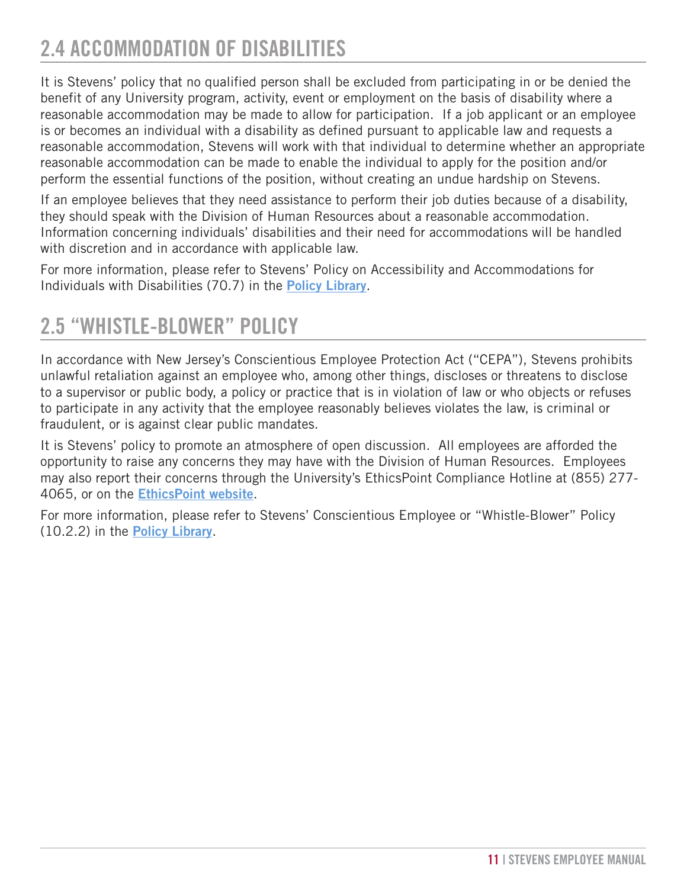## 2.4 ACCOMMODATION OF DISABILITIES

It is Stevens' policy that no qualified person shall be excluded from participating in or be denied the benefit of any University program, activity, event or employment on the basis of disability where a reasonable accommodation may be made to allow for participation. If a job applicant or an employee is or becomes an individual with a disability as defined pursuant to applicable law and requests a reasonable accommodation, Stevens will work with that individual to determine whether an appropriate reasonable accommodation can be made to enable the individual to apply for the position and/or perform the essential functions of the position, without creating an undue hardship on Stevens.

If an employee believes that they need assistance to perform their job duties because of a disability, they should speak with the Division of Human Resources about a reasonable accommodation. Information concerning individuals' disabilities and their need for accommodations will be handled with discretion and in accordance with applicable law.

For more information, please refer to Stevens' Policy on Accessibility and Accommodations for Individuals with Disabilities (70.7) in the **Policy Library**.

## 2.5 "WHISTLE-BLOWER" POLICY

In accordance with New Jersey's Conscientious Employee Protection Act ("CEPA"), Stevens prohibits unlawful retaliation against an employee who, among other things, discloses or threatens to disclose to a supervisor or public body, a policy or practice that is in violation of law or who objects or refuses to participate in any activity that the employee reasonably believes violates the law, is criminal or fraudulent, or is against clear public mandates.

It is Stevens' policy to promote an atmosphere of open discussion. All employees are afforded the opportunity to raise any concerns they may have with the Division of Human Resources. Employees may also report their concerns through the University's EthicsPoint Compliance Hotline at (855) 277-4065, or on the **EthicsPoint website**.

For more information, please refer to Stevens' Conscientious Employee or "Whistle-Blower" Policy (10.2.2) in the **Policy Library**.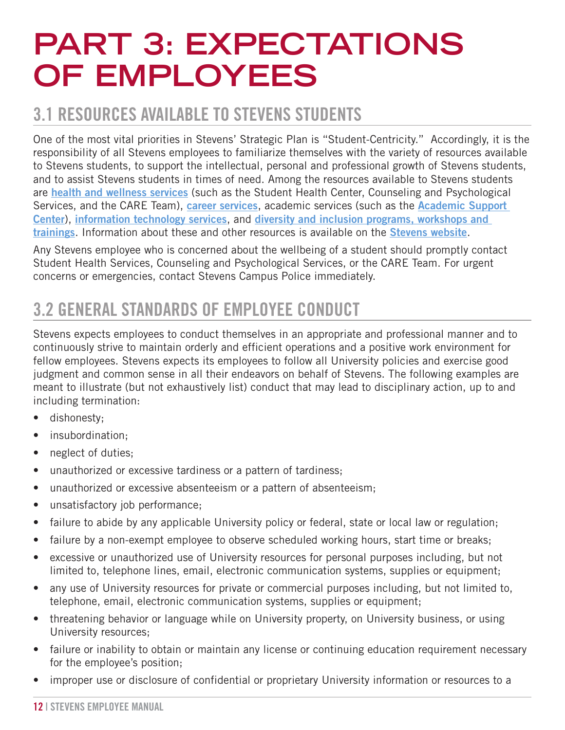# PART 3: EXPECTATIONS OF EMPLOYEES

## 3.1 RESOURCES AVAILABLE TO STEVENS STUDENTS

One of the most vital priorities in Stevens' Strategic Plan is "Student-Centricity." Accordingly, it is the responsibility of all Stevens employees to familiarize themselves with the variety of resources available to Stevens students, to support the intellectual, personal and professional growth of Stevens students, and to assist Stevens students in times of need. Among the resources available to Stevens students are **health and wellness services** (such as the Student Health Center, Counseling and Psychological Services, and the CARE Team), **career services**, academic services (such as the **Academic Support Center**), **information technology services**, and **diversity and inclusion programs, workshops and trainings**. Information about these and other resources is available on the **Stevens website**.

Any Stevens employee who is concerned about the wellbeing of a student should promptly contact Student Health Services, Counseling and Psychological Services, or the CARE Team. For urgent concerns or emergencies, contact Stevens Campus Police immediately.

## 3.2 GENERAL STANDARDS OF EMPLOYEE CONDUCT

Stevens expects employees to conduct themselves in an appropriate and professional manner and to continuously strive to maintain orderly and efficient operations and a positive work environment for fellow employees. Stevens expects its employees to follow all University policies and exercise good judgment and common sense in all their endeavors on behalf of Stevens. The following examples are meant to illustrate (but not exhaustively list) conduct that may lead to disciplinary action, up to and including termination:

- dishonesty;
- insubordination;
- neglect of duties;
- unauthorized or excessive tardiness or a pattern of tardiness;
- unauthorized or excessive absenteeism or a pattern of absenteeism;
- unsatisfactory job performance;
- failure to abide by any applicable University policy or federal, state or local law or regulation;
- failure by a non-exempt employee to observe scheduled working hours, start time or breaks;
- excessive or unauthorized use of University resources for personal purposes including, but not limited to, telephone lines, email, electronic communication systems, supplies or equipment;
- any use of University resources for private or commercial purposes including, but not limited to, telephone, email, electronic communication systems, supplies or equipment;
- threatening behavior or language while on University property, on University business, or using University resources;
- failure or inability to obtain or maintain any license or continuing education requirement necessary for the employee's position;
- improper use or disclosure of confidential or proprietary University information or resources to a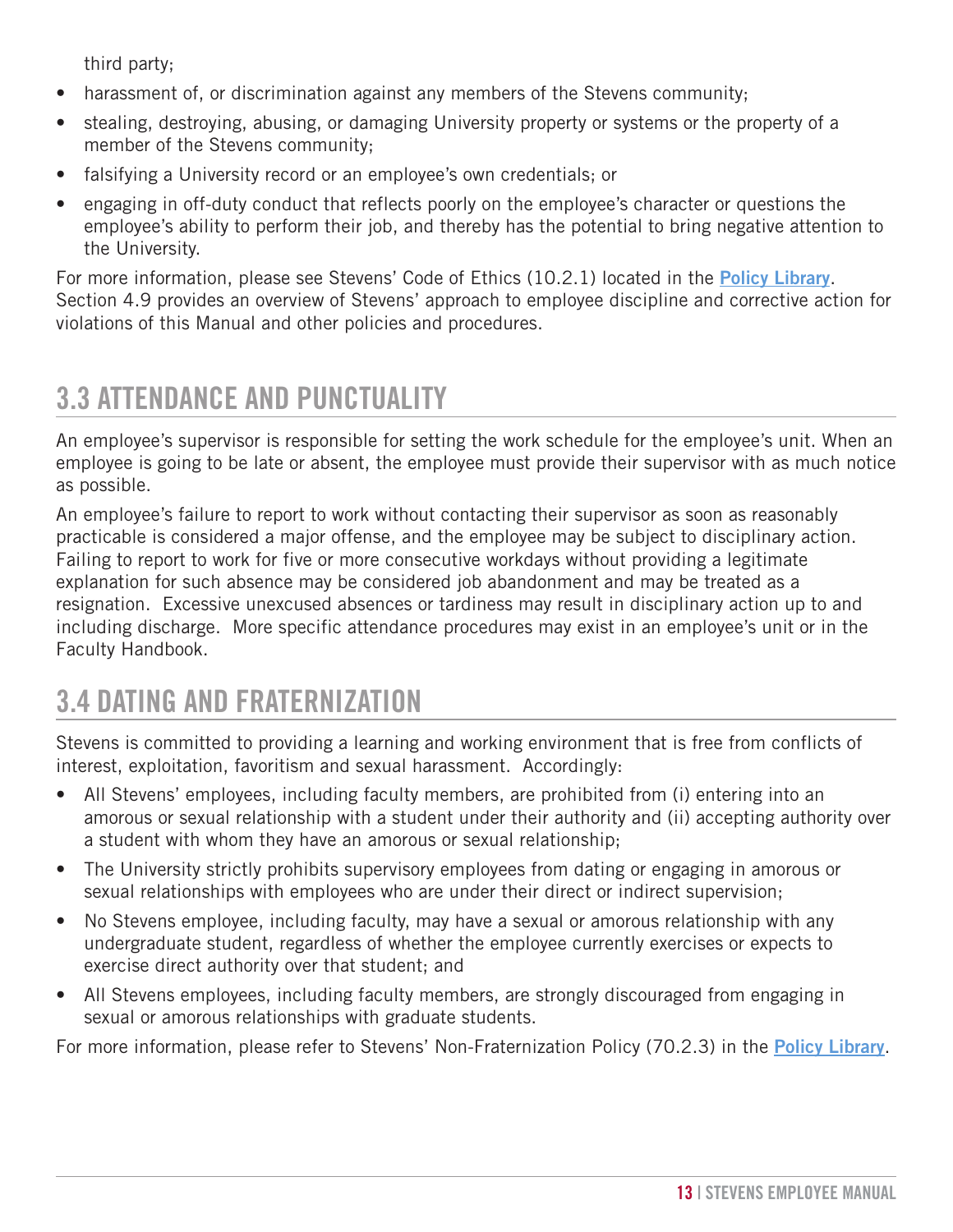third party;

- harassment of, or discrimination against any members of the Stevens community;
- stealing, destroying, abusing, or damaging University property or systems or the property of a member of the Stevens community;
- falsifying a University record or an employee's own credentials; or
- engaging in off-duty conduct that reflects poorly on the employee's character or questions the employee's ability to perform their job, and thereby has the potential to bring negative attention to the University.

For more information, please see Stevens' Code of Ethics (10.2.1) located in the **Policy Library**. Section 4.9 provides an overview of Stevens' approach to employee discipline and corrective action for violations of this Manual and other policies and procedures.

## 3.3 ATTENDANCE AND PUNCTUALITY

An employee's supervisor is responsible for setting the work schedule for the employee's unit. When an employee is going to be late or absent, the employee must provide their supervisor with as much notice as possible.

An employee's failure to report to work without contacting their supervisor as soon as reasonably practicable is considered a major offense, and the employee may be subject to disciplinary action. Failing to report to work for five or more consecutive workdays without providing a legitimate explanation for such absence may be considered job abandonment and may be treated as a resignation. Excessive unexcused absences or tardiness may result in disciplinary action up to and including discharge. More specific attendance procedures may exist in an employee's unit or in the Faculty Handbook.

## 3.4 DATING AND FRATERNIZATION

Stevens is committed to providing a learning and working environment that is free from conflicts of interest, exploitation, favoritism and sexual harassment. Accordingly:

- All Stevens' employees, including faculty members, are prohibited from (i) entering into an amorous or sexual relationship with a student under their authority and (ii) accepting authority over a student with whom they have an amorous or sexual relationship;
- The University strictly prohibits supervisory employees from dating or engaging in amorous or sexual relationships with employees who are under their direct or indirect supervision;
- No Stevens employee, including faculty, may have a sexual or amorous relationship with any undergraduate student, regardless of whether the employee currently exercises or expects to exercise direct authority over that student; and
- All Stevens employees, including faculty members, are strongly discouraged from engaging in sexual or amorous relationships with graduate students.

For more information, please refer to Stevens' Non-Fraternization Policy (70.2.3) in the **Policy Library**.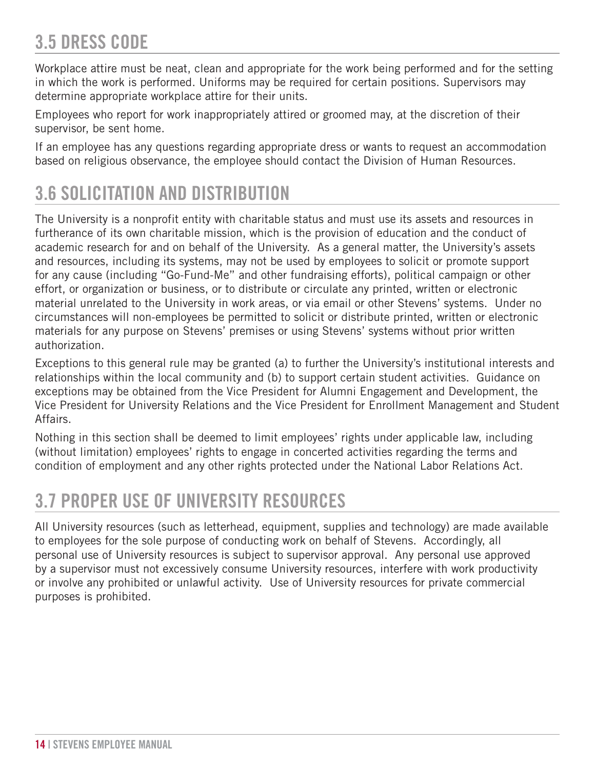## 3.5 DRESS CODE

Workplace attire must be neat, clean and appropriate for the work being performed and for the setting in which the work is performed. Uniforms may be required for certain positions. Supervisors may determine appropriate workplace attire for their units.

Employees who report for work inappropriately attired or groomed may, at the discretion of their supervisor, be sent home.

If an employee has any questions regarding appropriate dress or wants to request an accommodation based on religious observance, the employee should contact the Division of Human Resources.

## 3.6 SOLICITATION AND DISTRIBUTION

The University is a nonprofit entity with charitable status and must use its assets and resources in furtherance of its own charitable mission, which is the provision of education and the conduct of academic research for and on behalf of the University. As a general matter, the University's assets and resources, including its systems, may not be used by employees to solicit or promote support for any cause (including "Go-Fund-Me" and other fundraising efforts), political campaign or other effort, or organization or business, or to distribute or circulate any printed, written or electronic material unrelated to the University in work areas, or via email or other Stevens' systems. Under no circumstances will non-employees be permitted to solicit or distribute printed, written or electronic materials for any purpose on Stevens' premises or using Stevens' systems without prior written authorization.

Exceptions to this general rule may be granted (a) to further the University's institutional interests and relationships within the local community and (b) to support certain student activities. Guidance on exceptions may be obtained from the Vice President for Alumni Engagement and Development, the Vice President for University Relations and the Vice President for Enrollment Management and Student Affairs.

Nothing in this section shall be deemed to limit employees' rights under applicable law, including (without limitation) employees' rights to engage in concerted activities regarding the terms and condition of employment and any other rights protected under the National Labor Relations Act.

## 3.7 PROPER USE OF UNIVERSITY RESOURCES

All University resources (such as letterhead, equipment, supplies and technology) are made available to employees for the sole purpose of conducting work on behalf of Stevens. Accordingly, all personal use of University resources is subject to supervisor approval. Any personal use approved by a supervisor must not excessively consume University resources, interfere with work productivity or involve any prohibited or unlawful activity. Use of University resources for private commercial purposes is prohibited.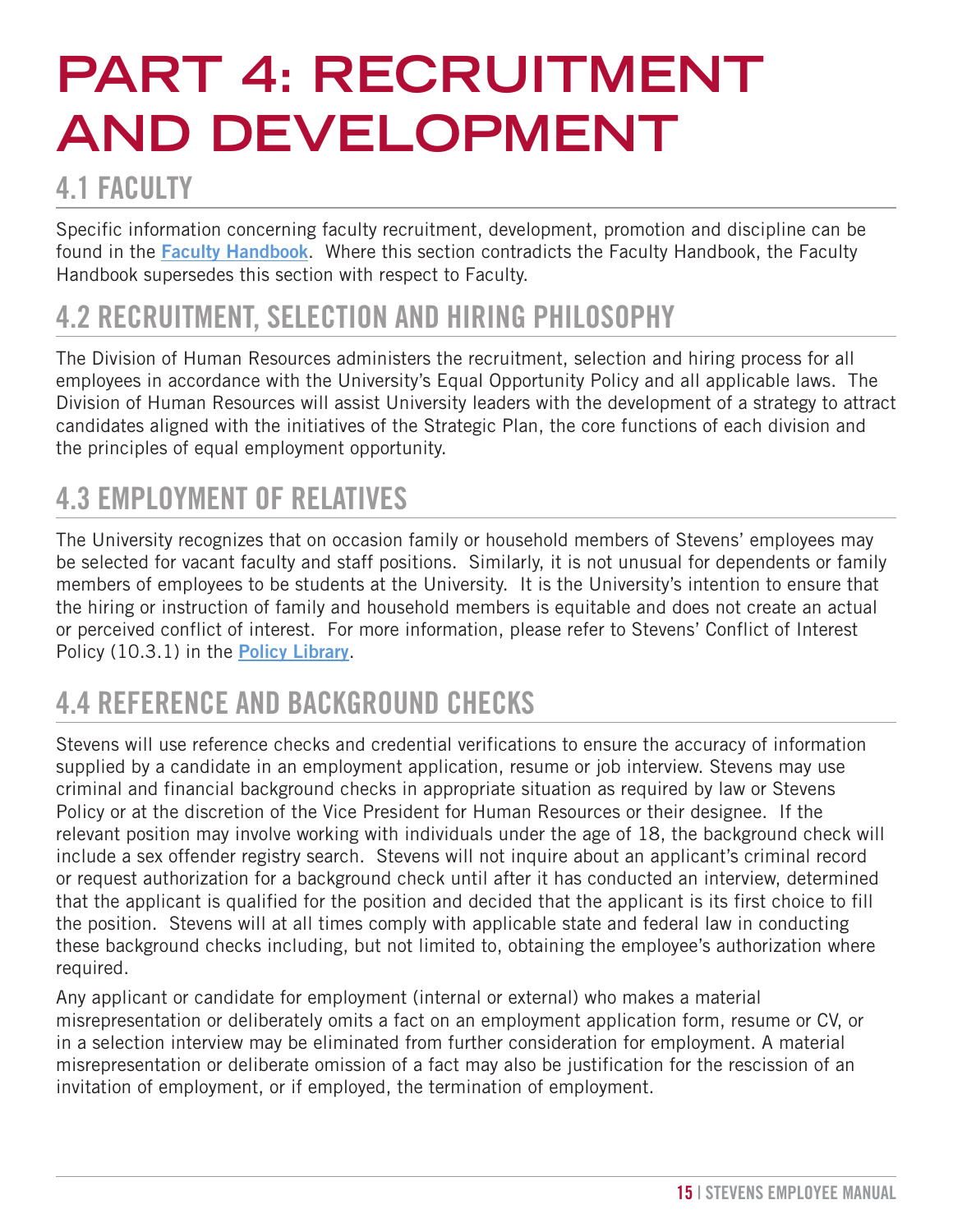# PART 4: RECRUITMENT AND DEVELOPMENT

## 4.1 FACULTY

Specific information concerning faculty recruitment, development, promotion and discipline can be found in the **Faculty Handbook**. Where this section contradicts the Faculty Handbook, the Faculty Handbook supersedes this section with respect to Faculty.

## 4.2 RECRUITMENT, SELECTION AND HIRING PHILOSOPHY

The Division of Human Resources administers the recruitment, selection and hiring process for all employees in accordance with the University's Equal Opportunity Policy and all applicable laws. The Division of Human Resources will assist University leaders with the development of a strategy to attract candidates aligned with the initiatives of the Strategic Plan, the core functions of each division and the principles of equal employment opportunity.

## 4.3 EMPLOYMENT OF RELATIVES

The University recognizes that on occasion family or household members of Stevens' employees may be selected for vacant faculty and staff positions. Similarly, it is not unusual for dependents or family members of employees to be students at the University. It is the University's intention to ensure that the hiring or instruction of family and household members is equitable and does not create an actual or perceived conflict of interest. For more information, please refer to Stevens' Conflict of Interest Policy (10.3.1) in the **Policy Library**.

## 4.4 REFERENCE AND BACKGROUND CHECKS

Stevens will use reference checks and credential verifications to ensure the accuracy of information supplied by a candidate in an employment application, resume or job interview. Stevens may use criminal and financial background checks in appropriate situation as required by law or Stevens Policy or at the discretion of the Vice President for Human Resources or their designee. If the relevant position may involve working with individuals under the age of 18, the background check will include a sex offender registry search. Stevens will not inquire about an applicant's criminal record or request authorization for a background check until after it has conducted an interview, determined that the applicant is qualified for the position and decided that the applicant is its first choice to fill the position. Stevens will at all times comply with applicable state and federal law in conducting these background checks including, but not limited to, obtaining the employee's authorization where required.

Any applicant or candidate for employment (internal or external) who makes a material misrepresentation or deliberately omits a fact on an employment application form, resume or CV, or in a selection interview may be eliminated from further consideration for employment. A material misrepresentation or deliberate omission of a fact may also be justification for the rescission of an invitation of employment, or if employed, the termination of employment.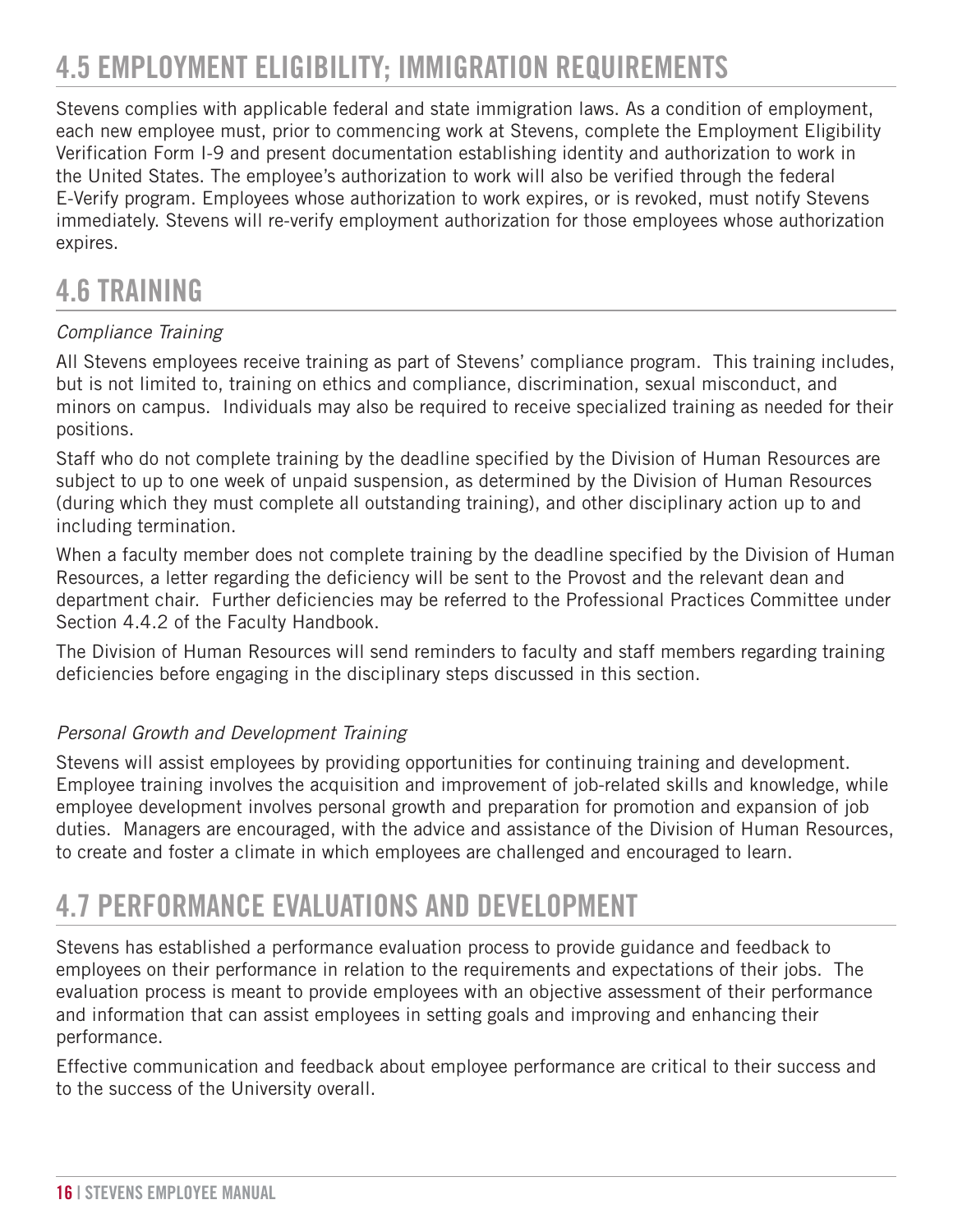## 4.5 EMPLOYMENT ELIGIBILITY; IMMIGRATION REQUIREMENTS

Stevens complies with applicable federal and state immigration laws. As a condition of employment, each new employee must, prior to commencing work at Stevens, complete the Employment Eligibility Verification Form I-9 and present documentation establishing identity and authorization to work in the United States. The employee's authorization to work will also be verified through the federal E-Verify program. Employees whose authorization to work expires, or is revoked, must notify Stevens immediately. Stevens will re-verify employment authorization for those employees whose authorization expires.

## 4.6 TRAINING

*Compliance Training*

All Stevens employees receive training as part of Stevens' compliance program. This training includes, but is not limited to, training on ethics and compliance, discrimination, sexual misconduct, and minors on campus. Individuals may also be required to receive specialized training as needed for their positions.

Staff who do not complete training by the deadline specified by the Division of Human Resources are subject to up to one week of unpaid suspension, as determined by the Division of Human Resources (during which they must complete all outstanding training), and other disciplinary action up to and including termination.

When a faculty member does not complete training by the deadline specified by the Division of Human Resources, a letter regarding the deficiency will be sent to the Provost and the relevant dean and department chair. Further deficiencies may be referred to the Professional Practices Committee under Section 4.4.2 of the Faculty Handbook.

The Division of Human Resources will send reminders to faculty and staff members regarding training deficiencies before engaging in the disciplinary steps discussed in this section.

*Personal Growth and Development Training*

Stevens will assist employees by providing opportunities for continuing training and development. Employee training involves the acquisition and improvement of job-related skills and knowledge, while employee development involves personal growth and preparation for promotion and expansion of job duties. Managers are encouraged, with the advice and assistance of the Division of Human Resources, to create and foster a climate in which employees are challenged and encouraged to learn.

## 4.7 PERFORMANCE EVALUATIONS AND DEVELOPMENT

Stevens has established a performance evaluation process to provide guidance and feedback to employees on their performance in relation to the requirements and expectations of their jobs. The evaluation process is meant to provide employees with an objective assessment of their performance and information that can assist employees in setting goals and improving and enhancing their performance.

Effective communication and feedback about employee performance are critical to their success and to the success of the University overall.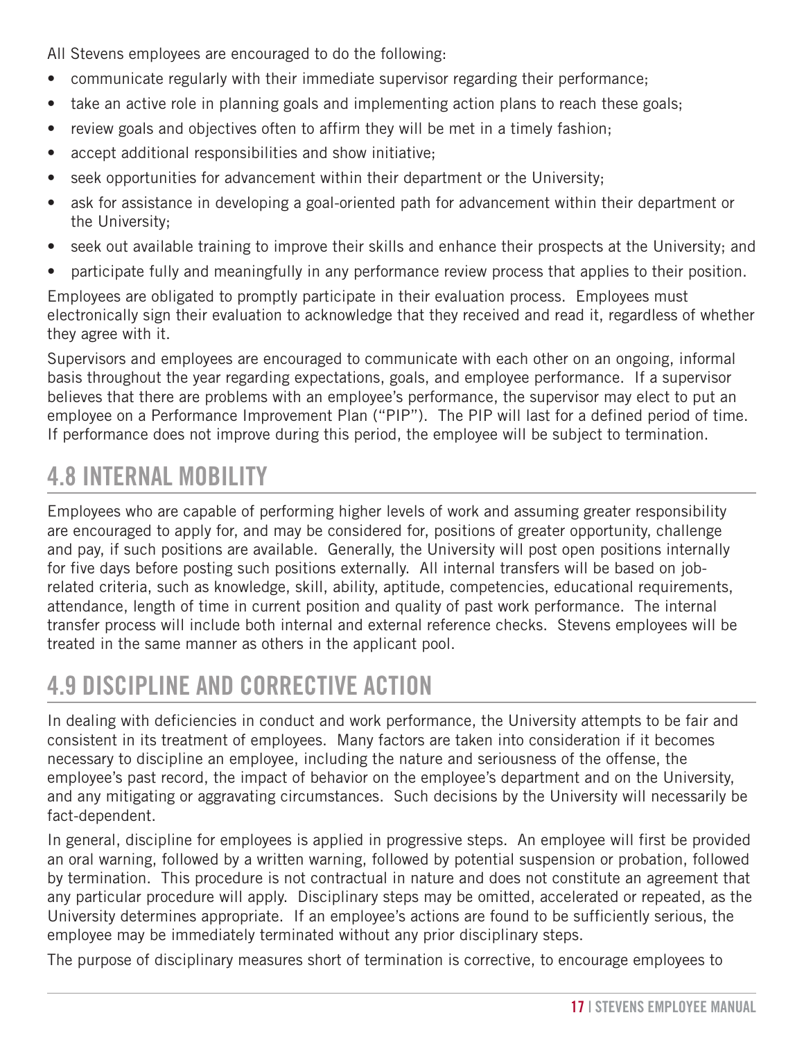All Stevens employees are encouraged to do the following:

- communicate regularly with their immediate supervisor regarding their performance;
- take an active role in planning goals and implementing action plans to reach these goals;
- review goals and objectives often to affirm they will be met in a timely fashion;
- accept additional responsibilities and show initiative;
- seek opportunities for advancement within their department or the University;
- ask for assistance in developing a goal-oriented path for advancement within their department or the University;
- seek out available training to improve their skills and enhance their prospects at the University; and
- participate fully and meaningfully in any performance review process that applies to their position.

Employees are obligated to promptly participate in their evaluation process. Employees must electronically sign their evaluation to acknowledge that they received and read it, regardless of whether they agree with it.

Supervisors and employees are encouraged to communicate with each other on an ongoing, informal basis throughout the year regarding expectations, goals, and employee performance. If a supervisor believes that there are problems with an employee's performance, the supervisor may elect to put an employee on a Performance Improvement Plan ("PIP"). The PIP will last for a defined period of time. If performance does not improve during this period, the employee will be subject to termination.

## 4.8 INTERNAL MOBILITY

Employees who are capable of performing higher levels of work and assuming greater responsibility are encouraged to apply for, and may be considered for, positions of greater opportunity, challenge and pay, if such positions are available. Generally, the University will post open positions internally for five days before posting such positions externally. All internal transfers will be based on job-related criteria, such as knowledge, skill, ability, aptitude, competencies, educational requirements, attendance, length of time in current position and quality of past work performance. The internal transfer process will include both internal and external reference checks. Stevens employees will be treated in the same manner as others in the applicant pool.

## 4.9 DISCIPLINE AND CORRECTIVE ACTION

In dealing with deficiencies in conduct and work performance, the University attempts to be fair and consistent in its treatment of employees. Many factors are taken into consideration if it becomes necessary to discipline an employee, including the nature and seriousness of the offense, the employee's past record, the impact of behavior on the employee's department and on the University, and any mitigating or aggravating circumstances. Such decisions by the University will necessarily be fact-dependent.

In general, discipline for employees is applied in progressive steps. An employee will first be provided an oral warning, followed by a written warning, followed by potential suspension or probation, followed by termination. This procedure is not contractual in nature and does not constitute an agreement that any particular procedure will apply. Disciplinary steps may be omitted, accelerated or repeated, as the University determines appropriate. If an employee's actions are found to be sufficiently serious, the employee may be immediately terminated without any prior disciplinary steps.

The purpose of disciplinary measures short of termination is corrective, to encourage employees to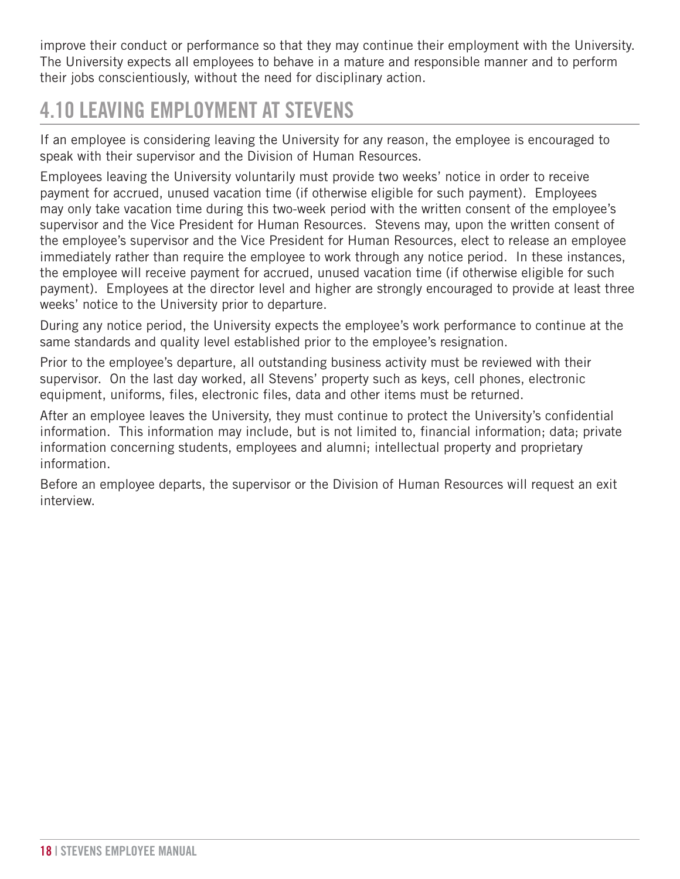improve their conduct or performance so that they may continue their employment with the University. The University expects all employees to behave in a mature and responsible manner and to perform their jobs conscientiously, without the need for disciplinary action.

## 4.10 LEAVING EMPLOYMENT AT STEVENS

If an employee is considering leaving the University for any reason, the employee is encouraged to speak with their supervisor and the Division of Human Resources.

Employees leaving the University voluntarily must provide two weeks' notice in order to receive payment for accrued, unused vacation time (if otherwise eligible for such payment). Employees may only take vacation time during this two-week period with the written consent of the employee's supervisor and the Vice President for Human Resources. Stevens may, upon the written consent of the employee's supervisor and the Vice President for Human Resources, elect to release an employee immediately rather than require the employee to work through any notice period. In these instances, the employee will receive payment for accrued, unused vacation time (if otherwise eligible for such payment). Employees at the director level and higher are strongly encouraged to provide at least three weeks' notice to the University prior to departure.

During any notice period, the University expects the employee's work performance to continue at the same standards and quality level established prior to the employee's resignation.

Prior to the employee's departure, all outstanding business activity must be reviewed with their supervisor. On the last day worked, all Stevens' property such as keys, cell phones, electronic equipment, uniforms, files, electronic files, data and other items must be returned.

After an employee leaves the University, they must continue to protect the University's confidential information. This information may include, but is not limited to, financial information; data; private information concerning students, employees and alumni; intellectual property and proprietary information.

Before an employee departs, the supervisor or the Division of Human Resources will request an exit interview.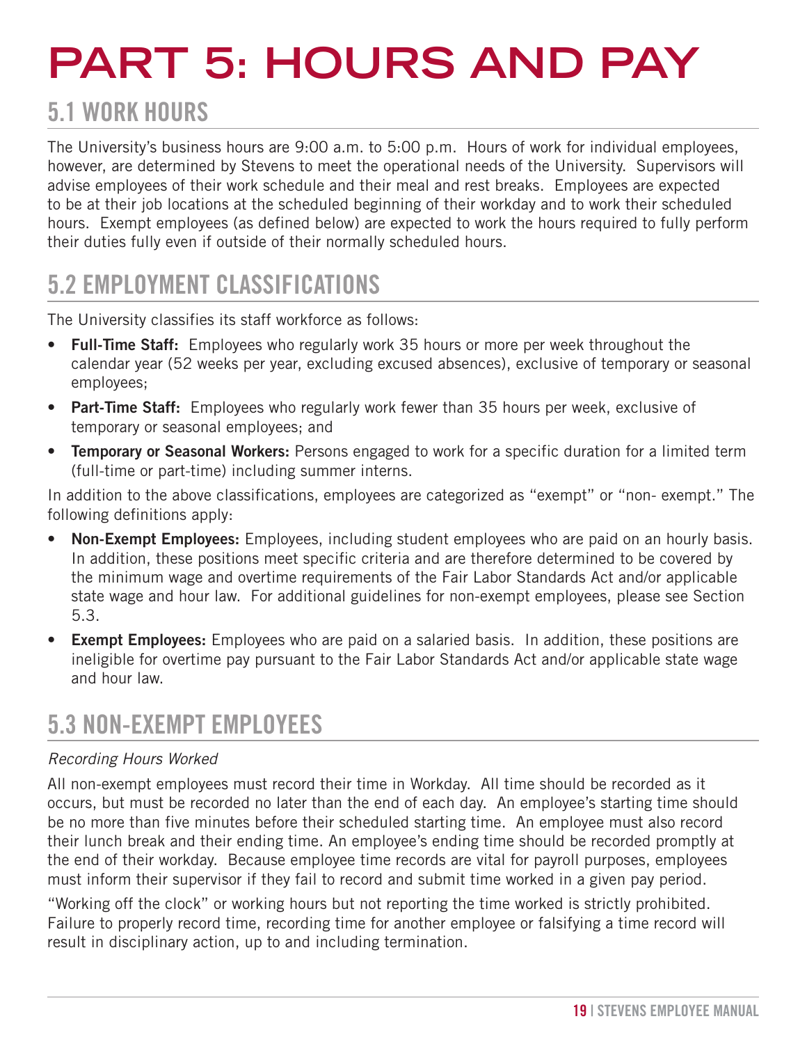# PART 5: HOURS AND PAY

## 5.1 WORK HOURS

The University's business hours are 9:00 a.m. to 5:00 p.m. Hours of work for individual employees, however, are determined by Stevens to meet the operational needs of the University. Supervisors will advise employees of their work schedule and their meal and rest breaks. Employees are expected to be at their job locations at the scheduled beginning of their workday and to work their scheduled hours. Exempt employees (as defined below) are expected to work the hours required to fully perform their duties fully even if outside of their normally scheduled hours.

## 5.2 EMPLOYMENT CLASSIFICATIONS

The University classifies its staff workforce as follows:

- **Full-Time Staff:** Employees who regularly work 35 hours or more per week throughout the calendar year (52 weeks per year, excluding excused absences), exclusive of temporary or seasonal employees;
- **Part-Time Staff:** Employees who regularly work fewer than 35 hours per week, exclusive of temporary or seasonal employees; and
- **Temporary or Seasonal Workers:** Persons engaged to work for a specific duration for a limited term (full-time or part-time) including summer interns.

In addition to the above classifications, employees are categorized as "exempt" or "non- exempt." The following definitions apply:

- **Non-Exempt Employees:** Employees, including student employees who are paid on an hourly basis. In addition, these positions meet specific criteria and are therefore determined to be covered by the minimum wage and overtime requirements of the Fair Labor Standards Act and/or applicable state wage and hour law. For additional guidelines for non-exempt employees, please see Section 5.3.
- **Exempt Employees:** Employees who are paid on a salaried basis. In addition, these positions are ineligible for overtime pay pursuant to the Fair Labor Standards Act and/or applicable state wage and hour law.

## 5.3 NON-EXEMPT EMPLOYEES

*Recording Hours Worked*

All non-exempt employees must record their time in Workday. All time should be recorded as it occurs, but must be recorded no later than the end of each day. An employee's starting time should be no more than five minutes before their scheduled starting time. An employee must also record their lunch break and their ending time. An employee's ending time should be recorded promptly at the end of their workday. Because employee time records are vital for payroll purposes, employees must inform their supervisor if they fail to record and submit time worked in a given pay period.

"Working off the clock" or working hours but not reporting the time worked is strictly prohibited. Failure to properly record time, recording time for another employee or falsifying a time record will result in disciplinary action, up to and including termination.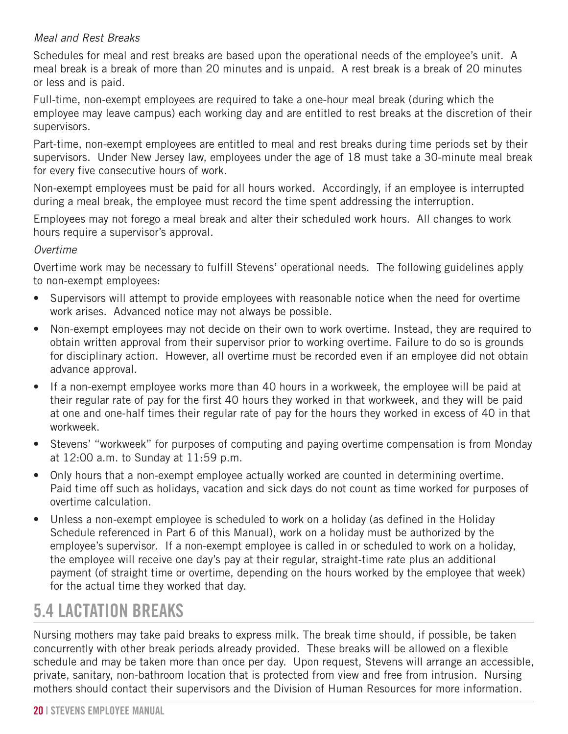*Meal and Rest Breaks*

Schedules for meal and rest breaks are based upon the operational needs of the employee's unit. A meal break is a break of more than 20 minutes and is unpaid. A rest break is a break of 20 minutes or less and is paid.

Full-time, non-exempt employees are required to take a one-hour meal break (during which the employee may leave campus) each working day and are entitled to rest breaks at the discretion of their supervisors.

Part-time, non-exempt employees are entitled to meal and rest breaks during time periods set by their supervisors. Under New Jersey law, employees under the age of 18 must take a 30-minute meal break for every five consecutive hours of work.

Non-exempt employees must be paid for all hours worked. Accordingly, if an employee is interrupted during a meal break, the employee must record the time spent addressing the interruption.

Employees may not forego a meal break and alter their scheduled work hours. All changes to work hours require a supervisor's approval.

*Overtime*

Overtime work may be necessary to fulfill Stevens' operational needs. The following guidelines apply to non-exempt employees:

- Supervisors will attempt to provide employees with reasonable notice when the need for overtime work arises. Advanced notice may not always be possible.
- Non-exempt employees may not decide on their own to work overtime. Instead, they are required to obtain written approval from their supervisor prior to working overtime. Failure to do so is grounds for disciplinary action. However, all overtime must be recorded even if an employee did not obtain advance approval.
- If a non-exempt employee works more than 40 hours in a workweek, the employee will be paid at their regular rate of pay for the first 40 hours they worked in that workweek, and they will be paid at one and one-half times their regular rate of pay for the hours they worked in excess of 40 in that workweek.
- Stevens' "workweek" for purposes of computing and paying overtime compensation is from Monday at 12:00 a.m. to Sunday at 11:59 p.m.
- Only hours that a non-exempt employee actually worked are counted in determining overtime. Paid time off such as holidays, vacation and sick days do not count as time worked for purposes of overtime calculation.
- Unless a non-exempt employee is scheduled to work on a holiday (as defined in the Holiday Schedule referenced in Part 6 of this Manual), work on a holiday must be authorized by the employee's supervisor. If a non-exempt employee is called in or scheduled to work on a holiday, the employee will receive one day's pay at their regular, straight-time rate plus an additional payment (of straight time or overtime, depending on the hours worked by the employee that week) for the actual time they worked that day.

## 5.4 LACTATION BREAKS

Nursing mothers may take paid breaks to express milk. The break time should, if possible, be taken concurrently with other break periods already provided. These breaks will be allowed on a flexible schedule and may be taken more than once per day. Upon request, Stevens will arrange an accessible, private, sanitary, non-bathroom location that is protected from view and free from intrusion. Nursing mothers should contact their supervisors and the Division of Human Resources for more information.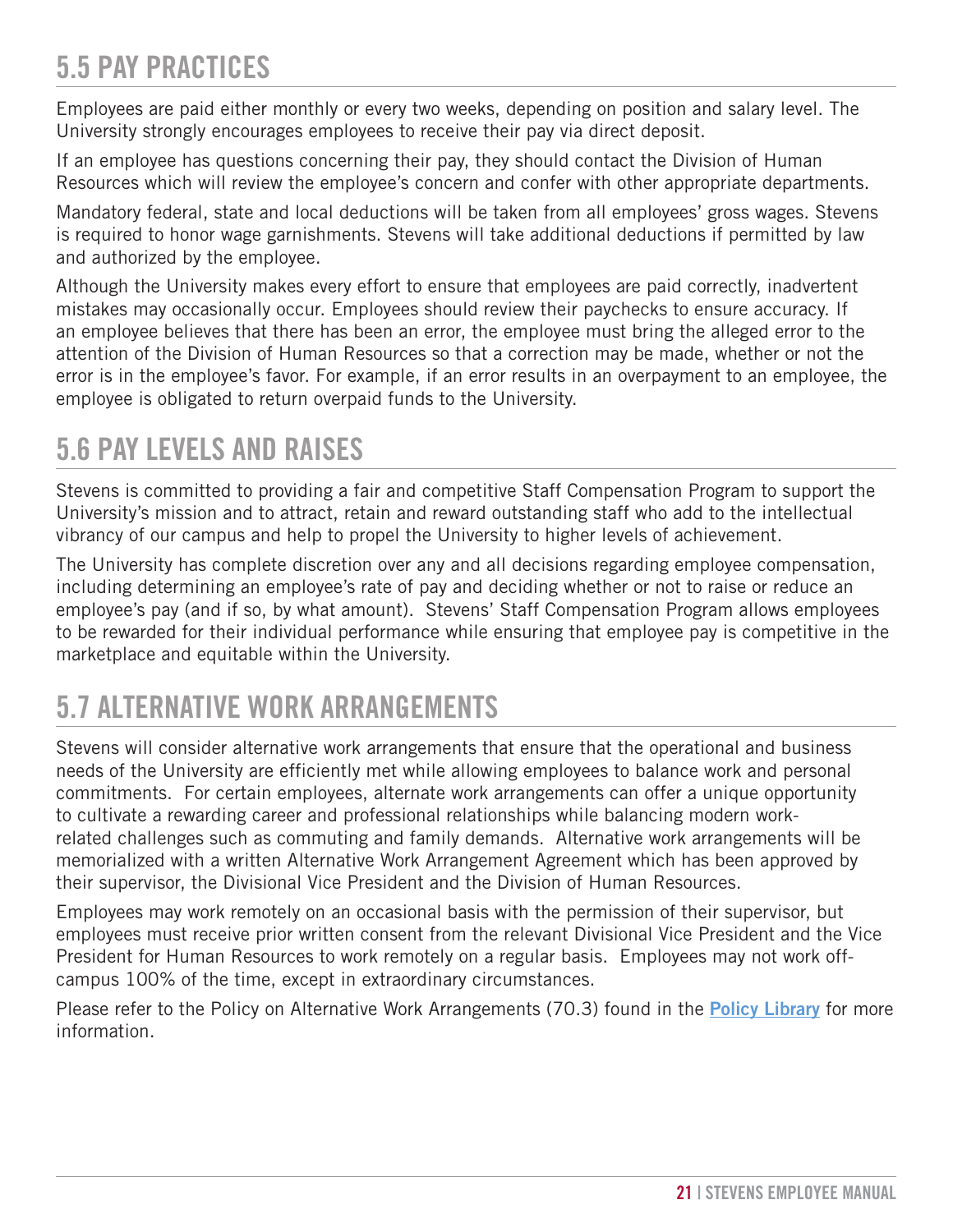## 5.5 PAY PRACTICES

Employees are paid either monthly or every two weeks, depending on position and salary level. The University strongly encourages employees to receive their pay via direct deposit.

If an employee has questions concerning their pay, they should contact the Division of Human Resources which will review the employee's concern and confer with other appropriate departments.

Mandatory federal, state and local deductions will be taken from all employees' gross wages. Stevens is required to honor wage garnishments. Stevens will take additional deductions if permitted by law and authorized by the employee.

Although the University makes every effort to ensure that employees are paid correctly, inadvertent mistakes may occasionally occur. Employees should review their paychecks to ensure accuracy. If an employee believes that there has been an error, the employee must bring the alleged error to the attention of the Division of Human Resources so that a correction may be made, whether or not the error is in the employee's favor. For example, if an error results in an overpayment to an employee, the employee is obligated to return overpaid funds to the University.

## 5.6 PAY LEVELS AND RAISES

Stevens is committed to providing a fair and competitive Staff Compensation Program to support the University's mission and to attract, retain and reward outstanding staff who add to the intellectual vibrancy of our campus and help to propel the University to higher levels of achievement.

The University has complete discretion over any and all decisions regarding employee compensation, including determining an employee's rate of pay and deciding whether or not to raise or reduce an employee's pay (and if so, by what amount). Stevens' Staff Compensation Program allows employees to be rewarded for their individual performance while ensuring that employee pay is competitive in the marketplace and equitable within the University.

## 5.7 ALTERNATIVE WORK ARRANGEMENTS

Stevens will consider alternative work arrangements that ensure that the operational and business needs of the University are efficiently met while allowing employees to balance work and personal commitments. For certain employees, alternate work arrangements can offer a unique opportunity to cultivate a rewarding career and professional relationships while balancing modern work-related challenges such as commuting and family demands. Alternative work arrangements will be memorialized with a written Alternative Work Arrangement Agreement which has been approved by their supervisor, the Divisional Vice President and the Division of Human Resources.

Employees may work remotely on an occasional basis with the permission of their supervisor, but employees must receive prior written consent from the relevant Divisional Vice President and the Vice President for Human Resources to work remotely on a regular basis. Employees may not work off-campus 100% of the time, except in extraordinary circumstances.

Please refer to the Policy on Alternative Work Arrangements (70.3) found in the **Policy Library** for more information.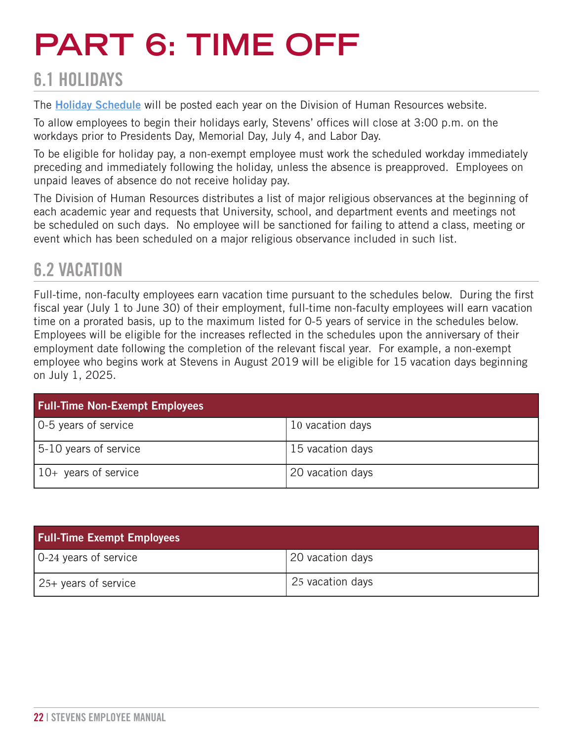# PART 6: TIME OFF

## 6.1 HOLIDAYS

The **Holiday Schedule** will be posted each year on the Division of Human Resources website.

To allow employees to begin their holidays early, Stevens' offices will close at 3:00 p.m. on the workdays prior to Presidents Day, Memorial Day, July 4, and Labor Day.

To be eligible for holiday pay, a non-exempt employee must work the scheduled workday immediately preceding and immediately following the holiday, unless the absence is preapproved. Employees on unpaid leaves of absence do not receive holiday pay.

The Division of Human Resources distributes a list of major religious observances at the beginning of each academic year and requests that University, school, and department events and meetings not be scheduled on such days. No employee will be sanctioned for failing to attend a class, meeting or event which has been scheduled on a major religious observance included in such list.

## 6.2 VACATION

Full-time, non-faculty employees earn vacation time pursuant to the schedules below. During the first fiscal year (July 1 to June 30) of their employment, full-time non-faculty employees will earn vacation time on a prorated basis, up to the maximum listed for 0-5 years of service in the schedules below. Employees will be eligible for the increases reflected in the schedules upon the anniversary of their employment date following the completion of the relevant fiscal year. For example, a non-exempt employee who begins work at Stevens in August 2019 will be eligible for 15 vacation days beginning on July 1, 2025.

| Full-Time Non-Exempt Employees | |
|---|---|
| 0-5 years of service | 10 vacation days |
| 5-10 years of service | 15 vacation days |
| 10+ years of service | 20 vacation days |

| Full-Time Exempt Employees | |
|---|---|
| 0-24 years of service | 20 vacation days |
| 25+ years of service | 25 vacation days |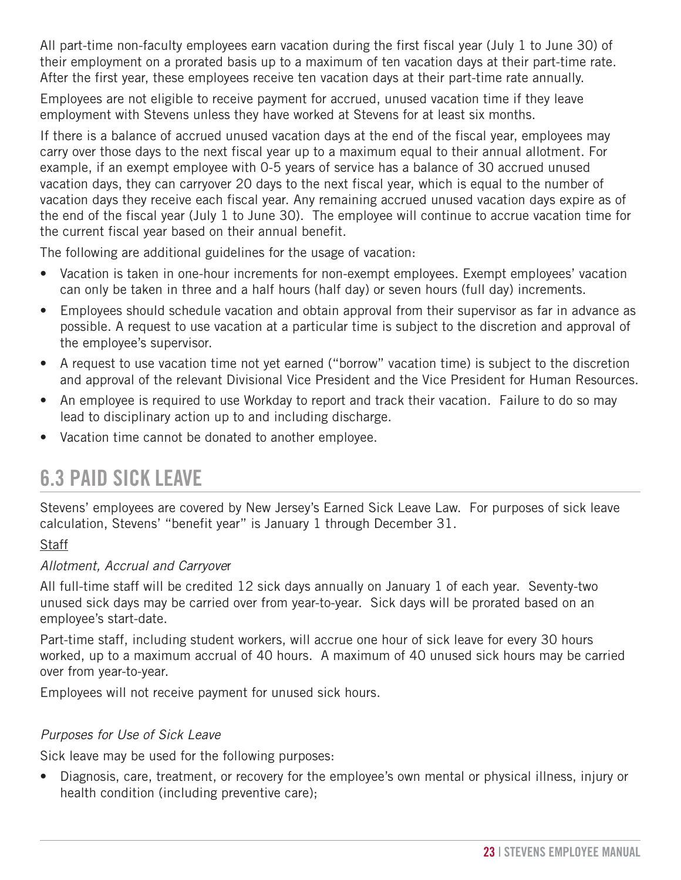All part-time non-faculty employees earn vacation during the first fiscal year (July 1 to June 30) of their employment on a prorated basis up to a maximum of ten vacation days at their part-time rate. After the first year, these employees receive ten vacation days at their part-time rate annually.

Employees are not eligible to receive payment for accrued, unused vacation time if they leave employment with Stevens unless they have worked at Stevens for at least six months.

If there is a balance of accrued unused vacation days at the end of the fiscal year, employees may carry over those days to the next fiscal year up to a maximum equal to their annual allotment. For example, if an exempt employee with 0-5 years of service has a balance of 30 accrued unused vacation days, they can carryover 20 days to the next fiscal year, which is equal to the number of vacation days they receive each fiscal year. Any remaining accrued unused vacation days expire as of the end of the fiscal year (July 1 to June 30). The employee will continue to accrue vacation time for the current fiscal year based on their annual benefit.

The following are additional guidelines for the usage of vacation:

- Vacation is taken in one-hour increments for non-exempt employees. Exempt employees' vacation can only be taken in three and a half hours (half day) or seven hours (full day) increments.
- Employees should schedule vacation and obtain approval from their supervisor as far in advance as possible. A request to use vacation at a particular time is subject to the discretion and approval of the employee's supervisor.
- A request to use vacation time not yet earned ("borrow" vacation time) is subject to the discretion and approval of the relevant Divisional Vice President and the Vice President for Human Resources.
- An employee is required to use Workday to report and track their vacation. Failure to do so may lead to disciplinary action up to and including discharge.
- Vacation time cannot be donated to another employee.

## 6.3 PAID SICK LEAVE

Stevens' employees are covered by New Jersey's Earned Sick Leave Law. For purposes of sick leave calculation, Stevens' "benefit year" is January 1 through December 31.

Staff

*Allotment, Accrual and Carryover*

All full-time staff will be credited 12 sick days annually on January 1 of each year. Seventy-two unused sick days may be carried over from year-to-year. Sick days will be prorated based on an employee's start-date.

Part-time staff, including student workers, will accrue one hour of sick leave for every 30 hours worked, up to a maximum accrual of 40 hours. A maximum of 40 unused sick hours may be carried over from year-to-year.

Employees will not receive payment for unused sick hours.

*Purposes for Use of Sick Leave*

Sick leave may be used for the following purposes:

- Diagnosis, care, treatment, or recovery for the employee's own mental or physical illness, injury or health condition (including preventive care);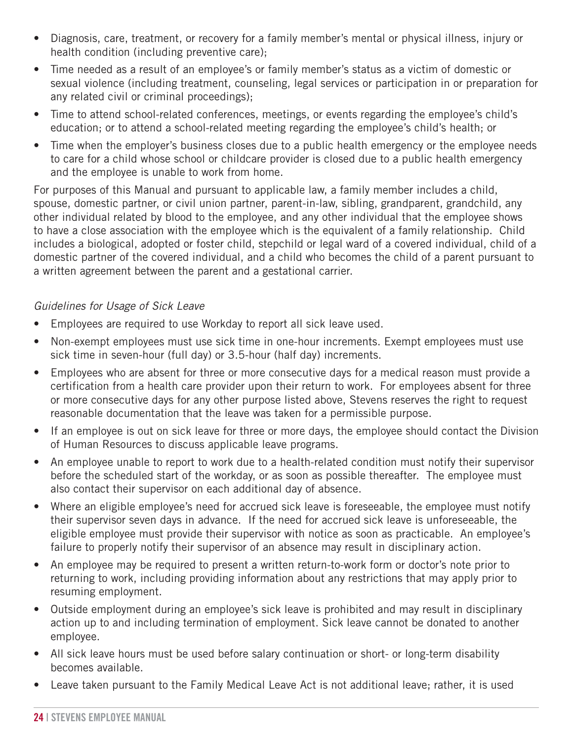- Diagnosis, care, treatment, or recovery for a family member's mental or physical illness, injury or health condition (including preventive care);
- Time needed as a result of an employee's or family member's status as a victim of domestic or sexual violence (including treatment, counseling, legal services or participation in or preparation for any related civil or criminal proceedings);
- Time to attend school-related conferences, meetings, or events regarding the employee's child's education; or to attend a school-related meeting regarding the employee's child's health; or
- Time when the employer's business closes due to a public health emergency or the employee needs to care for a child whose school or childcare provider is closed due to a public health emergency and the employee is unable to work from home.

For purposes of this Manual and pursuant to applicable law, a family member includes a child, spouse, domestic partner, or civil union partner, parent-in-law, sibling, grandparent, grandchild, any other individual related by blood to the employee, and any other individual that the employee shows to have a close association with the employee which is the equivalent of a family relationship. Child includes a biological, adopted or foster child, stepchild or legal ward of a covered individual, child of a domestic partner of the covered individual, and a child who becomes the child of a parent pursuant to a written agreement between the parent and a gestational carrier.

*Guidelines for Usage of Sick Leave*

- Employees are required to use Workday to report all sick leave used.
- Non-exempt employees must use sick time in one-hour increments. Exempt employees must use sick time in seven-hour (full day) or 3.5-hour (half day) increments.
- Employees who are absent for three or more consecutive days for a medical reason must provide a certification from a health care provider upon their return to work. For employees absent for three or more consecutive days for any other purpose listed above, Stevens reserves the right to request reasonable documentation that the leave was taken for a permissible purpose.
- If an employee is out on sick leave for three or more days, the employee should contact the Division of Human Resources to discuss applicable leave programs.
- An employee unable to report to work due to a health-related condition must notify their supervisor before the scheduled start of the workday, or as soon as possible thereafter. The employee must also contact their supervisor on each additional day of absence.
- Where an eligible employee's need for accrued sick leave is foreseeable, the employee must notify their supervisor seven days in advance. If the need for accrued sick leave is unforeseeable, the eligible employee must provide their supervisor with notice as soon as practicable. An employee's failure to properly notify their supervisor of an absence may result in disciplinary action.
- An employee may be required to present a written return-to-work form or doctor's note prior to returning to work, including providing information about any restrictions that may apply prior to resuming employment.
- Outside employment during an employee's sick leave is prohibited and may result in disciplinary action up to and including termination of employment. Sick leave cannot be donated to another employee.
- All sick leave hours must be used before salary continuation or short- or long-term disability becomes available.
- Leave taken pursuant to the Family Medical Leave Act is not additional leave; rather, it is used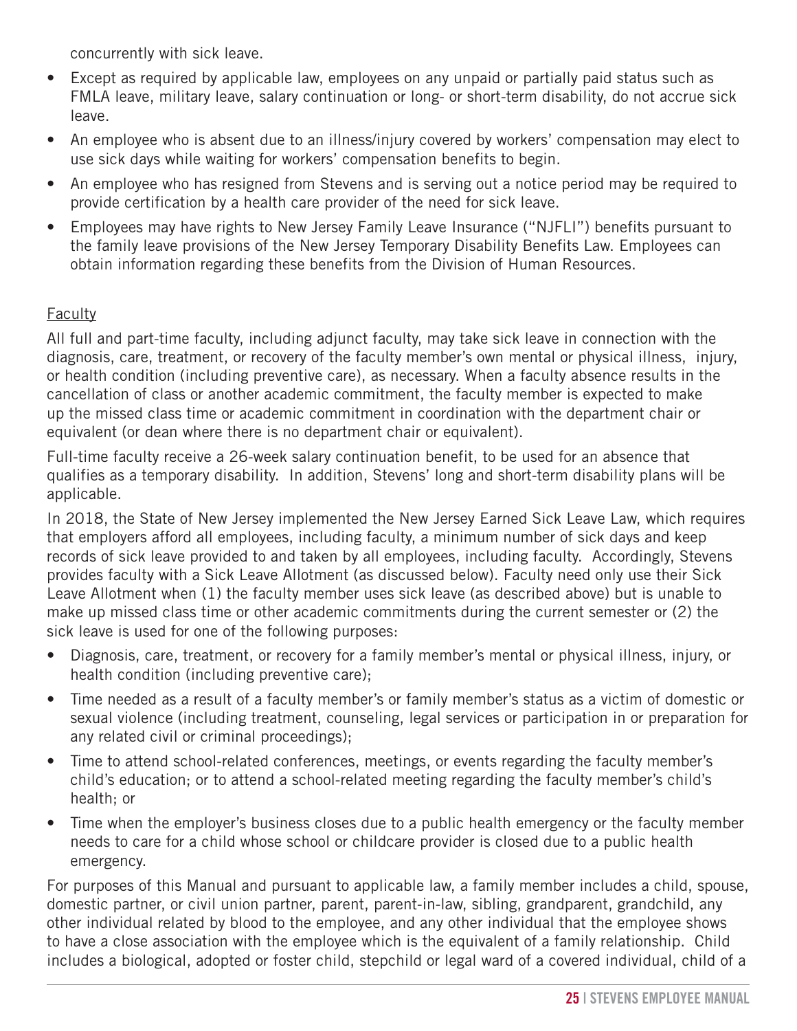concurrently with sick leave.

- Except as required by applicable law, employees on any unpaid or partially paid status such as FMLA leave, military leave, salary continuation or long- or short-term disability, do not accrue sick leave.
- An employee who is absent due to an illness/injury covered by workers' compensation may elect to use sick days while waiting for workers' compensation benefits to begin.
- An employee who has resigned from Stevens and is serving out a notice period may be required to provide certification by a health care provider of the need for sick leave.
- Employees may have rights to New Jersey Family Leave Insurance ("NJFLI") benefits pursuant to the family leave provisions of the New Jersey Temporary Disability Benefits Law. Employees can obtain information regarding these benefits from the Division of Human Resources.

Faculty

All full and part-time faculty, including adjunct faculty, may take sick leave in connection with the diagnosis, care, treatment, or recovery of the faculty member's own mental or physical illness, injury, or health condition (including preventive care), as necessary. When a faculty absence results in the cancellation of class or another academic commitment, the faculty member is expected to make up the missed class time or academic commitment in coordination with the department chair or equivalent (or dean where there is no department chair or equivalent).

Full-time faculty receive a 26-week salary continuation benefit, to be used for an absence that qualifies as a temporary disability. In addition, Stevens' long and short-term disability plans will be applicable.

In 2018, the State of New Jersey implemented the New Jersey Earned Sick Leave Law, which requires that employers afford all employees, including faculty, a minimum number of sick days and keep records of sick leave provided to and taken by all employees, including faculty. Accordingly, Stevens provides faculty with a Sick Leave Allotment (as discussed below). Faculty need only use their Sick Leave Allotment when (1) the faculty member uses sick leave (as described above) but is unable to make up missed class time or other academic commitments during the current semester or (2) the sick leave is used for one of the following purposes:

- Diagnosis, care, treatment, or recovery for a family member's mental or physical illness, injury, or health condition (including preventive care);
- Time needed as a result of a faculty member's or family member's status as a victim of domestic or sexual violence (including treatment, counseling, legal services or participation in or preparation for any related civil or criminal proceedings);
- Time to attend school-related conferences, meetings, or events regarding the faculty member's child's education; or to attend a school-related meeting regarding the faculty member's child's health; or
- Time when the employer's business closes due to a public health emergency or the faculty member needs to care for a child whose school or childcare provider is closed due to a public health emergency.

For purposes of this Manual and pursuant to applicable law, a family member includes a child, spouse, domestic partner, or civil union partner, parent, parent-in-law, sibling, grandparent, grandchild, any other individual related by blood to the employee, and any other individual that the employee shows to have a close association with the employee which is the equivalent of a family relationship. Child includes a biological, adopted or foster child, stepchild or legal ward of a covered individual, child of a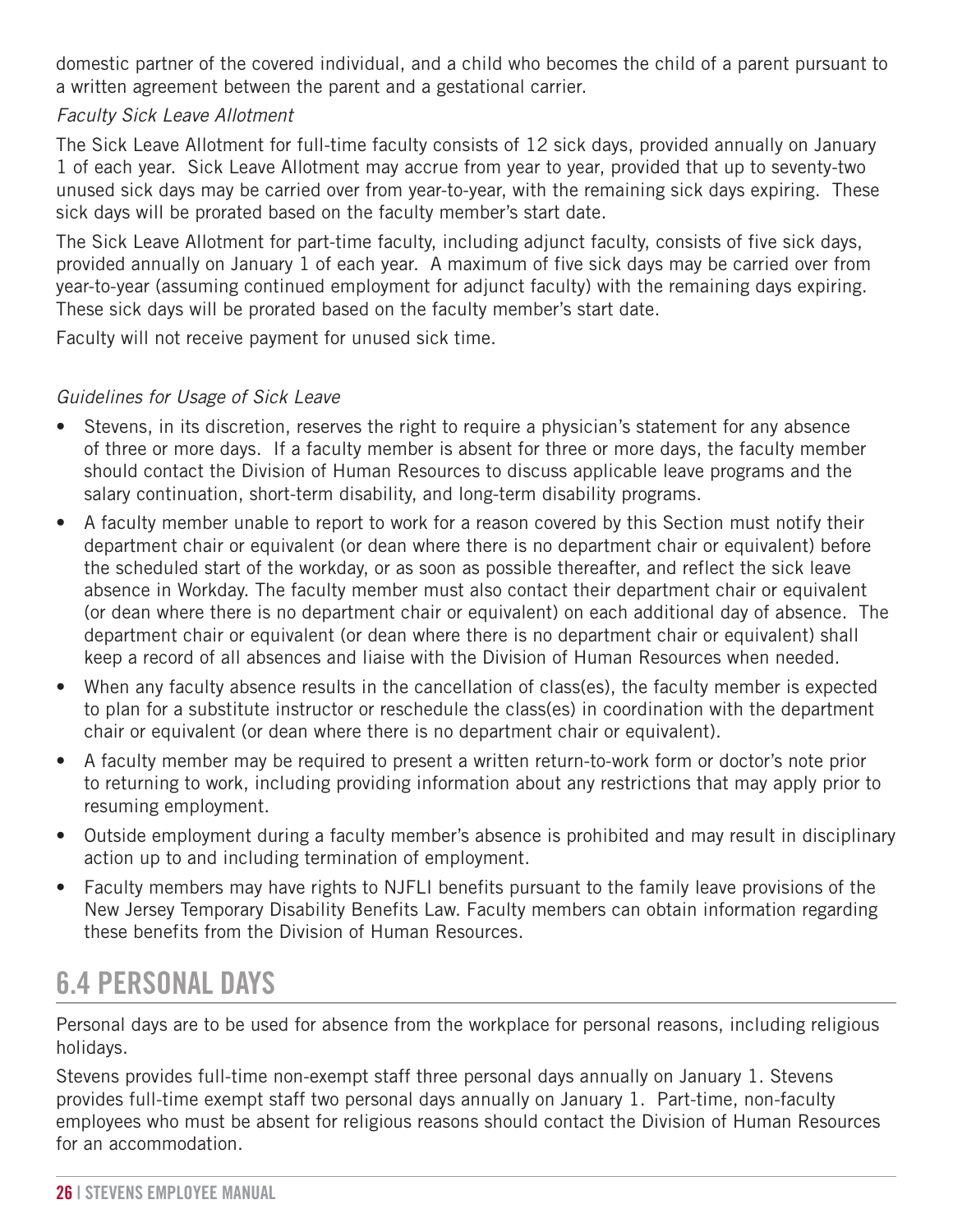domestic partner of the covered individual, and a child who becomes the child of a parent pursuant to a written agreement between the parent and a gestational carrier.

*Faculty Sick Leave Allotment*

The Sick Leave Allotment for full-time faculty consists of 12 sick days, provided annually on January 1 of each year. Sick Leave Allotment may accrue from year to year, provided that up to seventy-two unused sick days may be carried over from year-to-year, with the remaining sick days expiring. These sick days will be prorated based on the faculty member's start date.

The Sick Leave Allotment for part-time faculty, including adjunct faculty, consists of five sick days, provided annually on January 1 of each year. A maximum of five sick days may be carried over from year-to-year (assuming continued employment for adjunct faculty) with the remaining days expiring. These sick days will be prorated based on the faculty member's start date.

Faculty will not receive payment for unused sick time.

*Guidelines for Usage of Sick Leave*

- Stevens, in its discretion, reserves the right to require a physician's statement for any absence of three or more days. If a faculty member is absent for three or more days, the faculty member should contact the Division of Human Resources to discuss applicable leave programs and the salary continuation, short-term disability, and long-term disability programs.
- A faculty member unable to report to work for a reason covered by this Section must notify their department chair or equivalent (or dean where there is no department chair or equivalent) before the scheduled start of the workday, or as soon as possible thereafter, and reflect the sick leave absence in Workday. The faculty member must also contact their department chair or equivalent (or dean where there is no department chair or equivalent) on each additional day of absence. The department chair or equivalent (or dean where there is no department chair or equivalent) shall keep a record of all absences and liaise with the Division of Human Resources when needed.
- When any faculty absence results in the cancellation of class(es), the faculty member is expected to plan for a substitute instructor or reschedule the class(es) in coordination with the department chair or equivalent (or dean where there is no department chair or equivalent).
- A faculty member may be required to present a written return-to-work form or doctor's note prior to returning to work, including providing information about any restrictions that may apply prior to resuming employment.
- Outside employment during a faculty member's absence is prohibited and may result in disciplinary action up to and including termination of employment.
- Faculty members may have rights to NJFLI benefits pursuant to the family leave provisions of the New Jersey Temporary Disability Benefits Law. Faculty members can obtain information regarding these benefits from the Division of Human Resources.

## 6.4 PERSONAL DAYS

Personal days are to be used for absence from the workplace for personal reasons, including religious holidays.

Stevens provides full-time non-exempt staff three personal days annually on January 1. Stevens provides full-time exempt staff two personal days annually on January 1. Part-time, non-faculty employees who must be absent for religious reasons should contact the Division of Human Resources for an accommodation.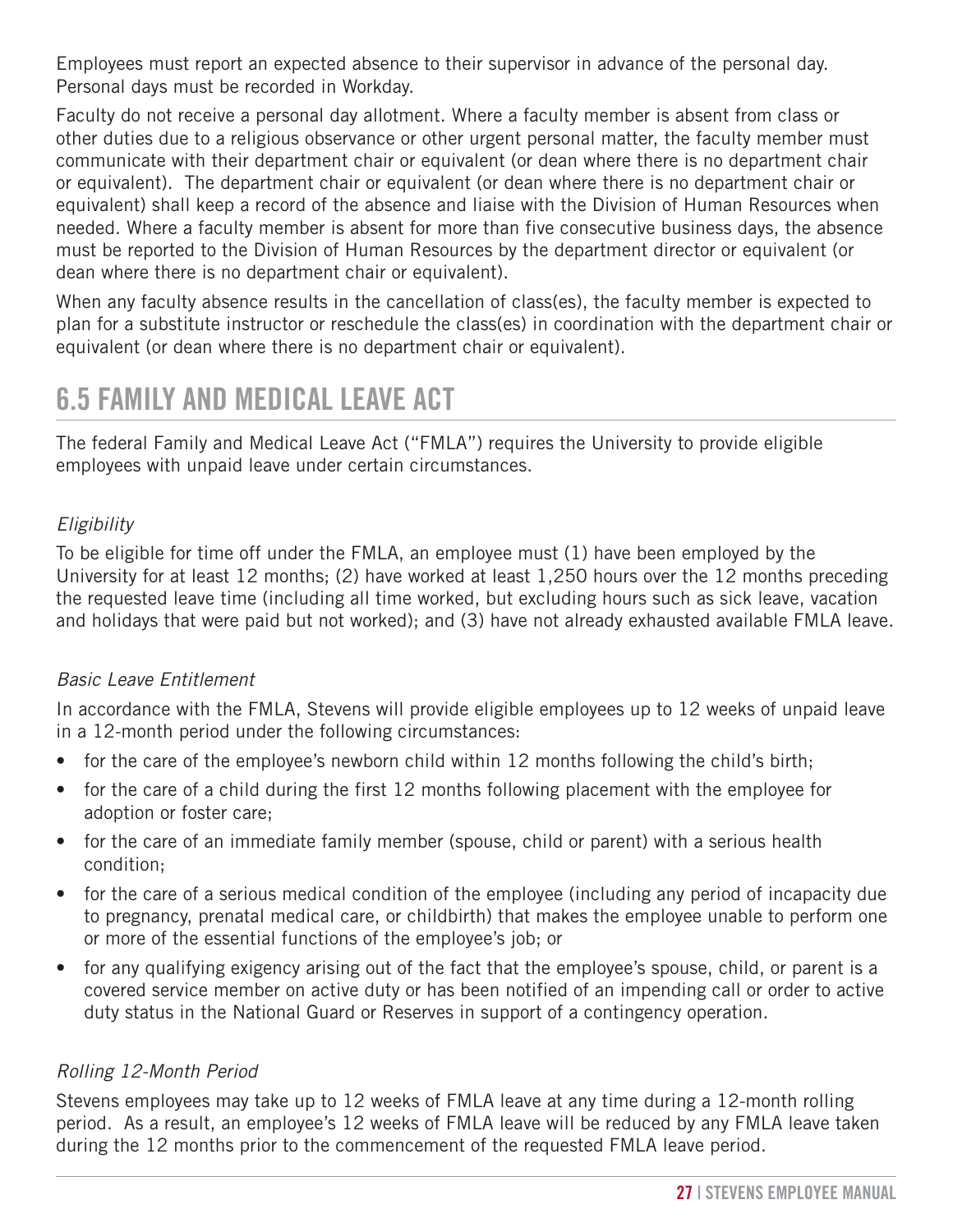Employees must report an expected absence to their supervisor in advance of the personal day. Personal days must be recorded in Workday.

Faculty do not receive a personal day allotment. Where a faculty member is absent from class or other duties due to a religious observance or other urgent personal matter, the faculty member must communicate with their department chair or equivalent (or dean where there is no department chair or equivalent). The department chair or equivalent (or dean where there is no department chair or equivalent) shall keep a record of the absence and liaise with the Division of Human Resources when needed. Where a faculty member is absent for more than five consecutive business days, the absence must be reported to the Division of Human Resources by the department director or equivalent (or dean where there is no department chair or equivalent).

When any faculty absence results in the cancellation of class(es), the faculty member is expected to plan for a substitute instructor or reschedule the class(es) in coordination with the department chair or equivalent (or dean where there is no department chair or equivalent).

## 6.5 FAMILY AND MEDICAL LEAVE ACT

The federal Family and Medical Leave Act ("FMLA") requires the University to provide eligible employees with unpaid leave under certain circumstances.

*Eligibility*

To be eligible for time off under the FMLA, an employee must (1) have been employed by the University for at least 12 months; (2) have worked at least 1,250 hours over the 12 months preceding the requested leave time (including all time worked, but excluding hours such as sick leave, vacation and holidays that were paid but not worked); and (3) have not already exhausted available FMLA leave.

*Basic Leave Entitlement*

In accordance with the FMLA, Stevens will provide eligible employees up to 12 weeks of unpaid leave in a 12-month period under the following circumstances:

- for the care of the employee's newborn child within 12 months following the child's birth;
- for the care of a child during the first 12 months following placement with the employee for adoption or foster care;
- for the care of an immediate family member (spouse, child or parent) with a serious health condition;
- for the care of a serious medical condition of the employee (including any period of incapacity due to pregnancy, prenatal medical care, or childbirth) that makes the employee unable to perform one or more of the essential functions of the employee's job; or
- for any qualifying exigency arising out of the fact that the employee's spouse, child, or parent is a covered service member on active duty or has been notified of an impending call or order to active duty status in the National Guard or Reserves in support of a contingency operation.

*Rolling 12-Month Period*

Stevens employees may take up to 12 weeks of FMLA leave at any time during a 12-month rolling period. As a result, an employee's 12 weeks of FMLA leave will be reduced by any FMLA leave taken during the 12 months prior to the commencement of the requested FMLA leave period.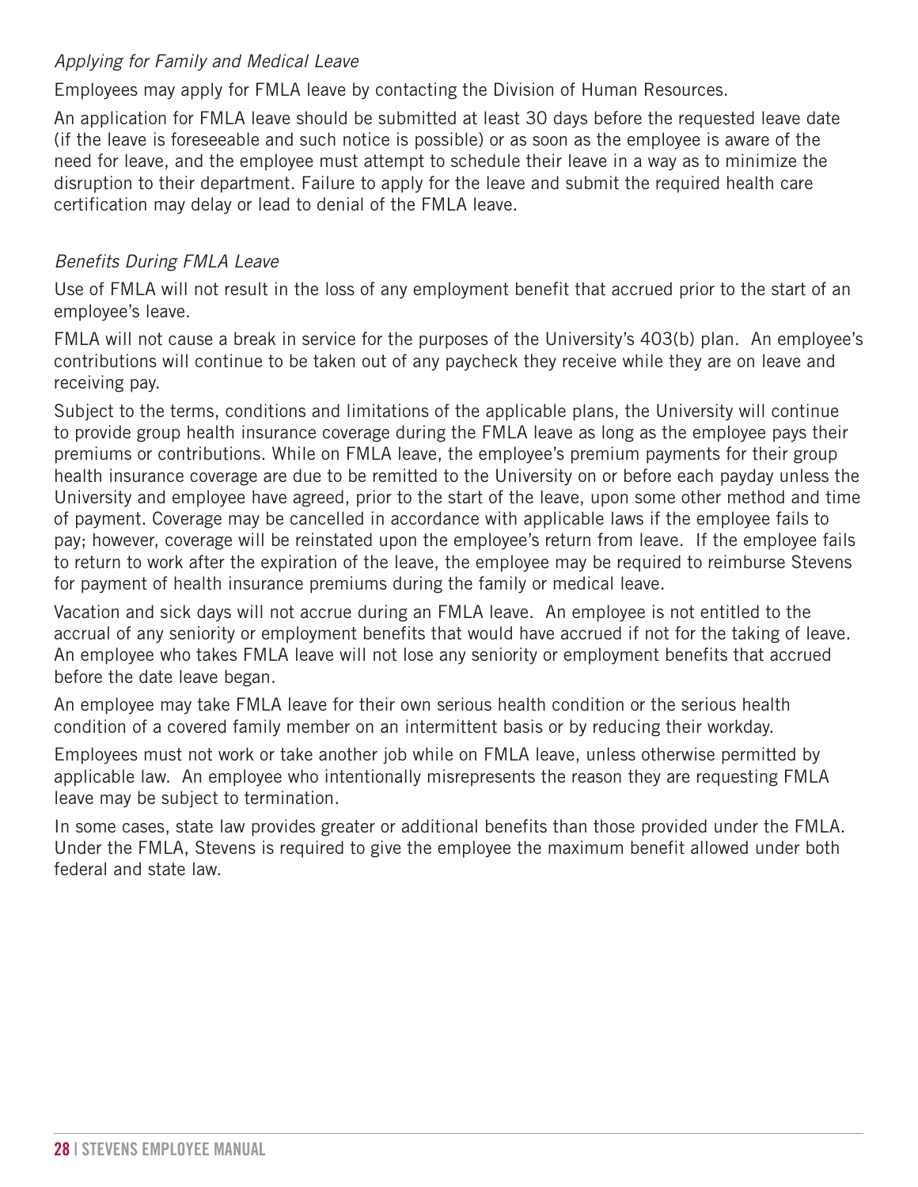*Applying for Family and Medical Leave*

Employees may apply for FMLA leave by contacting the Division of Human Resources.

An application for FMLA leave should be submitted at least 30 days before the requested leave date (if the leave is foreseeable and such notice is possible) or as soon as the employee is aware of the need for leave, and the employee must attempt to schedule their leave in a way as to minimize the disruption to their department. Failure to apply for the leave and submit the required health care certification may delay or lead to denial of the FMLA leave.

*Benefits During FMLA Leave*

Use of FMLA will not result in the loss of any employment benefit that accrued prior to the start of an employee's leave.

FMLA will not cause a break in service for the purposes of the University's 403(b) plan. An employee's contributions will continue to be taken out of any paycheck they receive while they are on leave and receiving pay.

Subject to the terms, conditions and limitations of the applicable plans, the University will continue to provide group health insurance coverage during the FMLA leave as long as the employee pays their premiums or contributions. While on FMLA leave, the employee's premium payments for their group health insurance coverage are due to be remitted to the University on or before each payday unless the University and employee have agreed, prior to the start of the leave, upon some other method and time of payment. Coverage may be cancelled in accordance with applicable laws if the employee fails to pay; however, coverage will be reinstated upon the employee's return from leave. If the employee fails to return to work after the expiration of the leave, the employee may be required to reimburse Stevens for payment of health insurance premiums during the family or medical leave.

Vacation and sick days will not accrue during an FMLA leave. An employee is not entitled to the accrual of any seniority or employment benefits that would have accrued if not for the taking of leave. An employee who takes FMLA leave will not lose any seniority or employment benefits that accrued before the date leave began.

An employee may take FMLA leave for their own serious health condition or the serious health condition of a covered family member on an intermittent basis or by reducing their workday.

Employees must not work or take another job while on FMLA leave, unless otherwise permitted by applicable law. An employee who intentionally misrepresents the reason they are requesting FMLA leave may be subject to termination.

In some cases, state law provides greater or additional benefits than those provided under the FMLA. Under the FMLA, Stevens is required to give the employee the maximum benefit allowed under both federal and state law.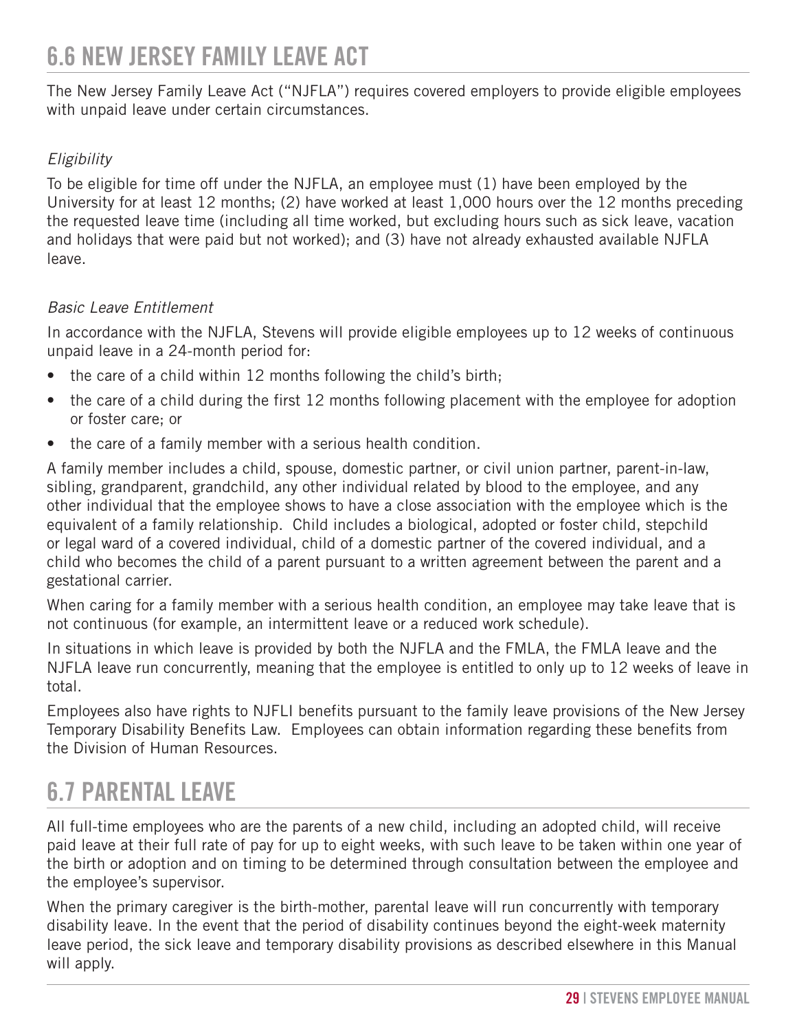## 6.6 NEW JERSEY FAMILY LEAVE ACT

The New Jersey Family Leave Act ("NJFLA") requires covered employers to provide eligible employees with unpaid leave under certain circumstances.

*Eligibility*

To be eligible for time off under the NJFLA, an employee must (1) have been employed by the University for at least 12 months; (2) have worked at least 1,000 hours over the 12 months preceding the requested leave time (including all time worked, but excluding hours such as sick leave, vacation and holidays that were paid but not worked); and (3) have not already exhausted available NJFLA leave.

*Basic Leave Entitlement*

In accordance with the NJFLA, Stevens will provide eligible employees up to 12 weeks of continuous unpaid leave in a 24-month period for:

- the care of a child within 12 months following the child's birth;
- the care of a child during the first 12 months following placement with the employee for adoption or foster care; or
- the care of a family member with a serious health condition.

A family member includes a child, spouse, domestic partner, or civil union partner, parent-in-law, sibling, grandparent, grandchild, any other individual related by blood to the employee, and any other individual that the employee shows to have a close association with the employee which is the equivalent of a family relationship. Child includes a biological, adopted or foster child, stepchild or legal ward of a covered individual, child of a domestic partner of the covered individual, and a child who becomes the child of a parent pursuant to a written agreement between the parent and a gestational carrier.

When caring for a family member with a serious health condition, an employee may take leave that is not continuous (for example, an intermittent leave or a reduced work schedule).

In situations in which leave is provided by both the NJFLA and the FMLA, the FMLA leave and the NJFLA leave run concurrently, meaning that the employee is entitled to only up to 12 weeks of leave in total.

Employees also have rights to NJFLI benefits pursuant to the family leave provisions of the New Jersey Temporary Disability Benefits Law. Employees can obtain information regarding these benefits from the Division of Human Resources.

## 6.7 PARENTAL LEAVE

All full-time employees who are the parents of a new child, including an adopted child, will receive paid leave at their full rate of pay for up to eight weeks, with such leave to be taken within one year of the birth or adoption and on timing to be determined through consultation between the employee and the employee's supervisor.

When the primary caregiver is the birth-mother, parental leave will run concurrently with temporary disability leave. In the event that the period of disability continues beyond the eight-week maternity leave period, the sick leave and temporary disability provisions as described elsewhere in this Manual will apply.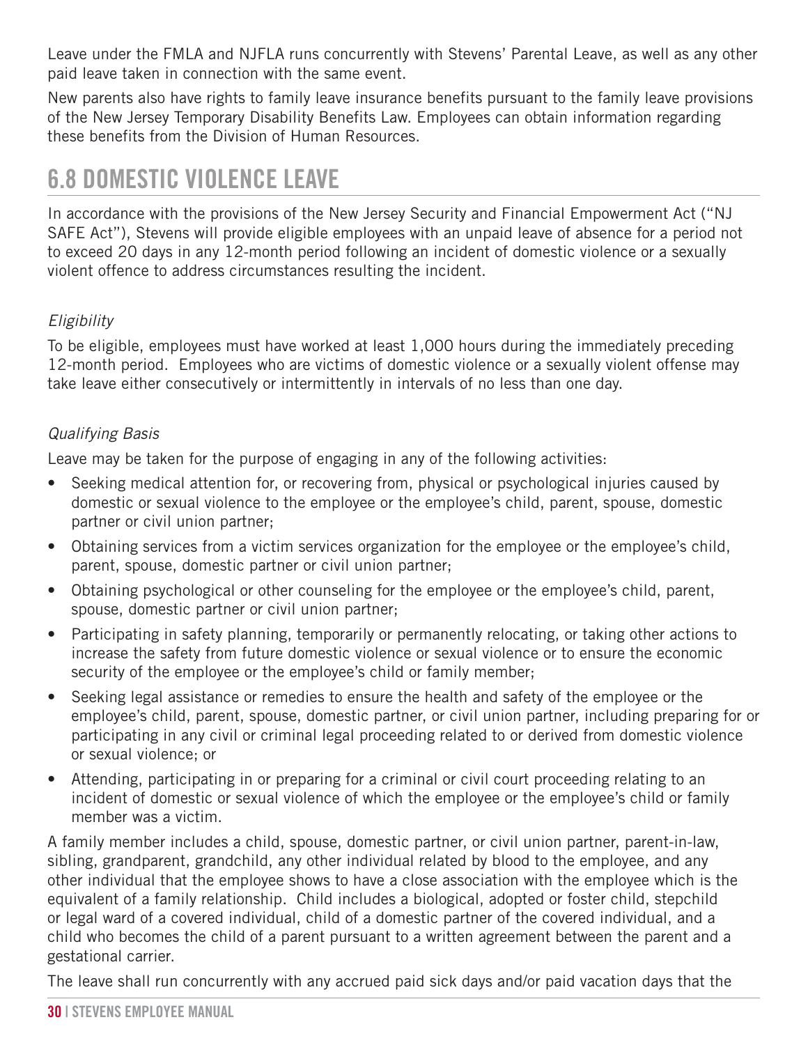Leave under the FMLA and NJFLA runs concurrently with Stevens' Parental Leave, as well as any other paid leave taken in connection with the same event.

New parents also have rights to family leave insurance benefits pursuant to the family leave provisions of the New Jersey Temporary Disability Benefits Law. Employees can obtain information regarding these benefits from the Division of Human Resources.

## 6.8 DOMESTIC VIOLENCE LEAVE

In accordance with the provisions of the New Jersey Security and Financial Empowerment Act ("NJ SAFE Act"), Stevens will provide eligible employees with an unpaid leave of absence for a period not to exceed 20 days in any 12-month period following an incident of domestic violence or a sexually violent offence to address circumstances resulting the incident.

*Eligibility*

To be eligible, employees must have worked at least 1,000 hours during the immediately preceding 12-month period. Employees who are victims of domestic violence or a sexually violent offense may take leave either consecutively or intermittently in intervals of no less than one day.

*Qualifying Basis*

Leave may be taken for the purpose of engaging in any of the following activities:

- Seeking medical attention for, or recovering from, physical or psychological injuries caused by domestic or sexual violence to the employee or the employee's child, parent, spouse, domestic partner or civil union partner;
- Obtaining services from a victim services organization for the employee or the employee's child, parent, spouse, domestic partner or civil union partner;
- Obtaining psychological or other counseling for the employee or the employee's child, parent, spouse, domestic partner or civil union partner;
- Participating in safety planning, temporarily or permanently relocating, or taking other actions to increase the safety from future domestic violence or sexual violence or to ensure the economic security of the employee or the employee's child or family member;
- Seeking legal assistance or remedies to ensure the health and safety of the employee or the employee's child, parent, spouse, domestic partner, or civil union partner, including preparing for or participating in any civil or criminal legal proceeding related to or derived from domestic violence or sexual violence; or
- Attending, participating in or preparing for a criminal or civil court proceeding relating to an incident of domestic or sexual violence of which the employee or the employee's child or family member was a victim.

A family member includes a child, spouse, domestic partner, or civil union partner, parent-in-law, sibling, grandparent, grandchild, any other individual related by blood to the employee, and any other individual that the employee shows to have a close association with the employee which is the equivalent of a family relationship. Child includes a biological, adopted or foster child, stepchild or legal ward of a covered individual, child of a domestic partner of the covered individual, and a child who becomes the child of a parent pursuant to a written agreement between the parent and a gestational carrier.

The leave shall run concurrently with any accrued paid sick days and/or paid vacation days that the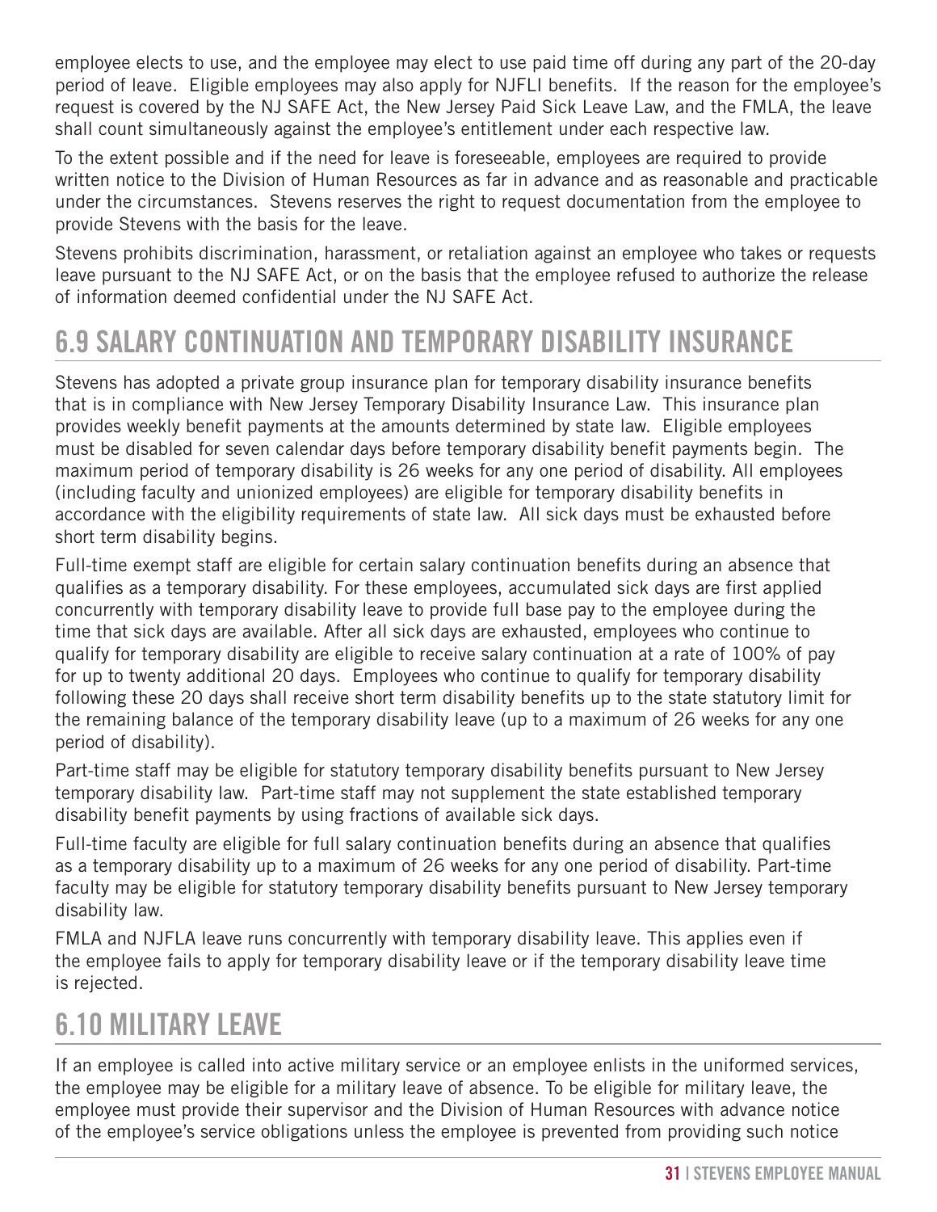employee elects to use, and the employee may elect to use paid time off during any part of the 20-day period of leave. Eligible employees may also apply for NJFLI benefits. If the reason for the employee's request is covered by the NJ SAFE Act, the New Jersey Paid Sick Leave Law, and the FMLA, the leave shall count simultaneously against the employee's entitlement under each respective law.

To the extent possible and if the need for leave is foreseeable, employees are required to provide written notice to the Division of Human Resources as far in advance and as reasonable and practicable under the circumstances. Stevens reserves the right to request documentation from the employee to provide Stevens with the basis for the leave.

Stevens prohibits discrimination, harassment, or retaliation against an employee who takes or requests leave pursuant to the NJ SAFE Act, or on the basis that the employee refused to authorize the release of information deemed confidential under the NJ SAFE Act.

## 6.9 SALARY CONTINUATION AND TEMPORARY DISABILITY INSURANCE

Stevens has adopted a private group insurance plan for temporary disability insurance benefits that is in compliance with New Jersey Temporary Disability Insurance Law. This insurance plan provides weekly benefit payments at the amounts determined by state law. Eligible employees must be disabled for seven calendar days before temporary disability benefit payments begin. The maximum period of temporary disability is 26 weeks for any one period of disability. All employees (including faculty and unionized employees) are eligible for temporary disability benefits in accordance with the eligibility requirements of state law. All sick days must be exhausted before short term disability begins.

Full-time exempt staff are eligible for certain salary continuation benefits during an absence that qualifies as a temporary disability. For these employees, accumulated sick days are first applied concurrently with temporary disability leave to provide full base pay to the employee during the time that sick days are available. After all sick days are exhausted, employees who continue to qualify for temporary disability are eligible to receive salary continuation at a rate of 100% of pay for up to twenty additional 20 days. Employees who continue to qualify for temporary disability following these 20 days shall receive short term disability benefits up to the state statutory limit for the remaining balance of the temporary disability leave (up to a maximum of 26 weeks for any one period of disability).

Part-time staff may be eligible for statutory temporary disability benefits pursuant to New Jersey temporary disability law. Part-time staff may not supplement the state established temporary disability benefit payments by using fractions of available sick days.

Full-time faculty are eligible for full salary continuation benefits during an absence that qualifies as a temporary disability up to a maximum of 26 weeks for any one period of disability. Part-time faculty may be eligible for statutory temporary disability benefits pursuant to New Jersey temporary disability law.

FMLA and NJFLA leave runs concurrently with temporary disability leave. This applies even if the employee fails to apply for temporary disability leave or if the temporary disability leave time is rejected.

## 6.10 MILITARY LEAVE

If an employee is called into active military service or an employee enlists in the uniformed services, the employee may be eligible for a military leave of absence. To be eligible for military leave, the employee must provide their supervisor and the Division of Human Resources with advance notice of the employee's service obligations unless the employee is prevented from providing such notice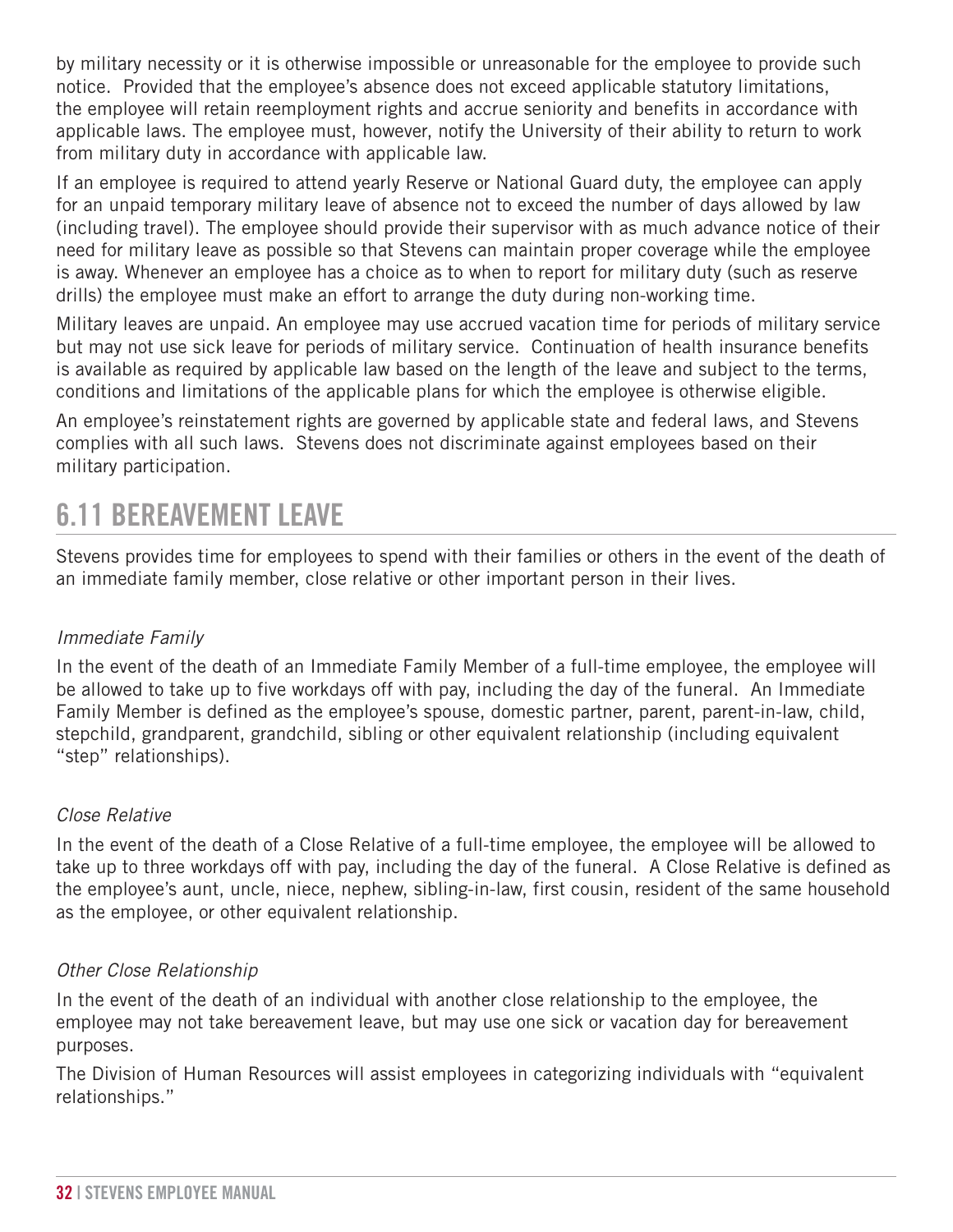by military necessity or it is otherwise impossible or unreasonable for the employee to provide such notice. Provided that the employee's absence does not exceed applicable statutory limitations, the employee will retain reemployment rights and accrue seniority and benefits in accordance with applicable laws. The employee must, however, notify the University of their ability to return to work from military duty in accordance with applicable law.

If an employee is required to attend yearly Reserve or National Guard duty, the employee can apply for an unpaid temporary military leave of absence not to exceed the number of days allowed by law (including travel). The employee should provide their supervisor with as much advance notice of their need for military leave as possible so that Stevens can maintain proper coverage while the employee is away. Whenever an employee has a choice as to when to report for military duty (such as reserve drills) the employee must make an effort to arrange the duty during non-working time.

Military leaves are unpaid. An employee may use accrued vacation time for periods of military service but may not use sick leave for periods of military service. Continuation of health insurance benefits is available as required by applicable law based on the length of the leave and subject to the terms, conditions and limitations of the applicable plans for which the employee is otherwise eligible.

An employee's reinstatement rights are governed by applicable state and federal laws, and Stevens complies with all such laws. Stevens does not discriminate against employees based on their military participation.

## 6.11 BEREAVEMENT LEAVE

Stevens provides time for employees to spend with their families or others in the event of the death of an immediate family member, close relative or other important person in their lives.

*Immediate Family*

In the event of the death of an Immediate Family Member of a full-time employee, the employee will be allowed to take up to five workdays off with pay, including the day of the funeral. An Immediate Family Member is defined as the employee's spouse, domestic partner, parent, parent-in-law, child, stepchild, grandparent, grandchild, sibling or other equivalent relationship (including equivalent "step" relationships).

*Close Relative*

In the event of the death of a Close Relative of a full-time employee, the employee will be allowed to take up to three workdays off with pay, including the day of the funeral. A Close Relative is defined as the employee's aunt, uncle, niece, nephew, sibling-in-law, first cousin, resident of the same household as the employee, or other equivalent relationship.

*Other Close Relationship*

In the event of the death of an individual with another close relationship to the employee, the employee may not take bereavement leave, but may use one sick or vacation day for bereavement purposes.

The Division of Human Resources will assist employees in categorizing individuals with "equivalent relationships."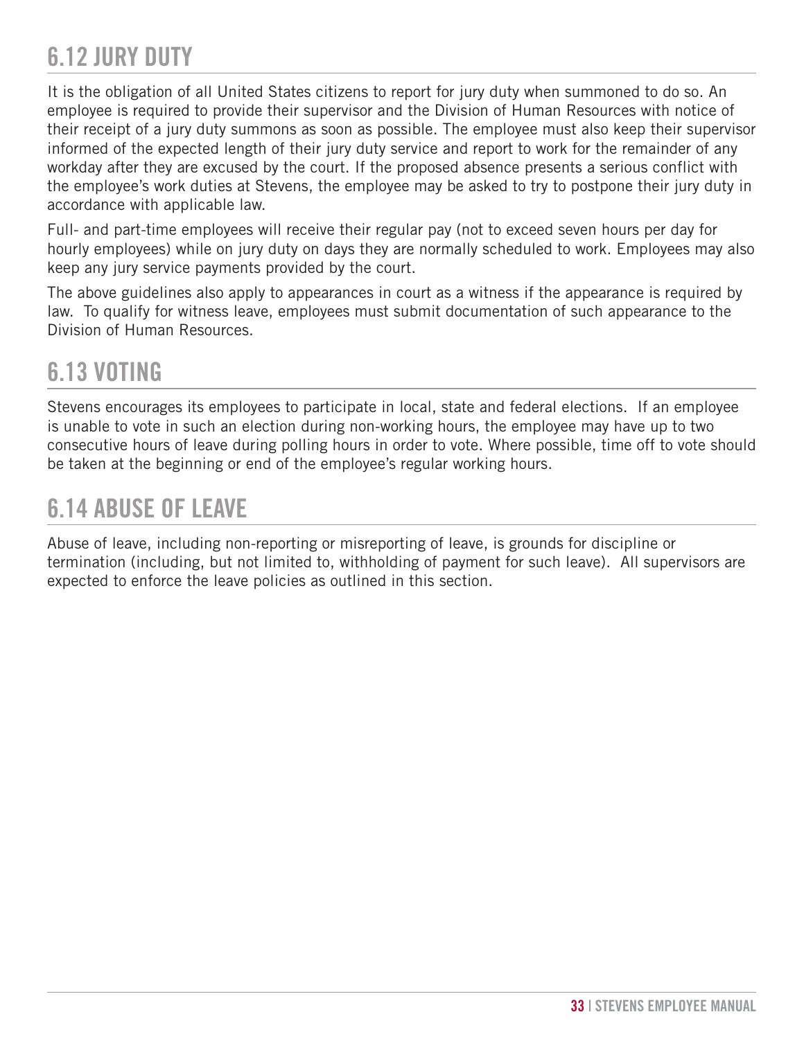## 6.12 JURY DUTY

It is the obligation of all United States citizens to report for jury duty when summoned to do so. An employee is required to provide their supervisor and the Division of Human Resources with notice of their receipt of a jury duty summons as soon as possible. The employee must also keep their supervisor informed of the expected length of their jury duty service and report to work for the remainder of any workday after they are excused by the court. If the proposed absence presents a serious conflict with the employee's work duties at Stevens, the employee may be asked to try to postpone their jury duty in accordance with applicable law.

Full- and part-time employees will receive their regular pay (not to exceed seven hours per day for hourly employees) while on jury duty on days they are normally scheduled to work. Employees may also keep any jury service payments provided by the court.

The above guidelines also apply to appearances in court as a witness if the appearance is required by law. To qualify for witness leave, employees must submit documentation of such appearance to the Division of Human Resources.

## 6.13 VOTING

Stevens encourages its employees to participate in local, state and federal elections. If an employee is unable to vote in such an election during non-working hours, the employee may have up to two consecutive hours of leave during polling hours in order to vote. Where possible, time off to vote should be taken at the beginning or end of the employee's regular working hours.

## 6.14 ABUSE OF LEAVE

Abuse of leave, including non-reporting or misreporting of leave, is grounds for discipline or termination (including, but not limited to, withholding of payment for such leave). All supervisors are expected to enforce the leave policies as outlined in this section.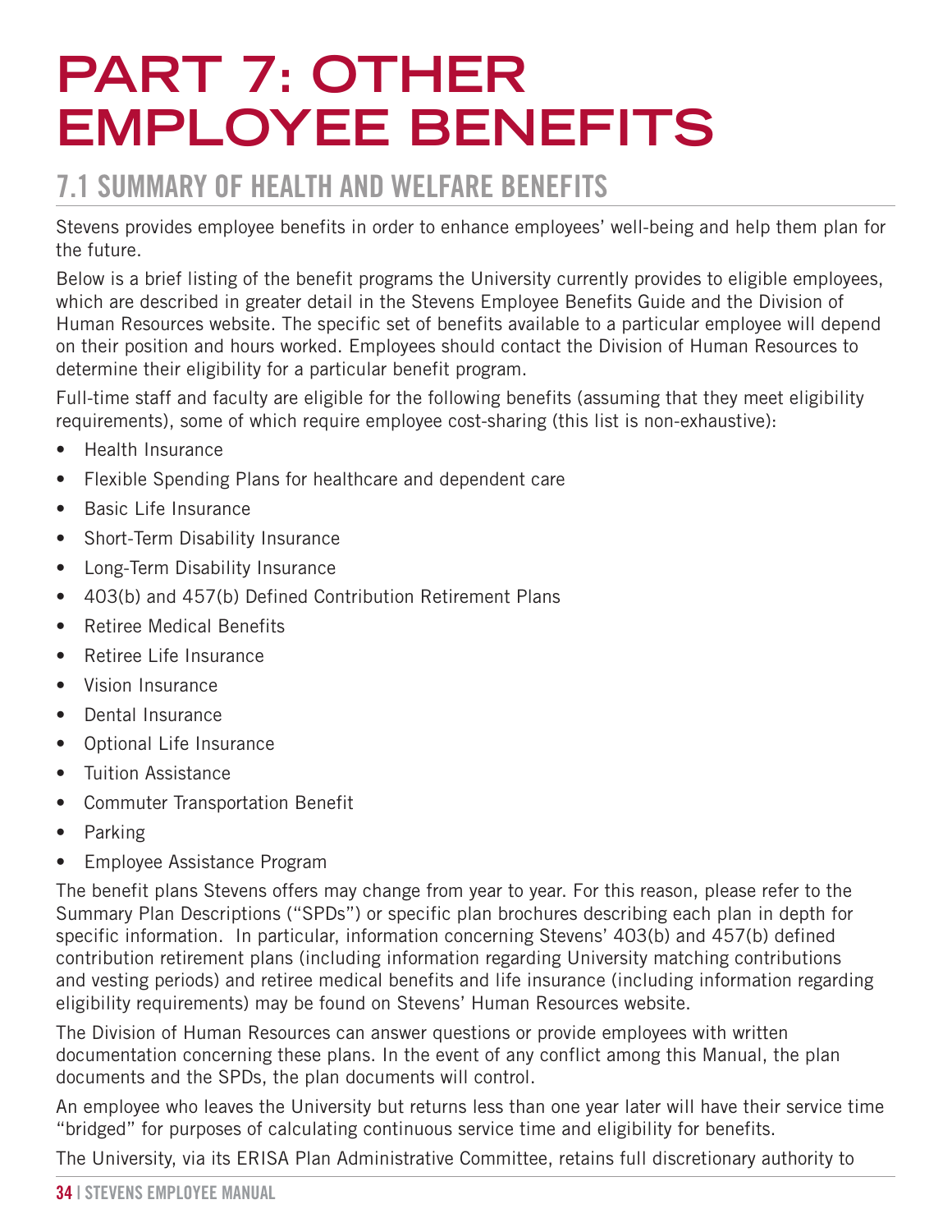# PART 7: OTHER EMPLOYEE BENEFITS

## 7.1 SUMMARY OF HEALTH AND WELFARE BENEFITS

Stevens provides employee benefits in order to enhance employees' well-being and help them plan for the future.

Below is a brief listing of the benefit programs the University currently provides to eligible employees, which are described in greater detail in the Stevens Employee Benefits Guide and the Division of Human Resources website. The specific set of benefits available to a particular employee will depend on their position and hours worked. Employees should contact the Division of Human Resources to determine their eligibility for a particular benefit program.

Full-time staff and faculty are eligible for the following benefits (assuming that they meet eligibility requirements), some of which require employee cost-sharing (this list is non-exhaustive):

- Health Insurance
- Flexible Spending Plans for healthcare and dependent care
- Basic Life Insurance
- Short-Term Disability Insurance
- Long-Term Disability Insurance
- 403(b) and 457(b) Defined Contribution Retirement Plans
- Retiree Medical Benefits
- Retiree Life Insurance
- Vision Insurance
- Dental Insurance
- Optional Life Insurance
- Tuition Assistance
- Commuter Transportation Benefit
- Parking
- Employee Assistance Program

The benefit plans Stevens offers may change from year to year. For this reason, please refer to the Summary Plan Descriptions ("SPDs") or specific plan brochures describing each plan in depth for specific information. In particular, information concerning Stevens' 403(b) and 457(b) defined contribution retirement plans (including information regarding University matching contributions and vesting periods) and retiree medical benefits and life insurance (including information regarding eligibility requirements) may be found on Stevens' Human Resources website.

The Division of Human Resources can answer questions or provide employees with written documentation concerning these plans. In the event of any conflict among this Manual, the plan documents and the SPDs, the plan documents will control.

An employee who leaves the University but returns less than one year later will have their service time "bridged" for purposes of calculating continuous service time and eligibility for benefits.

The University, via its ERISA Plan Administrative Committee, retains full discretionary authority to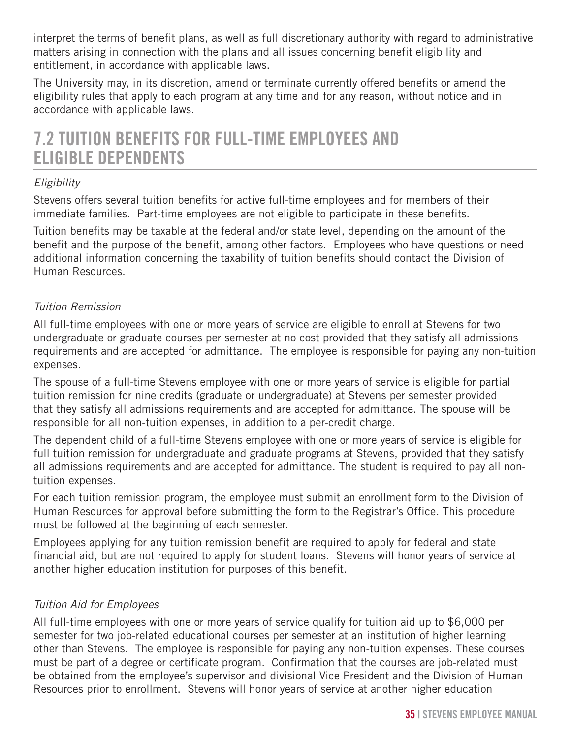interpret the terms of benefit plans, as well as full discretionary authority with regard to administrative matters arising in connection with the plans and all issues concerning benefit eligibility and entitlement, in accordance with applicable laws.

The University may, in its discretion, amend or terminate currently offered benefits or amend the eligibility rules that apply to each program at any time and for any reason, without notice and in accordance with applicable laws.

## 7.2 TUITION BENEFITS FOR FULL-TIME EMPLOYEES AND ELIGIBLE DEPENDENTS

*Eligibility*

Stevens offers several tuition benefits for active full-time employees and for members of their immediate families. Part-time employees are not eligible to participate in these benefits.

Tuition benefits may be taxable at the federal and/or state level, depending on the amount of the benefit and the purpose of the benefit, among other factors. Employees who have questions or need additional information concerning the taxability of tuition benefits should contact the Division of Human Resources.

*Tuition Remission*

All full-time employees with one or more years of service are eligible to enroll at Stevens for two undergraduate or graduate courses per semester at no cost provided that they satisfy all admissions requirements and are accepted for admittance. The employee is responsible for paying any non-tuition expenses.

The spouse of a full-time Stevens employee with one or more years of service is eligible for partial tuition remission for nine credits (graduate or undergraduate) at Stevens per semester provided that they satisfy all admissions requirements and are accepted for admittance. The spouse will be responsible for all non-tuition expenses, in addition to a per-credit charge.

The dependent child of a full-time Stevens employee with one or more years of service is eligible for full tuition remission for undergraduate and graduate programs at Stevens, provided that they satisfy all admissions requirements and are accepted for admittance. The student is required to pay all non-tuition expenses.

For each tuition remission program, the employee must submit an enrollment form to the Division of Human Resources for approval before submitting the form to the Registrar's Office. This procedure must be followed at the beginning of each semester.

Employees applying for any tuition remission benefit are required to apply for federal and state financial aid, but are not required to apply for student loans. Stevens will honor years of service at another higher education institution for purposes of this benefit.

*Tuition Aid for Employees*

All full-time employees with one or more years of service qualify for tuition aid up to $6,000 per semester for two job-related educational courses per semester at an institution of higher learning other than Stevens. The employee is responsible for paying any non-tuition expenses. These courses must be part of a degree or certificate program. Confirmation that the courses are job-related must be obtained from the employee's supervisor and divisional Vice President and the Division of Human Resources prior to enrollment. Stevens will honor years of service at another higher education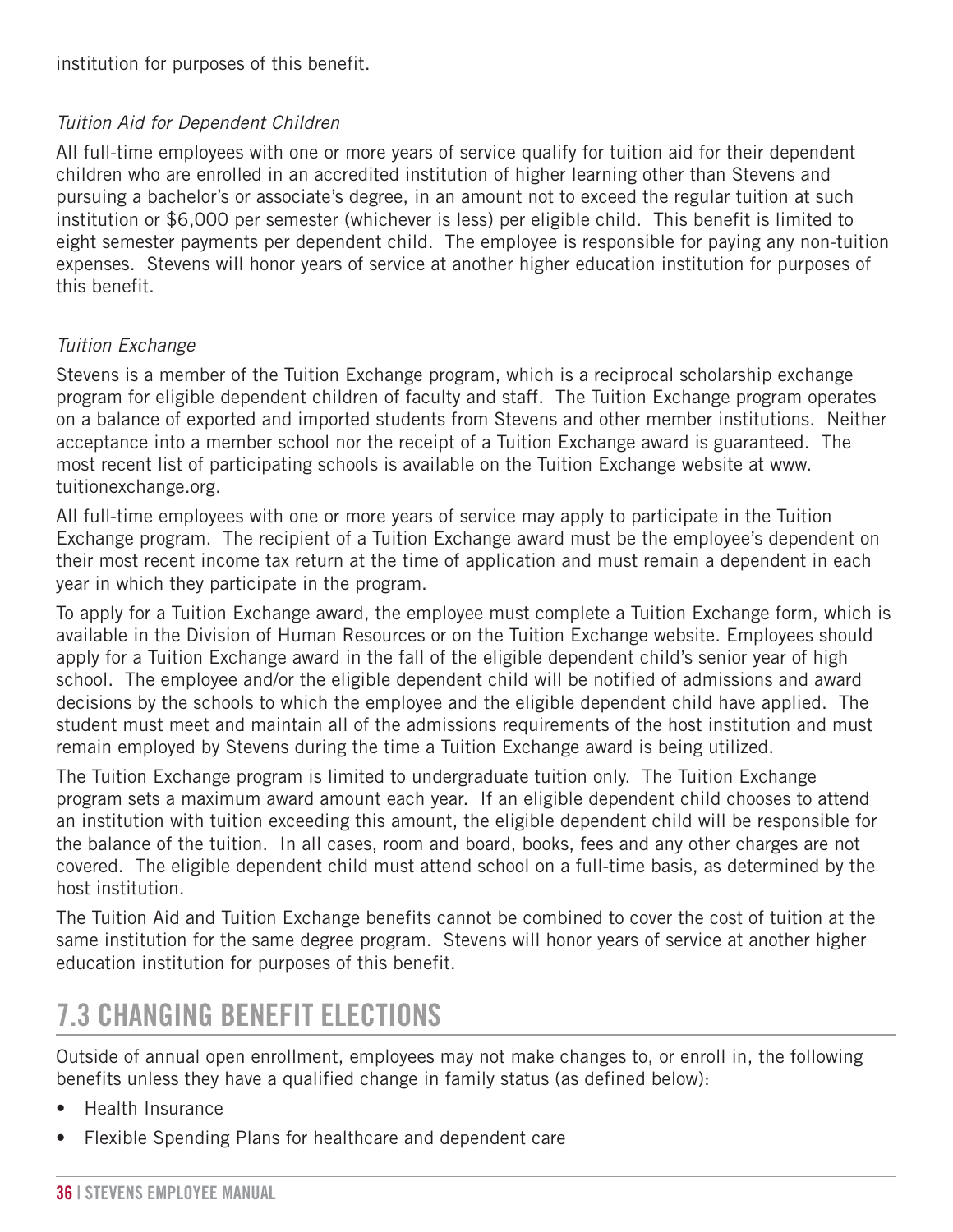institution for purposes of this benefit.

*Tuition Aid for Dependent Children*

All full-time employees with one or more years of service qualify for tuition aid for their dependent children who are enrolled in an accredited institution of higher learning other than Stevens and pursuing a bachelor's or associate's degree, in an amount not to exceed the regular tuition at such institution or $6,000 per semester (whichever is less) per eligible child. This benefit is limited to eight semester payments per dependent child. The employee is responsible for paying any non-tuition expenses. Stevens will honor years of service at another higher education institution for purposes of this benefit.

*Tuition Exchange*

Stevens is a member of the Tuition Exchange program, which is a reciprocal scholarship exchange program for eligible dependent children of faculty and staff. The Tuition Exchange program operates on a balance of exported and imported students from Stevens and other member institutions. Neither acceptance into a member school nor the receipt of a Tuition Exchange award is guaranteed. The most recent list of participating schools is available on the Tuition Exchange website at www.tuitionexchange.org.

All full-time employees with one or more years of service may apply to participate in the Tuition Exchange program. The recipient of a Tuition Exchange award must be the employee's dependent on their most recent income tax return at the time of application and must remain a dependent in each year in which they participate in the program.

To apply for a Tuition Exchange award, the employee must complete a Tuition Exchange form, which is available in the Division of Human Resources or on the Tuition Exchange website. Employees should apply for a Tuition Exchange award in the fall of the eligible dependent child's senior year of high school. The employee and/or the eligible dependent child will be notified of admissions and award decisions by the schools to which the employee and the eligible dependent child have applied. The student must meet and maintain all of the admissions requirements of the host institution and must remain employed by Stevens during the time a Tuition Exchange award is being utilized.

The Tuition Exchange program is limited to undergraduate tuition only. The Tuition Exchange program sets a maximum award amount each year. If an eligible dependent child chooses to attend an institution with tuition exceeding this amount, the eligible dependent child will be responsible for the balance of the tuition. In all cases, room and board, books, fees and any other charges are not covered. The eligible dependent child must attend school on a full-time basis, as determined by the host institution.

The Tuition Aid and Tuition Exchange benefits cannot be combined to cover the cost of tuition at the same institution for the same degree program. Stevens will honor years of service at another higher education institution for purposes of this benefit.

## 7.3 CHANGING BENEFIT ELECTIONS

Outside of annual open enrollment, employees may not make changes to, or enroll in, the following benefits unless they have a qualified change in family status (as defined below):

- Health Insurance
- Flexible Spending Plans for healthcare and dependent care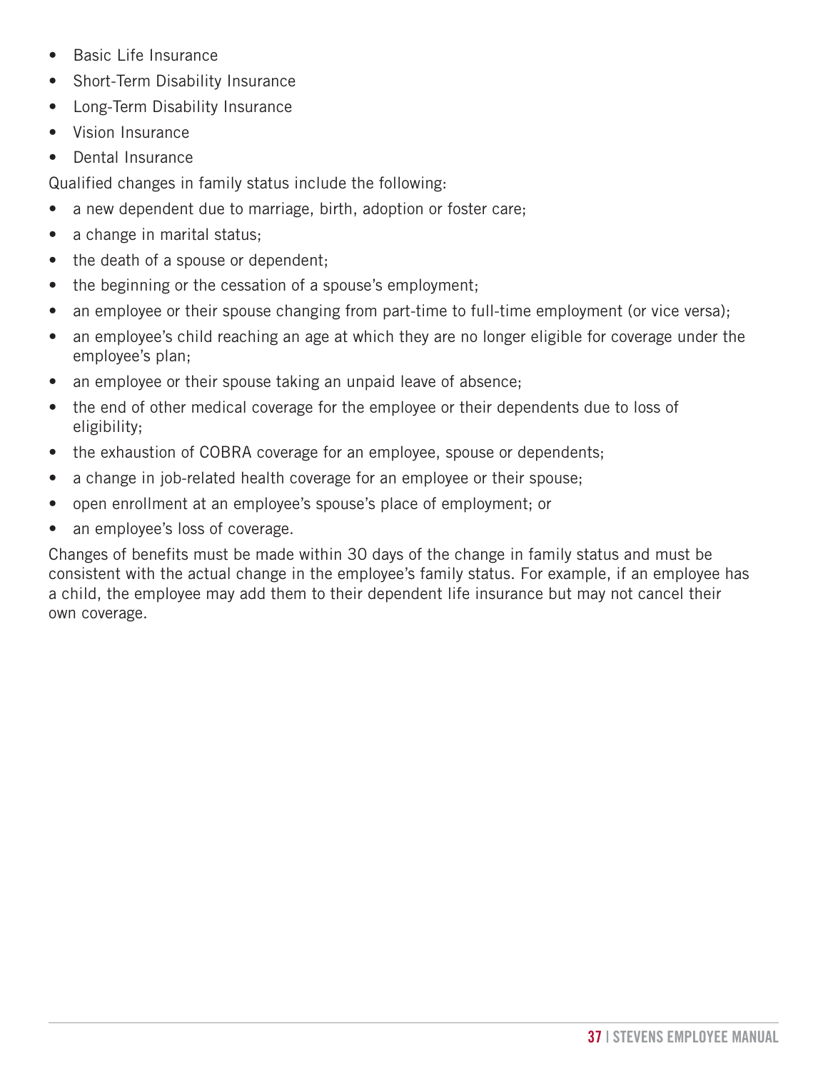- Basic Life Insurance
- Short-Term Disability Insurance
- Long-Term Disability Insurance
- Vision Insurance
- Dental Insurance

Qualified changes in family status include the following:

- a new dependent due to marriage, birth, adoption or foster care;
- a change in marital status;
- the death of a spouse or dependent;
- the beginning or the cessation of a spouse's employment;
- an employee or their spouse changing from part-time to full-time employment (or vice versa);
- an employee's child reaching an age at which they are no longer eligible for coverage under the employee's plan;
- an employee or their spouse taking an unpaid leave of absence;
- the end of other medical coverage for the employee or their dependents due to loss of eligibility;
- the exhaustion of COBRA coverage for an employee, spouse or dependents;
- a change in job-related health coverage for an employee or their spouse;
- open enrollment at an employee's spouse's place of employment; or
- an employee's loss of coverage.

Changes of benefits must be made within 30 days of the change in family status and must be consistent with the actual change in the employee's family status. For example, if an employee has a child, the employee may add them to their dependent life insurance but may not cancel their own coverage.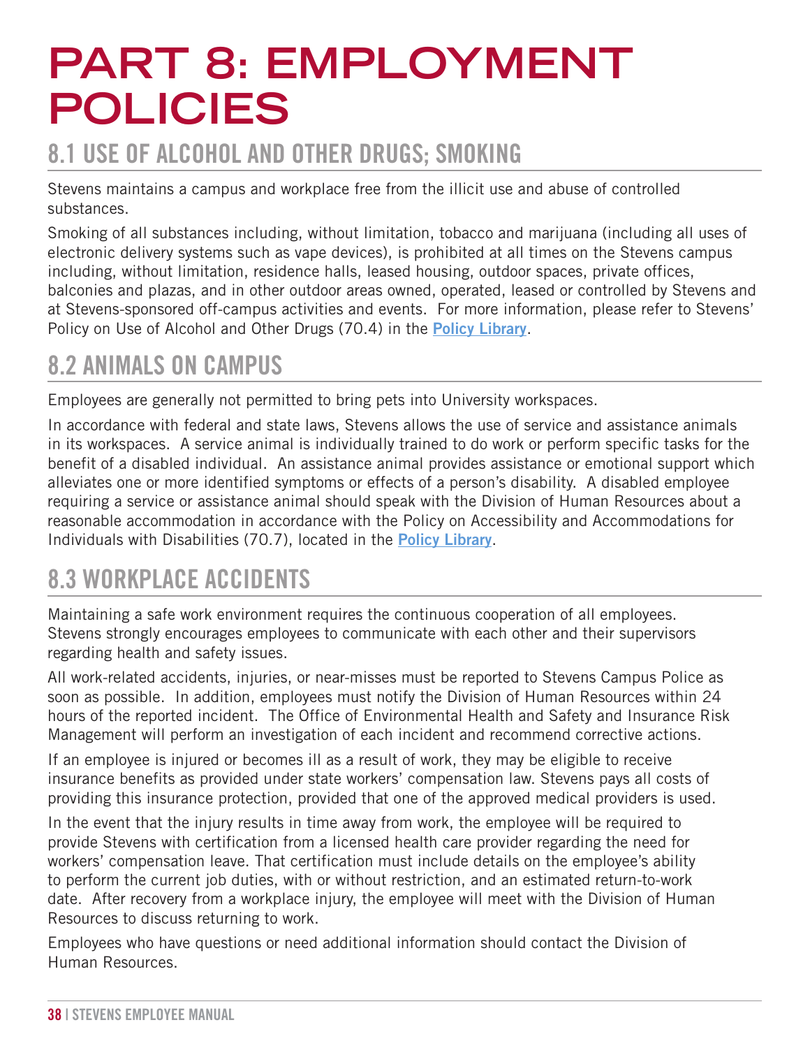# PART 8: EMPLOYMENT POLICIES

## 8.1 USE OF ALCOHOL AND OTHER DRUGS; SMOKING

Stevens maintains a campus and workplace free from the illicit use and abuse of controlled substances.

Smoking of all substances including, without limitation, tobacco and marijuana (including all uses of electronic delivery systems such as vape devices), is prohibited at all times on the Stevens campus including, without limitation, residence halls, leased housing, outdoor spaces, private offices, balconies and plazas, and in other outdoor areas owned, operated, leased or controlled by Stevens and at Stevens-sponsored off-campus activities and events. For more information, please refer to Stevens' Policy on Use of Alcohol and Other Drugs (70.4) in the **Policy Library**.

## 8.2 ANIMALS ON CAMPUS

Employees are generally not permitted to bring pets into University workspaces.

In accordance with federal and state laws, Stevens allows the use of service and assistance animals in its workspaces. A service animal is individually trained to do work or perform specific tasks for the benefit of a disabled individual. An assistance animal provides assistance or emotional support which alleviates one or more identified symptoms or effects of a person's disability. A disabled employee requiring a service or assistance animal should speak with the Division of Human Resources about a reasonable accommodation in accordance with the Policy on Accessibility and Accommodations for Individuals with Disabilities (70.7), located in the **Policy Library**.

## 8.3 WORKPLACE ACCIDENTS

Maintaining a safe work environment requires the continuous cooperation of all employees. Stevens strongly encourages employees to communicate with each other and their supervisors regarding health and safety issues.

All work-related accidents, injuries, or near-misses must be reported to Stevens Campus Police as soon as possible. In addition, employees must notify the Division of Human Resources within 24 hours of the reported incident. The Office of Environmental Health and Safety and Insurance Risk Management will perform an investigation of each incident and recommend corrective actions.

If an employee is injured or becomes ill as a result of work, they may be eligible to receive insurance benefits as provided under state workers' compensation law. Stevens pays all costs of providing this insurance protection, provided that one of the approved medical providers is used.

In the event that the injury results in time away from work, the employee will be required to provide Stevens with certification from a licensed health care provider regarding the need for workers' compensation leave. That certification must include details on the employee's ability to perform the current job duties, with or without restriction, and an estimated return-to-work date. After recovery from a workplace injury, the employee will meet with the Division of Human Resources to discuss returning to work.

Employees who have questions or need additional information should contact the Division of Human Resources.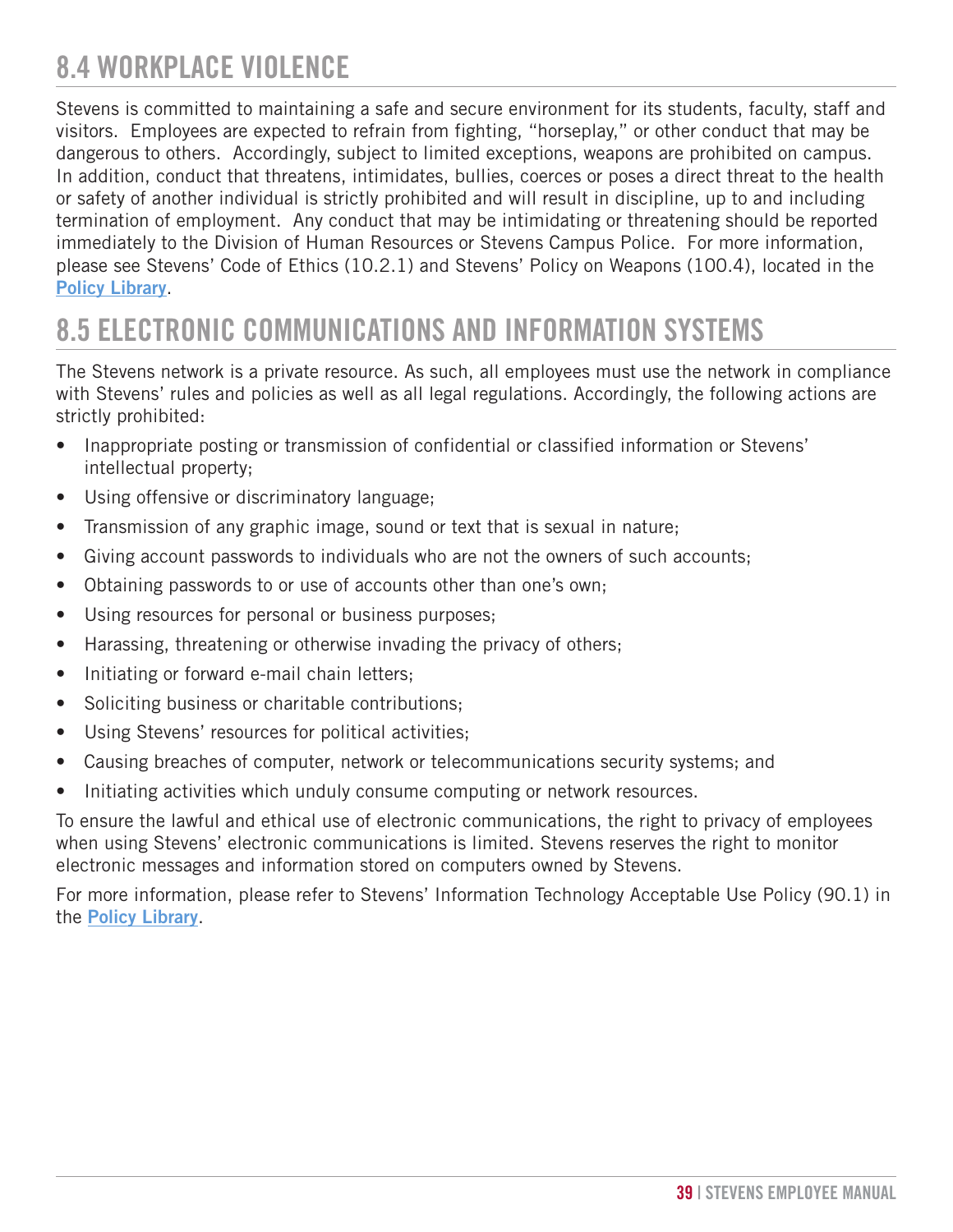## 8.4 WORKPLACE VIOLENCE

Stevens is committed to maintaining a safe and secure environment for its students, faculty, staff and visitors. Employees are expected to refrain from fighting, "horseplay," or other conduct that may be dangerous to others. Accordingly, subject to limited exceptions, weapons are prohibited on campus. In addition, conduct that threatens, intimidates, bullies, coerces or poses a direct threat to the health or safety of another individual is strictly prohibited and will result in discipline, up to and including termination of employment. Any conduct that may be intimidating or threatening should be reported immediately to the Division of Human Resources or Stevens Campus Police. For more information, please see Stevens' Code of Ethics (10.2.1) and Stevens' Policy on Weapons (100.4), located in the **Policy Library**.

## 8.5 ELECTRONIC COMMUNICATIONS AND INFORMATION SYSTEMS

The Stevens network is a private resource. As such, all employees must use the network in compliance with Stevens' rules and policies as well as all legal regulations. Accordingly, the following actions are strictly prohibited:

- Inappropriate posting or transmission of confidential or classified information or Stevens' intellectual property;
- Using offensive or discriminatory language;
- Transmission of any graphic image, sound or text that is sexual in nature;
- Giving account passwords to individuals who are not the owners of such accounts;
- Obtaining passwords to or use of accounts other than one's own;
- Using resources for personal or business purposes;
- Harassing, threatening or otherwise invading the privacy of others;
- Initiating or forward e-mail chain letters;
- Soliciting business or charitable contributions;
- Using Stevens' resources for political activities;
- Causing breaches of computer, network or telecommunications security systems; and
- Initiating activities which unduly consume computing or network resources.

To ensure the lawful and ethical use of electronic communications, the right to privacy of employees when using Stevens' electronic communications is limited. Stevens reserves the right to monitor electronic messages and information stored on computers owned by Stevens.

For more information, please refer to Stevens' Information Technology Acceptable Use Policy (90.1) in the **Policy Library**.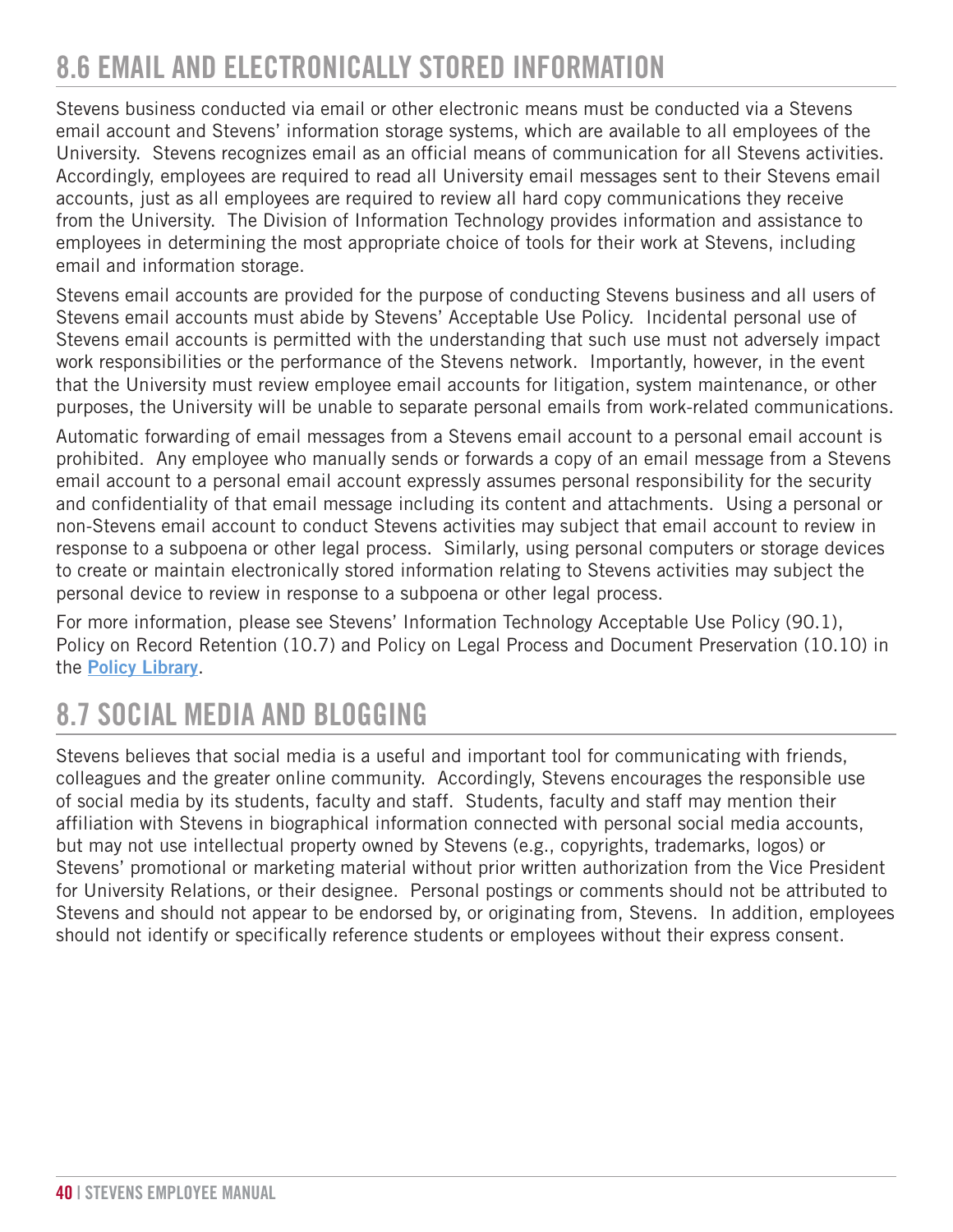## 8.6 EMAIL AND ELECTRONICALLY STORED INFORMATION

Stevens business conducted via email or other electronic means must be conducted via a Stevens email account and Stevens' information storage systems, which are available to all employees of the University. Stevens recognizes email as an official means of communication for all Stevens activities. Accordingly, employees are required to read all University email messages sent to their Stevens email accounts, just as all employees are required to review all hard copy communications they receive from the University. The Division of Information Technology provides information and assistance to employees in determining the most appropriate choice of tools for their work at Stevens, including email and information storage.

Stevens email accounts are provided for the purpose of conducting Stevens business and all users of Stevens email accounts must abide by Stevens' Acceptable Use Policy. Incidental personal use of Stevens email accounts is permitted with the understanding that such use must not adversely impact work responsibilities or the performance of the Stevens network. Importantly, however, in the event that the University must review employee email accounts for litigation, system maintenance, or other purposes, the University will be unable to separate personal emails from work-related communications.

Automatic forwarding of email messages from a Stevens email account to a personal email account is prohibited. Any employee who manually sends or forwards a copy of an email message from a Stevens email account to a personal email account expressly assumes personal responsibility for the security and confidentiality of that email message including its content and attachments. Using a personal or non-Stevens email account to conduct Stevens activities may subject that email account to review in response to a subpoena or other legal process. Similarly, using personal computers or storage devices to create or maintain electronically stored information relating to Stevens activities may subject the personal device to review in response to a subpoena or other legal process.

For more information, please see Stevens' Information Technology Acceptable Use Policy (90.1), Policy on Record Retention (10.7) and Policy on Legal Process and Document Preservation (10.10) in the **Policy Library**.

## 8.7 SOCIAL MEDIA AND BLOGGING

Stevens believes that social media is a useful and important tool for communicating with friends, colleagues and the greater online community. Accordingly, Stevens encourages the responsible use of social media by its students, faculty and staff. Students, faculty and staff may mention their affiliation with Stevens in biographical information connected with personal social media accounts, but may not use intellectual property owned by Stevens (e.g., copyrights, trademarks, logos) or Stevens' promotional or marketing material without prior written authorization from the Vice President for University Relations, or their designee. Personal postings or comments should not be attributed to Stevens and should not appear to be endorsed by, or originating from, Stevens. In addition, employees should not identify or specifically reference students or employees without their express consent.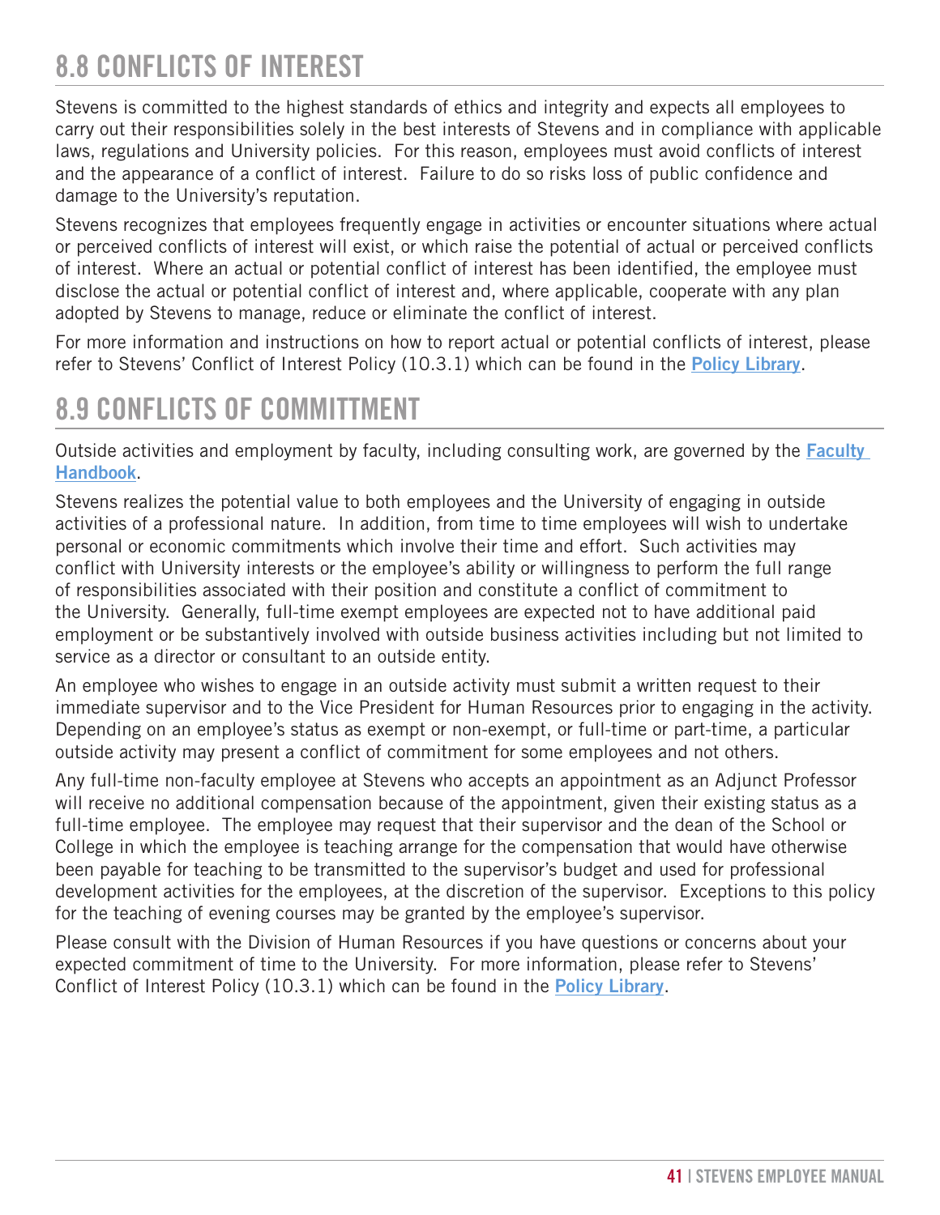## 8.8 CONFLICTS OF INTEREST

Stevens is committed to the highest standards of ethics and integrity and expects all employees to carry out their responsibilities solely in the best interests of Stevens and in compliance with applicable laws, regulations and University policies. For this reason, employees must avoid conflicts of interest and the appearance of a conflict of interest. Failure to do so risks loss of public confidence and damage to the University's reputation.

Stevens recognizes that employees frequently engage in activities or encounter situations where actual or perceived conflicts of interest will exist, or which raise the potential of actual or perceived conflicts of interest. Where an actual or potential conflict of interest has been identified, the employee must disclose the actual or potential conflict of interest and, where applicable, cooperate with any plan adopted by Stevens to manage, reduce or eliminate the conflict of interest.

For more information and instructions on how to report actual or potential conflicts of interest, please refer to Stevens' Conflict of Interest Policy (10.3.1) which can be found in the **Policy Library**.

## 8.9 CONFLICTS OF COMMITTMENT

Outside activities and employment by faculty, including consulting work, are governed by the **Faculty Handbook**.

Stevens realizes the potential value to both employees and the University of engaging in outside activities of a professional nature. In addition, from time to time employees will wish to undertake personal or economic commitments which involve their time and effort. Such activities may conflict with University interests or the employee's ability or willingness to perform the full range of responsibilities associated with their position and constitute a conflict of commitment to the University. Generally, full-time exempt employees are expected not to have additional paid employment or be substantively involved with outside business activities including but not limited to service as a director or consultant to an outside entity.

An employee who wishes to engage in an outside activity must submit a written request to their immediate supervisor and to the Vice President for Human Resources prior to engaging in the activity. Depending on an employee's status as exempt or non-exempt, or full-time or part-time, a particular outside activity may present a conflict of commitment for some employees and not others.

Any full-time non-faculty employee at Stevens who accepts an appointment as an Adjunct Professor will receive no additional compensation because of the appointment, given their existing status as a full-time employee. The employee may request that their supervisor and the dean of the School or College in which the employee is teaching arrange for the compensation that would have otherwise been payable for teaching to be transmitted to the supervisor's budget and used for professional development activities for the employees, at the discretion of the supervisor. Exceptions to this policy for the teaching of evening courses may be granted by the employee's supervisor.

Please consult with the Division of Human Resources if you have questions or concerns about your expected commitment of time to the University. For more information, please refer to Stevens' Conflict of Interest Policy (10.3.1) which can be found in the **Policy Library**.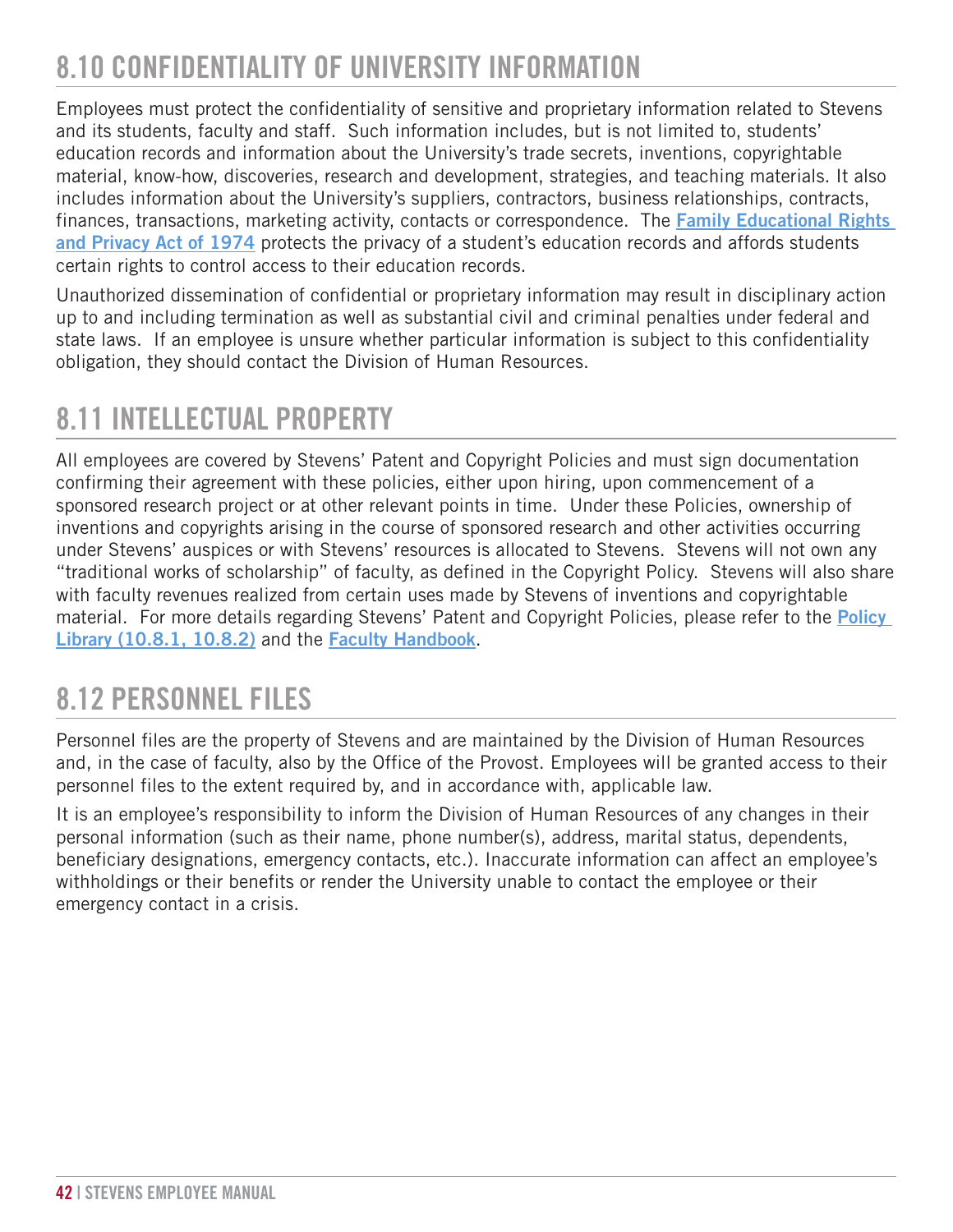## 8.10 CONFIDENTIALITY OF UNIVERSITY INFORMATION

Employees must protect the confidentiality of sensitive and proprietary information related to Stevens and its students, faculty and staff. Such information includes, but is not limited to, students' education records and information about the University's trade secrets, inventions, copyrightable material, know-how, discoveries, research and development, strategies, and teaching materials. It also includes information about the University's suppliers, contractors, business relationships, contracts, finances, transactions, marketing activity, contacts or correspondence. The **Family Educational Rights and Privacy Act of 1974** protects the privacy of a student's education records and affords students certain rights to control access to their education records.

Unauthorized dissemination of confidential or proprietary information may result in disciplinary action up to and including termination as well as substantial civil and criminal penalties under federal and state laws. If an employee is unsure whether particular information is subject to this confidentiality obligation, they should contact the Division of Human Resources.

## 8.11 INTELLECTUAL PROPERTY

All employees are covered by Stevens' Patent and Copyright Policies and must sign documentation confirming their agreement with these policies, either upon hiring, upon commencement of a sponsored research project or at other relevant points in time. Under these Policies, ownership of inventions and copyrights arising in the course of sponsored research and other activities occurring under Stevens' auspices or with Stevens' resources is allocated to Stevens. Stevens will not own any "traditional works of scholarship" of faculty, as defined in the Copyright Policy. Stevens will also share with faculty revenues realized from certain uses made by Stevens of inventions and copyrightable material. For more details regarding Stevens' Patent and Copyright Policies, please refer to the **Policy Library (10.8.1, 10.8.2)** and the **Faculty Handbook**.

## 8.12 PERSONNEL FILES

Personnel files are the property of Stevens and are maintained by the Division of Human Resources and, in the case of faculty, also by the Office of the Provost. Employees will be granted access to their personnel files to the extent required by, and in accordance with, applicable law.

It is an employee's responsibility to inform the Division of Human Resources of any changes in their personal information (such as their name, phone number(s), address, marital status, dependents, beneficiary designations, emergency contacts, etc.). Inaccurate information can affect an employee's withholdings or their benefits or render the University unable to contact the employee or their emergency contact in a crisis.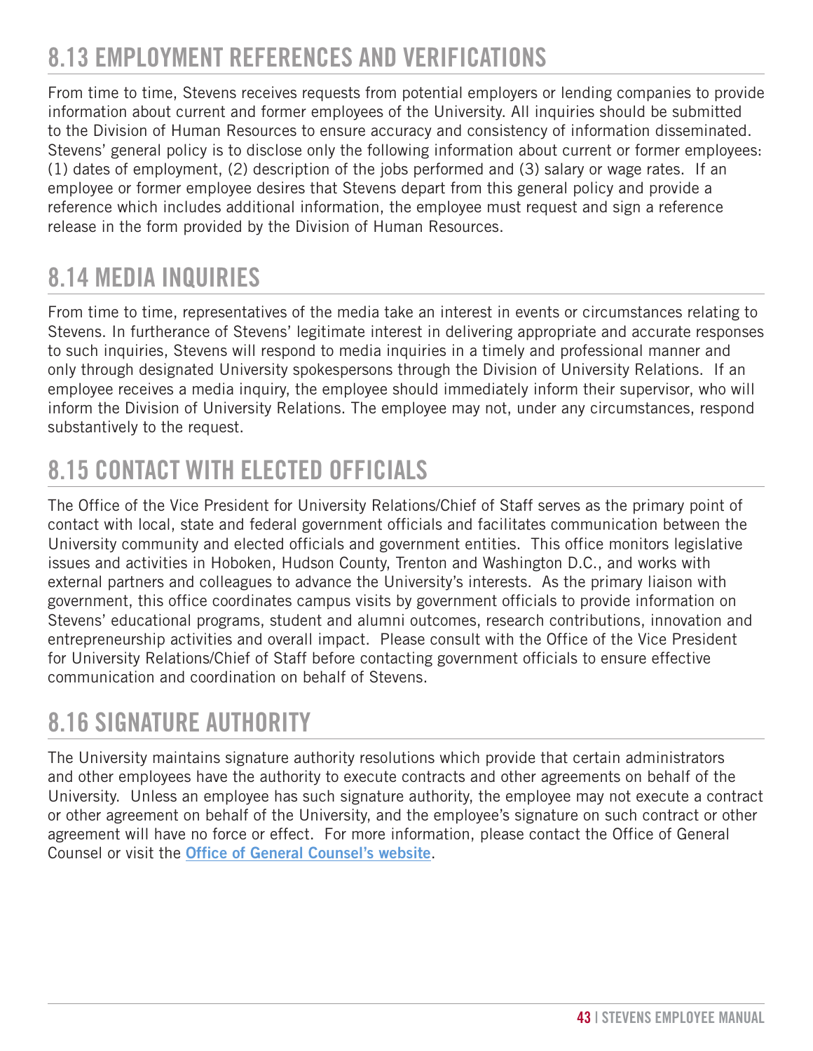## 8.13 EMPLOYMENT REFERENCES AND VERIFICATIONS

From time to time, Stevens receives requests from potential employers or lending companies to provide information about current and former employees of the University. All inquiries should be submitted to the Division of Human Resources to ensure accuracy and consistency of information disseminated. Stevens' general policy is to disclose only the following information about current or former employees: (1) dates of employment, (2) description of the jobs performed and (3) salary or wage rates. If an employee or former employee desires that Stevens depart from this general policy and provide a reference which includes additional information, the employee must request and sign a reference release in the form provided by the Division of Human Resources.

## 8.14 MEDIA INQUIRIES

From time to time, representatives of the media take an interest in events or circumstances relating to Stevens. In furtherance of Stevens' legitimate interest in delivering appropriate and accurate responses to such inquiries, Stevens will respond to media inquiries in a timely and professional manner and only through designated University spokespersons through the Division of University Relations. If an employee receives a media inquiry, the employee should immediately inform their supervisor, who will inform the Division of University Relations. The employee may not, under any circumstances, respond substantively to the request.

## 8.15 CONTACT WITH ELECTED OFFICIALS

The Office of the Vice President for University Relations/Chief of Staff serves as the primary point of contact with local, state and federal government officials and facilitates communication between the University community and elected officials and government entities. This office monitors legislative issues and activities in Hoboken, Hudson County, Trenton and Washington D.C., and works with external partners and colleagues to advance the University's interests. As the primary liaison with government, this office coordinates campus visits by government officials to provide information on Stevens' educational programs, student and alumni outcomes, research contributions, innovation and entrepreneurship activities and overall impact. Please consult with the Office of the Vice President for University Relations/Chief of Staff before contacting government officials to ensure effective communication and coordination on behalf of Stevens.

## 8.16 SIGNATURE AUTHORITY

The University maintains signature authority resolutions which provide that certain administrators and other employees have the authority to execute contracts and other agreements on behalf of the University. Unless an employee has such signature authority, the employee may not execute a contract or other agreement on behalf of the University, and the employee's signature on such contract or other agreement will have no force or effect. For more information, please contact the Office of General Counsel or visit the **Office of General Counsel's website**.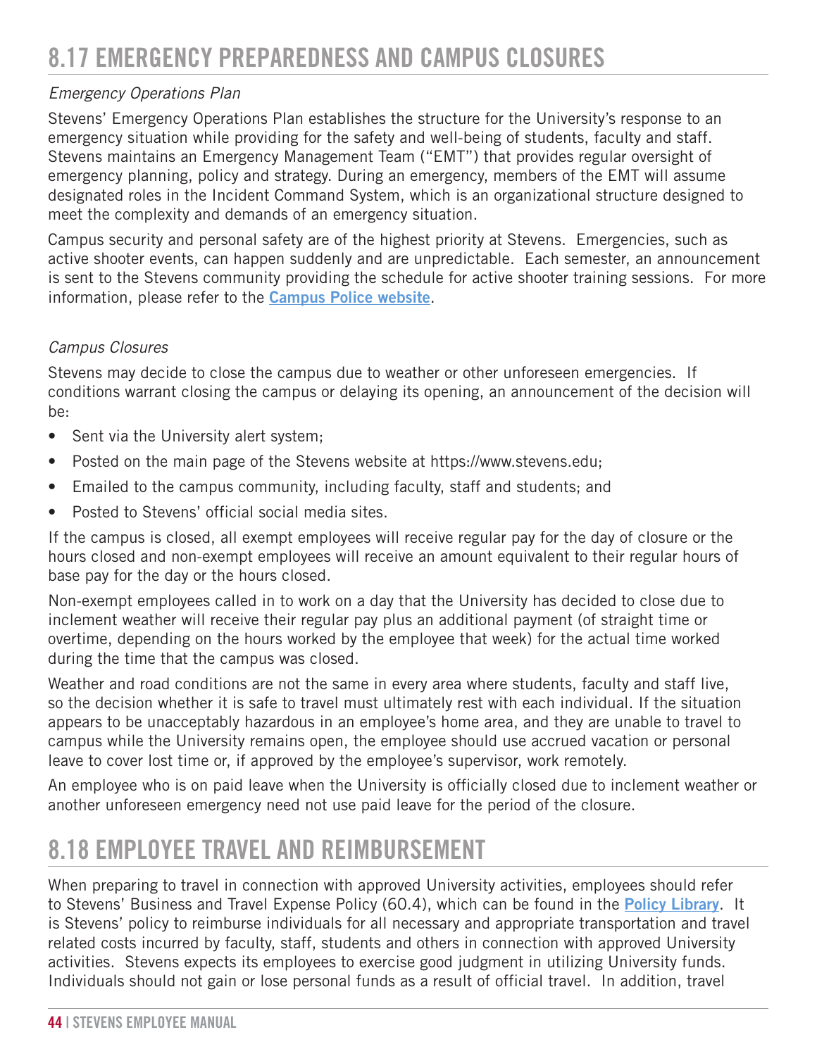## 8.17 EMERGENCY PREPAREDNESS AND CAMPUS CLOSURES

*Emergency Operations Plan*

Stevens' Emergency Operations Plan establishes the structure for the University's response to an emergency situation while providing for the safety and well-being of students, faculty and staff. Stevens maintains an Emergency Management Team ("EMT") that provides regular oversight of emergency planning, policy and strategy. During an emergency, members of the EMT will assume designated roles in the Incident Command System, which is an organizational structure designed to meet the complexity and demands of an emergency situation.

Campus security and personal safety are of the highest priority at Stevens. Emergencies, such as active shooter events, can happen suddenly and are unpredictable. Each semester, an announcement is sent to the Stevens community providing the schedule for active shooter training sessions. For more information, please refer to the **Campus Police website**.

*Campus Closures*

Stevens may decide to close the campus due to weather or other unforeseen emergencies. If conditions warrant closing the campus or delaying its opening, an announcement of the decision will be:

- Sent via the University alert system;
- Posted on the main page of the Stevens website at https://www.stevens.edu;
- Emailed to the campus community, including faculty, staff and students; and
- Posted to Stevens' official social media sites.

If the campus is closed, all exempt employees will receive regular pay for the day of closure or the hours closed and non-exempt employees will receive an amount equivalent to their regular hours of base pay for the day or the hours closed.

Non-exempt employees called in to work on a day that the University has decided to close due to inclement weather will receive their regular pay plus an additional payment (of straight time or overtime, depending on the hours worked by the employee that week) for the actual time worked during the time that the campus was closed.

Weather and road conditions are not the same in every area where students, faculty and staff live, so the decision whether it is safe to travel must ultimately rest with each individual. If the situation appears to be unacceptably hazardous in an employee's home area, and they are unable to travel to campus while the University remains open, the employee should use accrued vacation or personal leave to cover lost time or, if approved by the employee's supervisor, work remotely.

An employee who is on paid leave when the University is officially closed due to inclement weather or another unforeseen emergency need not use paid leave for the period of the closure.

## 8.18 EMPLOYEE TRAVEL AND REIMBURSEMENT

When preparing to travel in connection with approved University activities, employees should refer to Stevens' Business and Travel Expense Policy (60.4), which can be found in the **Policy Library**. It is Stevens' policy to reimburse individuals for all necessary and appropriate transportation and travel related costs incurred by faculty, staff, students and others in connection with approved University activities. Stevens expects its employees to exercise good judgment in utilizing University funds. Individuals should not gain or lose personal funds as a result of official travel. In addition, travel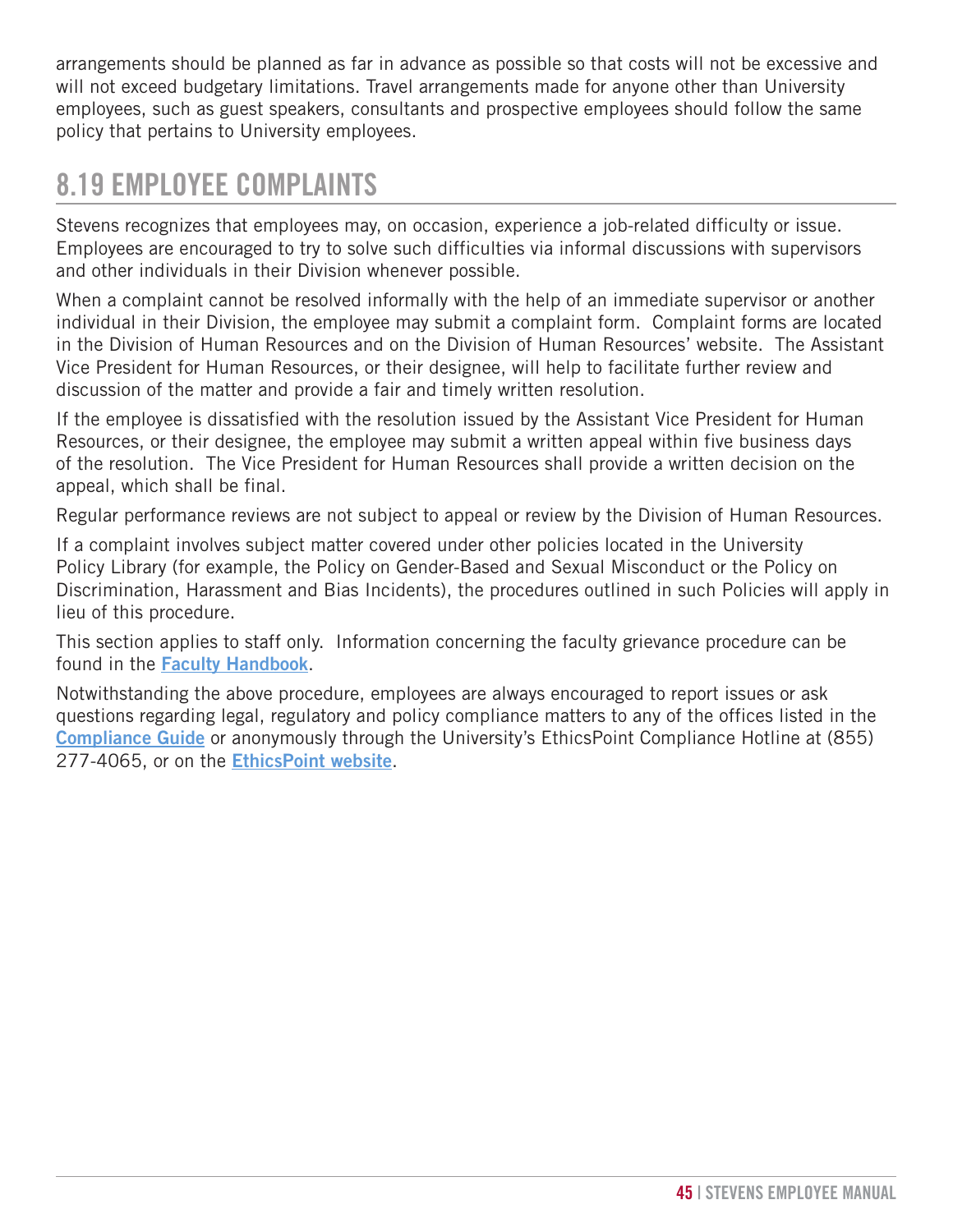arrangements should be planned as far in advance as possible so that costs will not be excessive and will not exceed budgetary limitations. Travel arrangements made for anyone other than University employees, such as guest speakers, consultants and prospective employees should follow the same policy that pertains to University employees.

## 8.19 EMPLOYEE COMPLAINTS

Stevens recognizes that employees may, on occasion, experience a job-related difficulty or issue. Employees are encouraged to try to solve such difficulties via informal discussions with supervisors and other individuals in their Division whenever possible.

When a complaint cannot be resolved informally with the help of an immediate supervisor or another individual in their Division, the employee may submit a complaint form. Complaint forms are located in the Division of Human Resources and on the Division of Human Resources' website. The Assistant Vice President for Human Resources, or their designee, will help to facilitate further review and discussion of the matter and provide a fair and timely written resolution.

If the employee is dissatisfied with the resolution issued by the Assistant Vice President for Human Resources, or their designee, the employee may submit a written appeal within five business days of the resolution. The Vice President for Human Resources shall provide a written decision on the appeal, which shall be final.

Regular performance reviews are not subject to appeal or review by the Division of Human Resources.

If a complaint involves subject matter covered under other policies located in the University Policy Library (for example, the Policy on Gender-Based and Sexual Misconduct or the Policy on Discrimination, Harassment and Bias Incidents), the procedures outlined in such Policies will apply in lieu of this procedure.

This section applies to staff only. Information concerning the faculty grievance procedure can be found in the **Faculty Handbook**.

Notwithstanding the above procedure, employees are always encouraged to report issues or ask questions regarding legal, regulatory and policy compliance matters to any of the offices listed in the **Compliance Guide** or anonymously through the University's EthicsPoint Compliance Hotline at (855) 277-4065, or on the **EthicsPoint website**.